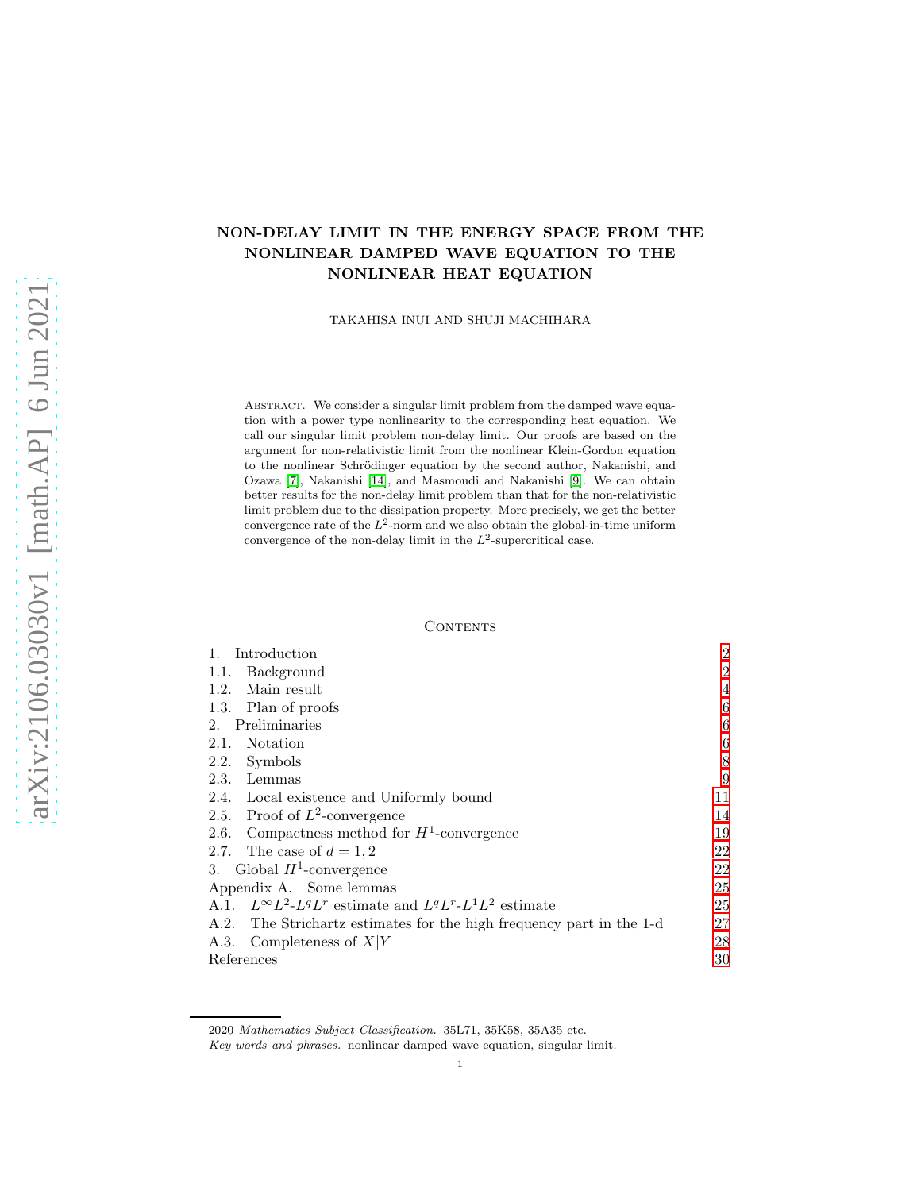# NON-DELAY LIMIT IN THE ENERGY SPACE FROM THE NONLINEAR DAMPED WAVE EQUATION TO THE NONLINEAR HEAT EQUATION

TAKAHISA INUI AND SHUJI MACHIHARA

Abstract. We consider a singular limit problem from the damped wave equation with a power type nonlinearity to the corresponding heat equation. We call our singular limit problem non-delay limit. Our proofs are based on the argument for non-relativistic limit from the nonlinear Klein-Gordon equation to the nonlinear Schrödinger equation by the second author, Nakanishi, and Ozawa [7], Nakanishi [14], and Masmoudi and Nakanishi [9]. We can obtain better results for the non-delay limit problem than that for the non-relativistic limit problem due to the dissipation property. More precisely, we get the better convergence rate of the $L^2$-norm and we also obtain the global-in-time uniform convergence of the non-delay limit in the $L^2$-supercritical case.

## Contents

1. Introduction 2
1.1. Background 2
1.2. Main result 4
1.3. Plan of proofs 6
2. Preliminaries 6
2.1. Notation 6
2.2. Symbols 8
2.3. Lemmas 9
2.4. Local existence and Uniformly bound 11
2.5. Proof of $L^2$-convergence 14
2.6. Compactness method for $H^1$-convergence 19
2.7. The case of $d = 1, 2$ 22
3. Global $\dot{H}^1$-convergence 22
Appendix A. Some lemmas 25
A.1. $L^\infty L^2$-$L^q L^r$ estimate and $L^q L^r$-$L^1 L^2$ estimate 25
A.2. The Strichartz estimates for the high frequency part in the 1-d 27
A.3. Completeness of $X|Y$ 28
References 30

2020 *Mathematics Subject Classification.* 35L71, 35K58, 35A35 etc.

*Key words and phrases.* nonlinear damped wave equation, singular limit.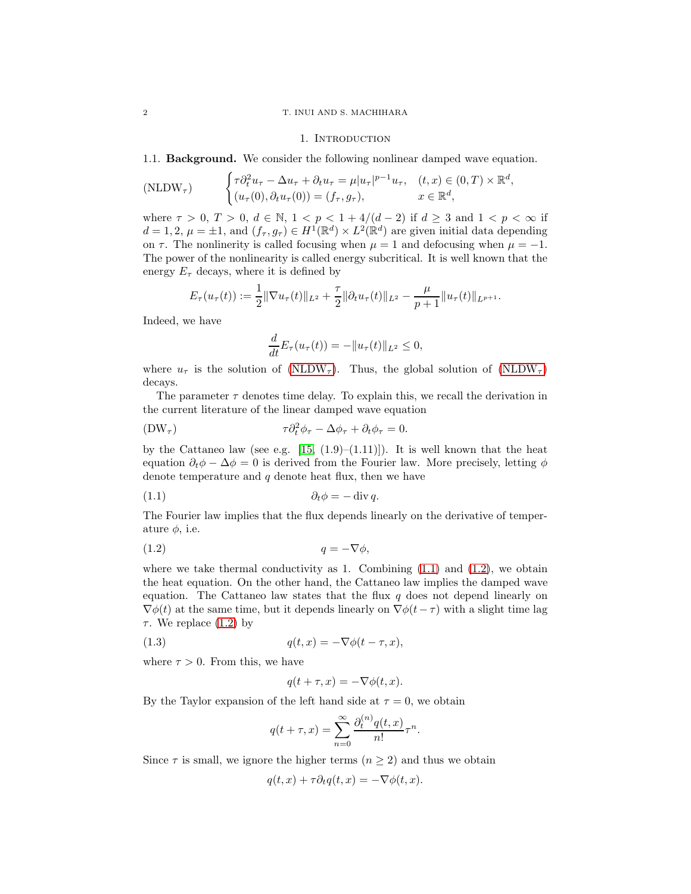## 1. Introduction

### 1.1. **Background.**

We consider the following nonlinear damped wave equation.

$$
(\mathrm{NLDW}_\tau) \qquad \begin{cases} \tau \partial_t^2 u_\tau - \Delta u_\tau + \partial_t u_\tau = \mu |u_\tau|^{p-1} u_\tau, & (t,x) \in (0,T) \times \mathbb{R}^d, \\ (u_\tau(0), \partial_t u_\tau(0)) = (f_\tau, g_\tau), & x \in \mathbb{R}^d, \end{cases}
$$

where $\tau > 0$, $T > 0$, $d \in \mathbb{N}$, $1 < p < 1 + 4/(d-2)$ if $d \geq 3$ and $1 < p < \infty$ if $d = 1, 2$, $\mu = \pm 1$, and $(f_\tau, g_\tau) \in H^1(\mathbb{R}^d) \times L^2(\mathbb{R}^d)$ are given initial data depending on $\tau$. The nonlinerity is called focusing when $\mu = 1$ and defocusing when $\mu = -1$. The power of the nonlinearity is called energy subcritical. It is well known that the energy $E_\tau$ decays, where it is defined by

$$
E_\tau(u_\tau(t)) := \frac{1}{2} \|\nabla u_\tau(t)\|_{L^2} + \frac{\tau}{2} \|\partial_t u_\tau(t)\|_{L^2} - \frac{\mu}{p+1} \|u_\tau(t)\|_{L^{p+1}}.
$$

Indeed, we have

$$
\frac{d}{dt} E_\tau(u_\tau(t)) = -\|u_\tau(t)\|_{L^2} \leq 0,
$$

where $u_\tau$ is the solution of (NLDW$_\tau$). Thus, the global solution of (NLDW$_\tau$) decays.

The parameter $\tau$ denotes time delay. To explain this, we recall the derivation in the current literature of the linear damped wave equation

$$
(\mathrm{DW}_\tau) \qquad \tau \partial_t^2 \phi_\tau - \Delta \phi_\tau + \partial_t \phi_\tau = 0.
$$

by the Cattaneo law (see e.g. [15, (1.9)–(1.11)]). It is well known that the heat equation $\partial_t \phi - \Delta \phi = 0$ is derived from the Fourier law. More precisely, letting $\phi$ denote temperature and $q$ denote heat flux, then we have

$$
\partial_t \phi = -\operatorname{div} q. \tag{1.1}
$$

The Fourier law implies that the flux depends linearly on the derivative of temperature $\phi$, i.e.

$$
q = -\nabla \phi, \tag{1.2}
$$

where we take thermal conductivity as 1. Combining (1.1) and (1.2), we obtain the heat equation. On the other hand, the Cattaneo law implies the damped wave equation. The Cattaneo law states that the flux $q$ does not depend linearly on $\nabla \phi(t)$ at the same time, but it depends linearly on $\nabla \phi(t - \tau)$ with a slight time lag $\tau$. We replace (1.2) by

$$
q(t,x) = -\nabla \phi(t - \tau, x), \tag{1.3}
$$

where $\tau > 0$. From this, we have

$$
q(t + \tau, x) = -\nabla \phi(t, x).
$$

By the Taylor expansion of the left hand side at $\tau = 0$, we obtain

$$
q(t + \tau, x) = \sum_{n=0}^{\infty} \frac{\partial_t^{(n)} q(t,x)}{n!} \tau^n.
$$

Since $\tau$ is small, we ignore the higher terms ($n \geq 2$) and thus we obtain

$$
q(t,x) + \tau \partial_t q(t,x) = -\nabla \phi(t,x).
$$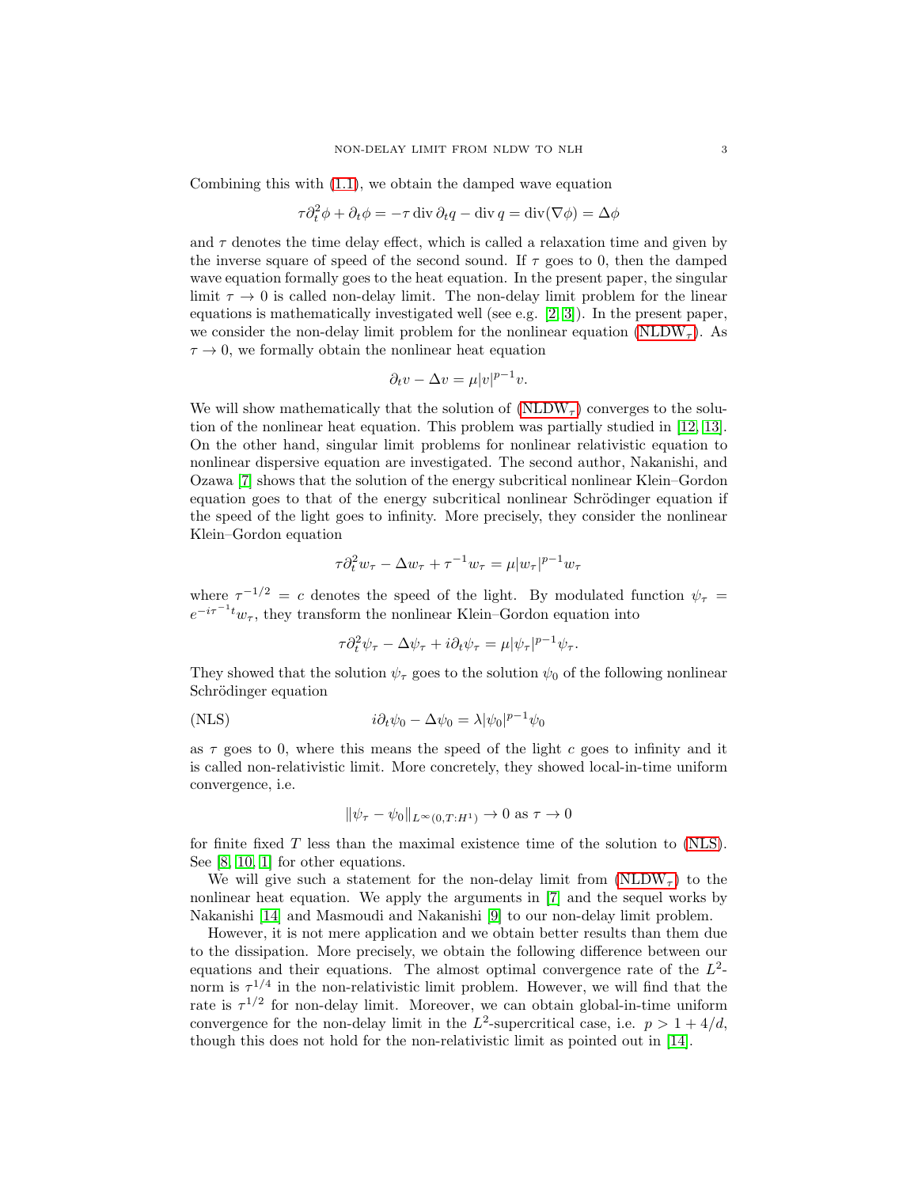Combining this with (1.1), we obtain the damped wave equation

$$\tau\partial_t^2\phi + \partial_t\phi = -\tau \operatorname{div} \partial_t q - \operatorname{div} q = \operatorname{div}(\nabla\phi) = \Delta\phi$$

and $\tau$ denotes the time delay effect, which is called a relaxation time and given by the inverse square of speed of the second sound. If $\tau$ goes to 0, then the damped wave equation formally goes to the heat equation. In the present paper, the singular limit $\tau \to 0$ is called non-delay limit. The non-delay limit problem for the linear equations is mathematically investigated well (see e.g. [2, 3]). In the present paper, we consider the non-delay limit problem for the nonlinear equation (NLDW$_\tau$). As $\tau \to 0$, we formally obtain the nonlinear heat equation

$$\partial_t v - \Delta v = \mu|v|^{p-1}v.$$

We will show mathematically that the solution of (NLDW$_\tau$) converges to the solution of the nonlinear heat equation. This problem was partially studied in [12, 13]. On the other hand, singular limit problems for nonlinear relativistic equation to nonlinear dispersive equation are investigated. The second author, Nakanishi, and Ozawa [7] shows that the solution of the energy subcritical nonlinear Klein–Gordon equation goes to that of the energy subcritical nonlinear Schrödinger equation if the speed of the light goes to infinity. More precisely, they consider the nonlinear Klein–Gordon equation

$$\tau\partial_t^2 w_\tau - \Delta w_\tau + \tau^{-1}w_\tau = \mu|w_\tau|^{p-1}w_\tau$$

where $\tau^{-1/2} = c$ denotes the speed of the light. By modulated function $\psi_\tau = e^{-i\tau^{-1}t}w_\tau$, they transform the nonlinear Klein–Gordon equation into

$$\tau\partial_t^2\psi_\tau - \Delta\psi_\tau + i\partial_t\psi_\tau = \mu|\psi_\tau|^{p-1}\psi_\tau.$$

They showed that the solution $\psi_\tau$ goes to the solution $\psi_0$ of the following nonlinear Schrödinger equation

$$i\partial_t\psi_0 - \Delta\psi_0 = \lambda|\psi_0|^{p-1}\psi_0 \tag{NLS}$$

as $\tau$ goes to 0, where this means the speed of the light $c$ goes to infinity and it is called non-relativistic limit. More concretely, they showed local-in-time uniform convergence, i.e.

$$\|\psi_\tau - \psi_0\|_{L^\infty(0,T:H^1)} \to 0 \text{ as } \tau \to 0$$

for finite fixed $T$ less than the maximal existence time of the solution to (NLS). See [8, 10, 1] for other equations.

We will give such a statement for the non-delay limit from (NLDW$_\tau$) to the nonlinear heat equation. We apply the arguments in [7] and the sequel works by Nakanishi [14] and Masmoudi and Nakanishi [9] to our non-delay limit problem.

However, it is not mere application and we obtain better results than them due to the dissipation. More precisely, we obtain the following difference between our equations and their equations. The almost optimal convergence rate of the $L^2$-norm is $\tau^{1/4}$ in the non-relativistic limit problem. However, we will find that the rate is $\tau^{1/2}$ for non-delay limit. Moreover, we can obtain global-in-time uniform convergence for the non-delay limit in the $L^2$-supercritical case, i.e. $p > 1 + 4/d$, though this does not hold for the non-relativistic limit as pointed out in [14].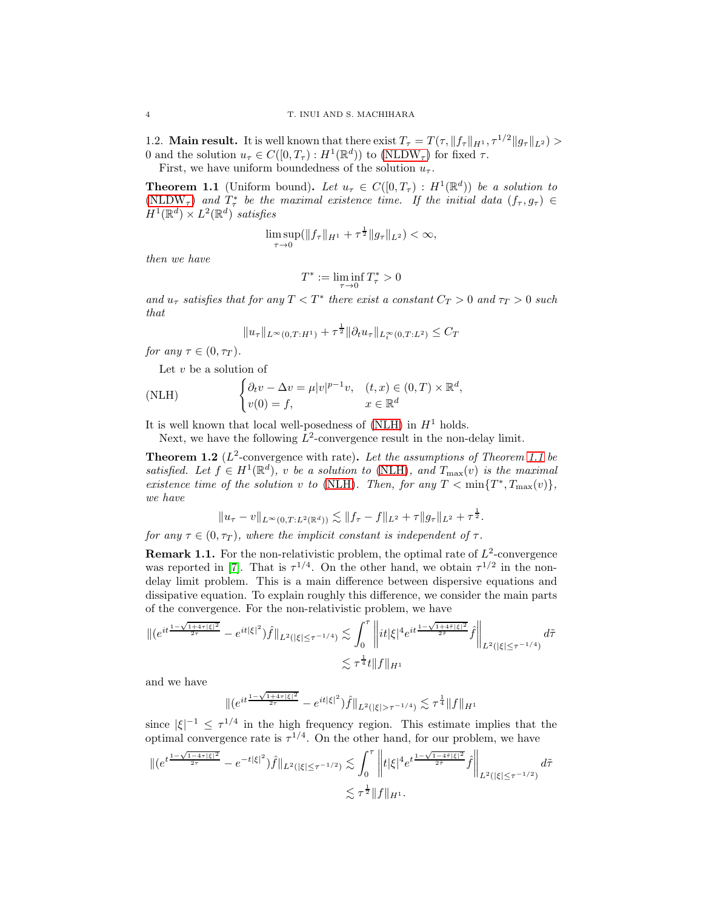### 1.2. Main result.

It is well known that there exist $T_\tau = T(\tau, \|f_\tau\|_{H^1}, \tau^{1/2}\|g_\tau\|_{L^2}) > 0$ and the solution $u_\tau \in C([0,T_\tau) : H^1(\mathbb{R}^d))$ to (NLDW$_\tau$) for fixed $\tau$.

First, we have uniform boundedness of the solution $u_\tau$.

**Theorem 1.1** (Uniform bound)**.** *Let $u_\tau \in C([0,T_\tau) : H^1(\mathbb{R}^d))$ be a solution to (NLDW$_\tau$) and $T_\tau^*$ be the maximal existence time. If the initial data $(f_\tau, g_\tau) \in H^1(\mathbb{R}^d) \times L^2(\mathbb{R}^d)$ satisfies*

$$\limsup_{\tau \to 0} (\|f_\tau\|_{H^1} + \tau^{\frac{1}{2}}\|g_\tau\|_{L^2}) < \infty,$$

*then we have*

$$T^* := \liminf_{\tau\to 0} T_\tau^* > 0$$

*and $u_\tau$ satisfies that for any $T < T^*$ there exist a constant $C_T > 0$ and $\tau_T > 0$ such that*

$$\|u_\tau\|_{L^\infty(0,T:H^1)} + \tau^{\frac{1}{2}}\|\partial_t u_\tau\|_{L_t^\infty(0,T:L^2)} \le C_T$$

*for any $\tau \in (0,\tau_T)$.*

Let $v$ be a solution of

$$\text{(NLH)} \qquad \begin{cases} \partial_t v - \Delta v = \mu |v|^{p-1}v, & (t,x) \in (0,T)\times\mathbb{R}^d, \\ v(0) = f, & x \in \mathbb{R}^d \end{cases}$$

It is well known that local well-posedness of (NLH) in $H^1$ holds.

Next, we have the following $L^2$-convergence result in the non-delay limit.

**Theorem 1.2** ($L^2$-convergence with rate)**.** *Let the assumptions of Theorem 1.1 be satisfied. Let $f \in H^1(\mathbb{R}^d)$, $v$ be a solution to (NLH), and $T_{\max}(v)$ is the maximal existence time of the solution $v$ to (NLH). Then, for any $T < \min\{T^*, T_{\max}(v)\}$, we have*

$$\|u_\tau - v\|_{L^\infty(0,T:L^2(\mathbb{R}^d))} \lesssim \|f_\tau - f\|_{L^2} + \tau\|g_\tau\|_{L^2} + \tau^{\frac{1}{2}}.$$

*for any $\tau \in (0,\tau_T)$, where the implicit constant is independent of $\tau$.*

**Remark 1.1.** For the non-relativistic problem, the optimal rate of $L^2$-convergence was reported in [7]. That is $\tau^{1/4}$. On the other hand, we obtain $\tau^{1/2}$ in the non-delay limit problem. This is a main difference between dispersive equations and dissipative equation. To explain roughly this difference, we consider the main parts of the convergence. For the non-relativistic problem, we have

$$\begin{aligned}\|(e^{it\frac{1-\sqrt{1+4\tau|\xi|^2}}{2\tau}} - e^{it|\xi|^2})\hat{f}\|_{L^2(|\xi|\le\tau^{-1/4})} &\lesssim \int_0^\tau \left\| it|\xi|^4 e^{it\frac{1-\sqrt{1+4\tilde{\tau}|\xi|^2}}{2\tilde{\tau}}}\hat{f}\right\|_{L^2(|\xi|\le\tau^{-1/4})} d\tilde{\tau} \\ &\lesssim \tau^{\frac{1}{4}} t \|f\|_{H^1}\end{aligned}$$

and we have

$$\|(e^{it\frac{1-\sqrt{1+4\tau|\xi|^2}}{2\tau}} - e^{it|\xi|^2})\hat{f}\|_{L^2(|\xi|>\tau^{-1/4})} \lesssim \tau^{\frac{1}{4}}\|f\|_{H^1}$$

since $|\xi|^{-1} \le \tau^{1/4}$ in the high frequency region. This estimate implies that the optimal convergence rate is $\tau^{1/4}$. On the other hand, for our problem, we have

$$\begin{aligned}\|(e^{t\frac{1-\sqrt{1-4\tau|\xi|^2}}{2\tau}} - e^{-t|\xi|^2})\hat{f}\|_{L^2(|\xi|\le\tau^{-1/2})} &\lesssim \int_0^\tau \left\| t|\xi|^4 e^{t\frac{1-\sqrt{1-4\tilde{\tau}|\xi|^2}}{2\tilde{\tau}}}\hat{f}\right\|_{L^2(|\xi|\le\tau^{-1/2})} d\tilde{\tau} \\ &\lesssim \tau^{\frac{1}{2}}\|f\|_{H^1}.\end{aligned}$$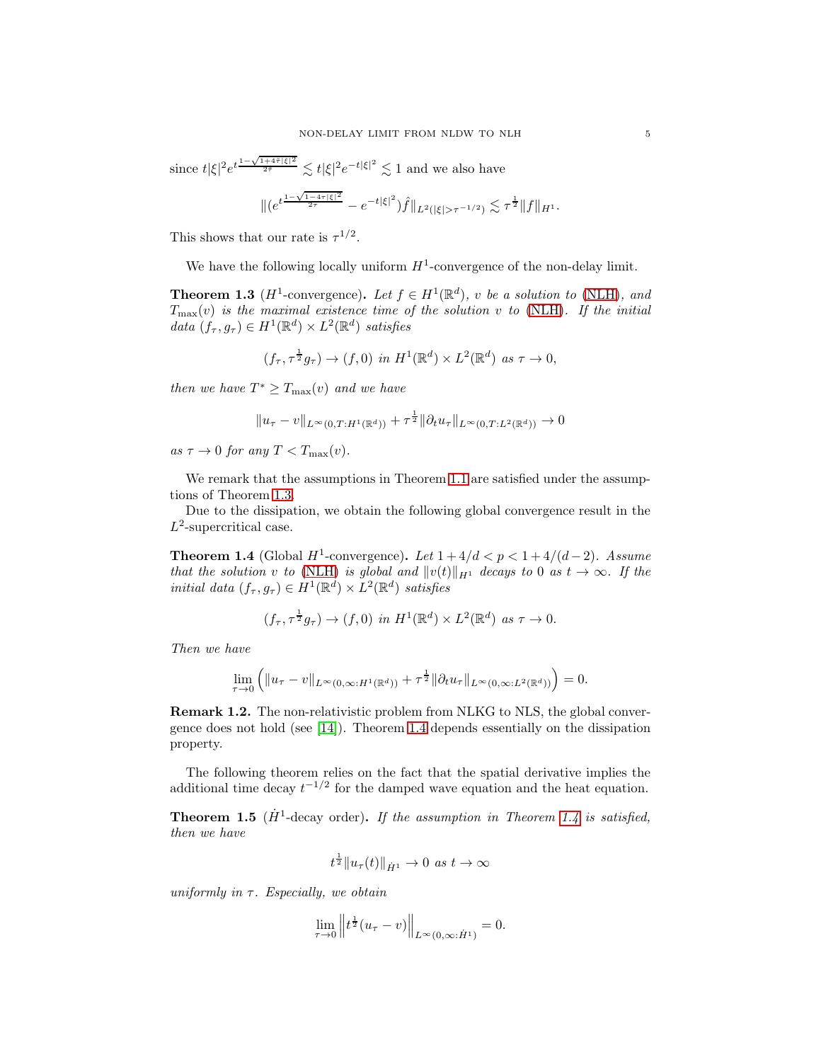since $t|\xi|^2 e^{t\frac{1-\sqrt{1+4\tau|\xi|^2}}{2\tau}} \lesssim t|\xi|^2 e^{-t|\xi|^2} \lesssim 1$ and we also have

$$\|(e^{t\frac{1-\sqrt{1-4\tau|\xi|^2}}{2\tau}} - e^{-t|\xi|^2})\hat{f}\|_{L^2(|\xi|>\tau^{-1/2})} \lesssim \tau^{\frac{1}{2}}\|f\|_{H^1}.$$

This shows that our rate is $\tau^{1/2}$.

We have the following locally uniform $H^1$-convergence of the non-delay limit.

**Theorem 1.3** ($H^1$-convergence)**.** *Let $f \in H^1(\mathbb{R}^d)$, $v$ be a solution to (NLH), and $T_{\max}(v)$ is the maximal existence time of the solution $v$ to (NLH). If the initial data $(f_\tau, g_\tau) \in H^1(\mathbb{R}^d) \times L^2(\mathbb{R}^d)$ satisfies*

$$(f_\tau, \tau^{\frac{1}{2}} g_\tau) \to (f, 0) \text{ in } H^1(\mathbb{R}^d) \times L^2(\mathbb{R}^d) \text{ as } \tau \to 0,$$

*then we have $T^* \geq T_{\max}(v)$ and we have*

$$\|u_\tau - v\|_{L^\infty(0,T:H^1(\mathbb{R}^d))} + \tau^{\frac{1}{2}}\|\partial_t u_\tau\|_{L^\infty(0,T:L^2(\mathbb{R}^d))} \to 0$$

*as $\tau \to 0$ for any $T < T_{\max}(v)$.*

We remark that the assumptions in Theorem 1.1 are satisfied under the assumptions of Theorem 1.3.

Due to the dissipation, we obtain the following global convergence result in the $L^2$-supercritical case.

**Theorem 1.4** (Global $H^1$-convergence)**.** *Let $1 + 4/d < p < 1 + 4/(d-2)$. Assume that the solution $v$ to (NLH) is global and $\|v(t)\|_{H^1}$ decays to $0$ as $t \to \infty$. If the initial data $(f_\tau, g_\tau) \in H^1(\mathbb{R}^d) \times L^2(\mathbb{R}^d)$ satisfies*

$$(f_\tau, \tau^{\frac{1}{2}} g_\tau) \to (f, 0) \text{ in } H^1(\mathbb{R}^d) \times L^2(\mathbb{R}^d) \text{ as } \tau \to 0.$$

*Then we have*

$$\lim_{\tau \to 0}\left(\|u_\tau - v\|_{L^\infty(0,\infty:H^1(\mathbb{R}^d))} + \tau^{\frac{1}{2}}\|\partial_t u_\tau\|_{L^\infty(0,\infty:L^2(\mathbb{R}^d))}\right) = 0.$$

**Remark 1.2.** The non-relativistic problem from NLKG to NLS, the global convergence does not hold (see [14]). Theorem 1.4 depends essentially on the dissipation property.

The following theorem relies on the fact that the spatial derivative implies the additional time decay $t^{-1/2}$ for the damped wave equation and the heat equation.

**Theorem 1.5** ($\dot{H}^1$-decay order)**.** *If the assumption in Theorem 1.4 is satisfied, then we have*

$$t^{\frac{1}{2}}\|u_\tau(t)\|_{\dot{H}^1} \to 0 \text{ as } t \to \infty$$

*uniformly in $\tau$. Especially, we obtain*

$$\lim_{\tau \to 0}\left\|t^{\frac{1}{2}}(u_\tau - v)\right\|_{L^\infty(0,\infty:\dot{H}^1)} = 0.$$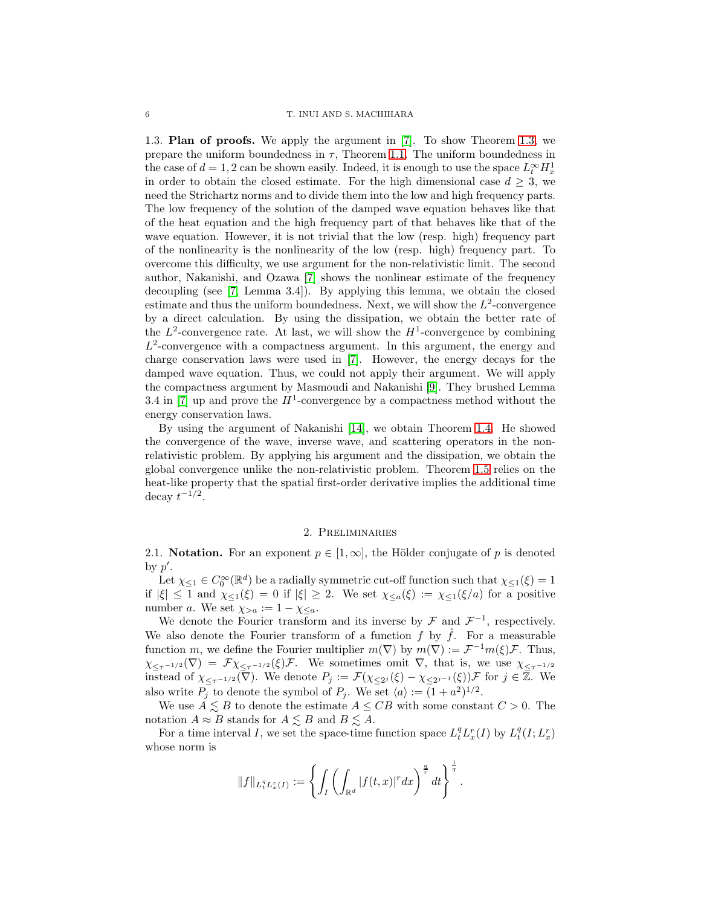### 1.3. Plan of proofs.

We apply the argument in [7]. To show Theorem 1.3, we prepare the uniform boundedness in $\tau$, Theorem 1.1. The uniform boundedness in the case of $d = 1, 2$ can be shown easily. Indeed, it is enough to use the space $L_t^\infty H_x^1$ in order to obtain the closed estimate. For the high dimensional case $d \geq 3$, we need the Strichartz norms and to divide them into the low and high frequency parts. The low frequency of the solution of the damped wave equation behaves like that of the heat equation and the high frequency part of that behaves like that of the wave equation. However, it is not trivial that the low (resp. high) frequency part of the nonlinearity is the nonlinearity of the low (resp. high) frequency part. To overcome this difficulty, we use argument for the non-relativistic limit. The second author, Nakanishi, and Ozawa [7] shows the nonlinear estimate of the frequency decoupling (see [7, Lemma 3.4]). By applying this lemma, we obtain the closed estimate and thus the uniform boundedness. Next, we will show the $L^2$-convergence by a direct calculation. By using the dissipation, we obtain the better rate of the $L^2$-convergence rate. At last, we will show the $H^1$-convergence by combining $L^2$-convergence with a compactness argument. In this argument, the energy and charge conservation laws were used in [7]. However, the energy decays for the damped wave equation. Thus, we could not apply their argument. We will apply the compactness argument by Masmoudi and Nakanishi [9]. They brushed Lemma 3.4 in [7] up and prove the $H^1$-convergence by a compactness method without the energy conservation laws.

By using the argument of Nakanishi [14], we obtain Theorem 1.4. He showed the convergence of the wave, inverse wave, and scattering operators in the non-relativistic problem. By applying his argument and the dissipation, we obtain the global convergence unlike the non-relativistic problem. Theorem 1.5 relies on the heat-like property that the spatial first-order derivative implies the additional time decay $t^{-1/2}$.

## 2. Preliminaries

### 2.1. Notation.

For an exponent $p \in [1, \infty]$, the Hölder conjugate of $p$ is denoted by $p'$.

Let $\chi_{\leq 1} \in C_0^\infty(\mathbb{R}^d)$ be a radially symmetric cut-off function such that $\chi_{\leq 1}(\xi) = 1$ if $|\xi| \leq 1$ and $\chi_{\leq 1}(\xi) = 0$ if $|\xi| \geq 2$. We set $\chi_{\leq a}(\xi) := \chi_{\leq 1}(\xi/a)$ for a positive number $a$. We set $\chi_{>a} := 1 - \chi_{\leq a}$.

We denote the Fourier transform and its inverse by $\mathcal{F}$ and $\mathcal{F}^{-1}$, respectively. We also denote the Fourier transform of a function $f$ by $\hat{f}$. For a measurable function $m$, we define the Fourier multiplier $m(\nabla)$ by $m(\nabla) := \mathcal{F}^{-1} m(\xi) \mathcal{F}$. Thus, $\chi_{\leq \tau^{-1/2}}(\nabla) = \mathcal{F} \chi_{\leq \tau^{-1/2}}(\xi) \mathcal{F}$. We sometimes omit $\nabla$, that is, we use $\chi_{\leq \tau^{-1/2}}$ instead of $\chi_{\leq \tau^{-1/2}}(\nabla)$. We denote $P_j := \mathcal{F}(\chi_{\leq 2^j}(\xi) - \chi_{\leq 2^{j-1}}(\xi))\mathcal{F}$ for $j \in \mathbb{Z}$. We also write $P_j$ to denote the symbol of $P_j$. We set $\langle a \rangle := (1 + a^2)^{1/2}$.

We use $A \lesssim B$ to denote the estimate $A \leq CB$ with some constant $C > 0$. The notation $A \approx B$ stands for $A \lesssim B$ and $B \lesssim A$.

For a time interval $I$, we set the space-time function space $L_t^q L_x^r(I)$ by $L_t^q(I; L_x^r)$ whose norm is

$$\|f\|_{L_t^q L_x^r(I)} := \left\{ \int_I \left( \int_{\mathbb{R}^d} |f(t,x)|^r dx \right)^{\frac{q}{r}} dt \right\}^{\frac{1}{q}}.$$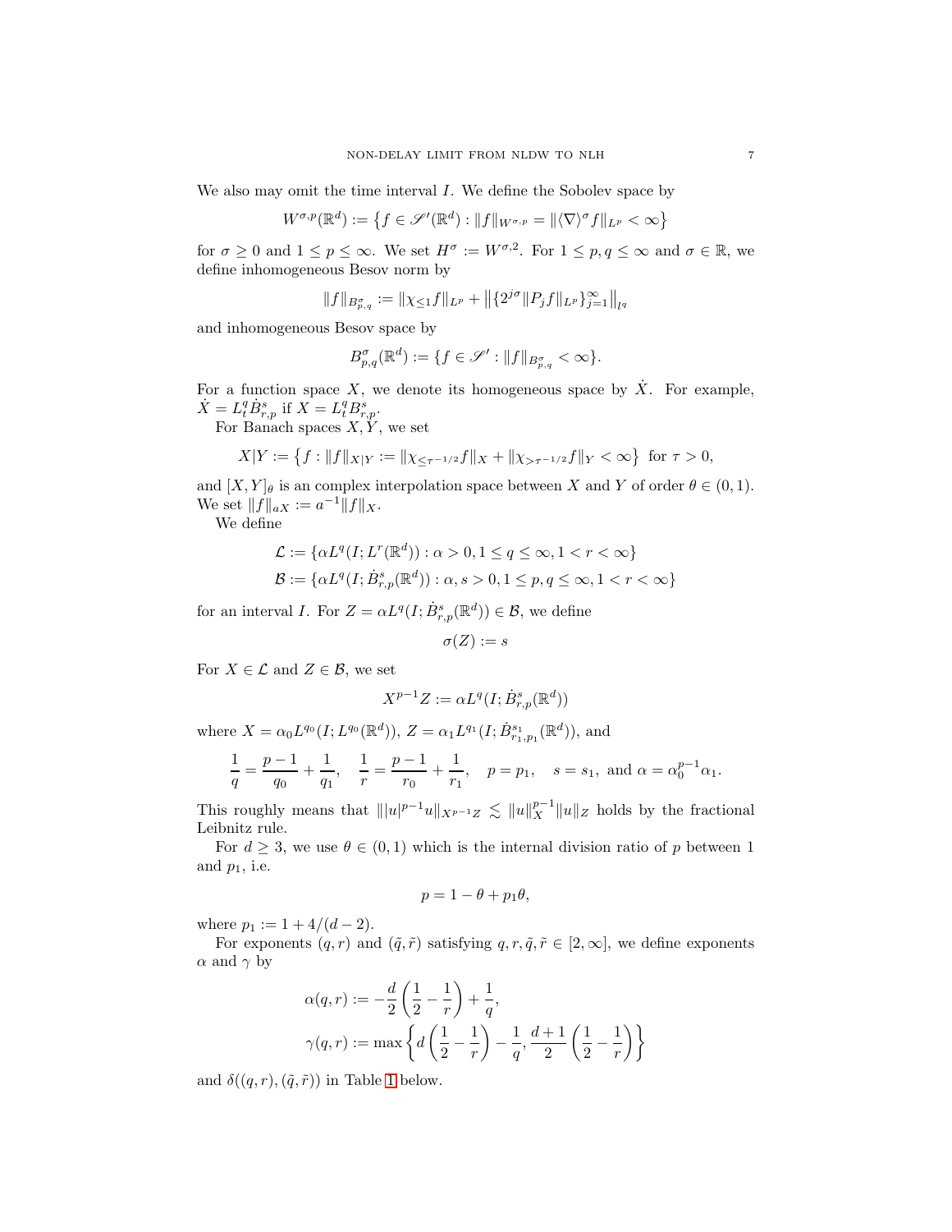We also may omit the time interval $I$. We define the Sobolev space by

$$W^{\sigma,p}(\mathbb{R}^d) := \left\{ f \in \mathscr{S}'(\mathbb{R}^d) : \|f\|_{W^{\sigma,p}} = \|\langle \nabla \rangle^\sigma f\|_{L^p} < \infty \right\}$$

for $\sigma \geq 0$ and $1 \leq p \leq \infty$. We set $H^\sigma := W^{\sigma,2}$. For $1 \leq p, q \leq \infty$ and $\sigma \in \mathbb{R}$, we define inhomogeneous Besov norm by

$$\|f\|_{B^\sigma_{p,q}} := \|\chi_{\leq 1} f\|_{L^p} + \left\| \{2^{j\sigma} \|P_j f\|_{L^p}\}_{j=1}^\infty \right\|_{l^q}$$

and inhomogeneous Besov space by

$$B^\sigma_{p,q}(\mathbb{R}^d) := \{ f \in \mathscr{S}' : \|f\|_{B^\sigma_{p,q}} < \infty \}.$$

For a function space $X$, we denote its homogeneous space by $\dot{X}$. For example, $\dot{X} = L^q_t \dot{B}^s_{r,p}$ if $X = L^q_t B^s_{r,p}$.

For Banach spaces $X, Y$, we set

$$X|Y := \left\{ f : \|f\|_{X|Y} := \|\chi_{\leq \tau^{-1/2}} f\|_X + \|\chi_{> \tau^{-1/2}} f\|_Y < \infty \right\} \text{ for } \tau > 0,$$

and $[X, Y]_\theta$ is an complex interpolation space between $X$ and $Y$ of order $\theta \in (0,1)$. We set $\|f\|_{aX} := a^{-1} \|f\|_X$.

We define

$$\mathcal{L} := \{ \alpha L^q(I; L^r(\mathbb{R}^d)) : \alpha > 0, 1 \leq q \leq \infty, 1 < r < \infty \}$$
$$\mathcal{B} := \{ \alpha L^q(I; \dot{B}^s_{r,p}(\mathbb{R}^d)) : \alpha, s > 0, 1 \leq p, q \leq \infty, 1 < r < \infty \}$$

for an interval $I$. For $Z = \alpha L^q(I; \dot{B}^s_{r,p}(\mathbb{R}^d)) \in \mathcal{B}$, we define

$$\sigma(Z) := s$$

For $X \in \mathcal{L}$ and $Z \in \mathcal{B}$, we set

$$X^{p-1} Z := \alpha L^q(I; \dot{B}^s_{r,p}(\mathbb{R}^d))$$

where $X = \alpha_0 L^{q_0}(I; L^{q_0}(\mathbb{R}^d))$, $Z = \alpha_1 L^{q_1}(I; \dot{B}^{s_1}_{r_1,p_1}(\mathbb{R}^d))$, and

$$\frac{1}{q} = \frac{p-1}{q_0} + \frac{1}{q_1}, \quad \frac{1}{r} = \frac{p-1}{r_0} + \frac{1}{r_1}, \quad p = p_1, \quad s = s_1, \text{ and } \alpha = \alpha_0^{p-1} \alpha_1.$$

This roughly means that $\||u|^{p-1} u\|_{X^{p-1}Z} \lesssim \|u\|_X^{p-1} \|u\|_Z$ holds by the fractional Leibnitz rule.

For $d \geq 3$, we use $\theta \in (0,1)$ which is the internal division ratio of $p$ between 1 and $p_1$, i.e.

$$p = 1 - \theta + p_1 \theta,$$

where $p_1 := 1 + 4/(d-2)$.

For exponents $(q, r)$ and $(\tilde{q}, \tilde{r})$ satisfying $q, r, \tilde{q}, \tilde{r} \in [2, \infty]$, we define exponents $\alpha$ and $\gamma$ by

$$\alpha(q, r) := -\frac{d}{2}\left(\frac{1}{2} - \frac{1}{r}\right) + \frac{1}{q},$$
$$\gamma(q, r) := \max\left\{ d\left(\frac{1}{2} - \frac{1}{r}\right) - \frac{1}{q}, \frac{d+1}{2}\left(\frac{1}{2} - \frac{1}{r}\right) \right\}$$

and $\delta((q, r), (\tilde{q}, \tilde{r}))$ in Table 1 below.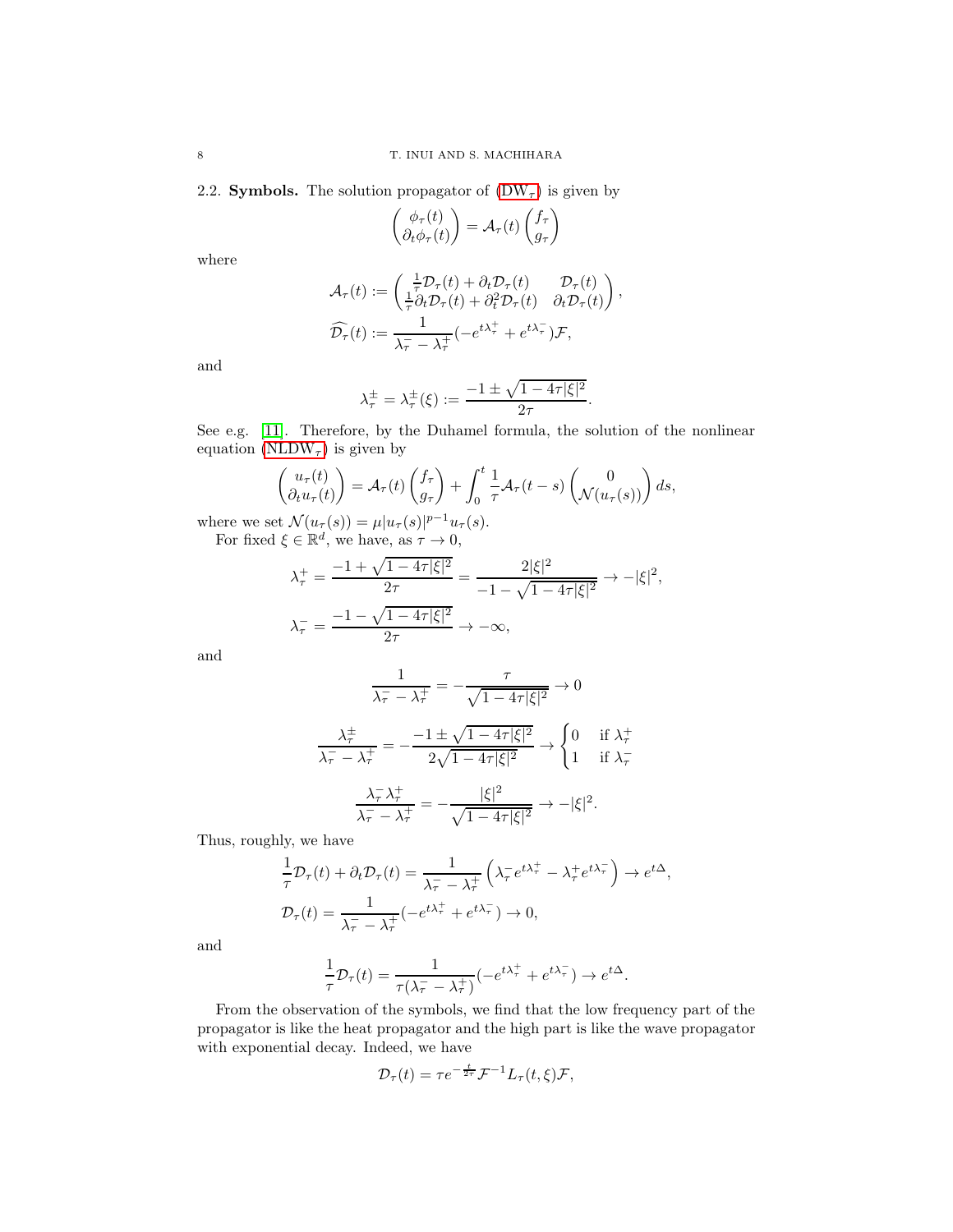2.2. **Symbols.** The solution propagator of (DW$_\tau$) is given by

$$\begin{pmatrix} \phi_\tau(t) \\ \partial_t \phi_\tau(t) \end{pmatrix} = \mathcal{A}_\tau(t) \begin{pmatrix} f_\tau \\ g_\tau \end{pmatrix}$$

where

$$\mathcal{A}_\tau(t) := \begin{pmatrix} \frac{1}{\tau}\mathcal{D}_\tau(t) + \partial_t \mathcal{D}_\tau(t) & \mathcal{D}_\tau(t) \\ \frac{1}{\tau}\partial_t \mathcal{D}_\tau(t) + \partial_t^2 \mathcal{D}_\tau(t) & \partial_t \mathcal{D}_\tau(t) \end{pmatrix},$$

$$\widehat{\mathcal{D}_\tau}(t) := \frac{1}{\lambda_\tau^- - \lambda_\tau^+}(-e^{t\lambda_\tau^+} + e^{t\lambda_\tau^-})\mathcal{F},$$

and

$$\lambda_\tau^\pm = \lambda_\tau^\pm(\xi) := \frac{-1 \pm \sqrt{1 - 4\tau|\xi|^2}}{2\tau}.$$

See e.g. [11]. Therefore, by the Duhamel formula, the solution of the nonlinear equation (NLDW$_\tau$) is given by

$$\begin{pmatrix} u_\tau(t) \\ \partial_t u_\tau(t) \end{pmatrix} = \mathcal{A}_\tau(t) \begin{pmatrix} f_\tau \\ g_\tau \end{pmatrix} + \int_0^t \frac{1}{\tau}\mathcal{A}_\tau(t-s) \begin{pmatrix} 0 \\ \mathcal{N}(u_\tau(s)) \end{pmatrix} ds,$$

where we set $\mathcal{N}(u_\tau(s)) = \mu|u_\tau(s)|^{p-1}u_\tau(s)$.

For fixed $\xi \in \mathbb{R}^d$, we have, as $\tau \to 0$,

$$\lambda_\tau^+ = \frac{-1 + \sqrt{1 - 4\tau|\xi|^2}}{2\tau} = \frac{2|\xi|^2}{-1 - \sqrt{1 - 4\tau|\xi|^2}} \to -|\xi|^2,$$

$$\lambda_\tau^- = \frac{-1 - \sqrt{1 - 4\tau|\xi|^2}}{2\tau} \to -\infty,$$

and

$$\frac{1}{\lambda_\tau^- - \lambda_\tau^+} = -\frac{\tau}{\sqrt{1 - 4\tau|\xi|^2}} \to 0$$

$$\frac{\lambda_\tau^\pm}{\lambda_\tau^- - \lambda_\tau^+} = -\frac{-1 \pm \sqrt{1 - 4\tau|\xi|^2}}{2\sqrt{1 - 4\tau|\xi|^2}} \to \begin{cases} 0 & \text{if } \lambda_\tau^+ \\ 1 & \text{if } \lambda_\tau^- \end{cases}$$

$$\frac{\lambda_\tau^- \lambda_\tau^+}{\lambda_\tau^- - \lambda_\tau^+} = -\frac{|\xi|^2}{\sqrt{1 - 4\tau|\xi|^2}} \to -|\xi|^2.$$

Thus, roughly, we have

$$\frac{1}{\tau}\mathcal{D}_\tau(t) + \partial_t \mathcal{D}_\tau(t) = \frac{1}{\lambda_\tau^- - \lambda_\tau^+}\left(\lambda_\tau^- e^{t\lambda_\tau^+} - \lambda_\tau^+ e^{t\lambda_\tau^-}\right) \to e^{t\Delta},$$

$$\mathcal{D}_\tau(t) = \frac{1}{\lambda_\tau^- - \lambda_\tau^+}(-e^{t\lambda_\tau^+} + e^{t\lambda_\tau^-}) \to 0,$$

and

$$\frac{1}{\tau}\mathcal{D}_\tau(t) = \frac{1}{\tau(\lambda_\tau^- - \lambda_\tau^+)}(-e^{t\lambda_\tau^+} + e^{t\lambda_\tau^-}) \to e^{t\Delta}.$$

From the observation of the symbols, we find that the low frequency part of the propagator is like the heat propagator and the high part is like the wave propagator with exponential decay. Indeed, we have

$$\mathcal{D}_\tau(t) = \tau e^{-\frac{t}{2\tau}}\mathcal{F}^{-1}L_\tau(t,\xi)\mathcal{F},$$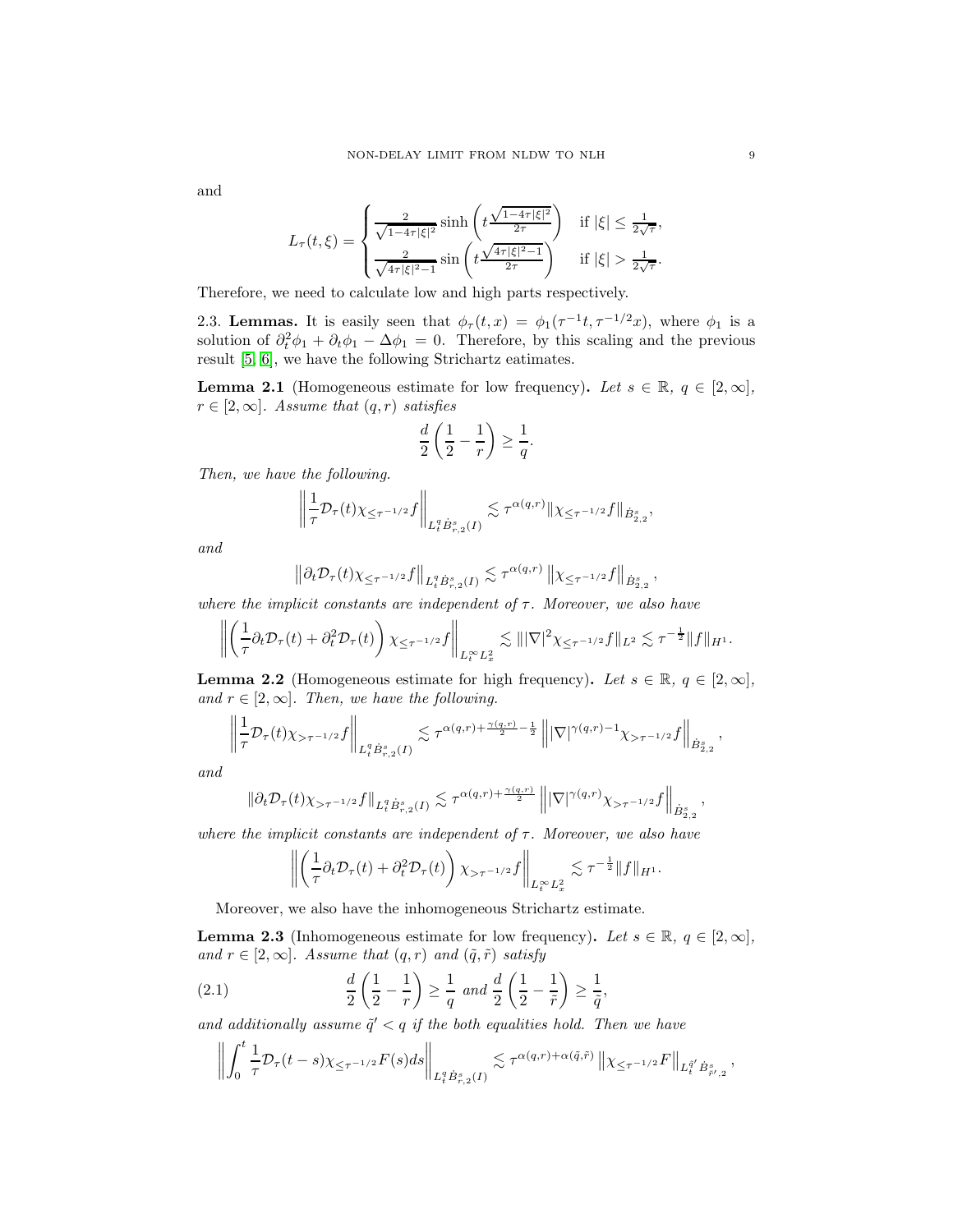and

$$L_\tau(t,\xi) = \begin{cases} \frac{2}{\sqrt{1-4\tau|\xi|^2}} \sinh\left(t\frac{\sqrt{1-4\tau|\xi|^2}}{2\tau}\right) & \text{if } |\xi| \le \frac{1}{2\sqrt{\tau}}, \\ \frac{2}{\sqrt{4\tau|\xi|^2-1}} \sin\left(t\frac{\sqrt{4\tau|\xi|^2-1}}{2\tau}\right) & \text{if } |\xi| > \frac{1}{2\sqrt{\tau}}. \end{cases}$$

Therefore, we need to calculate low and high parts respectively.

### 2.3. Lemmas.

It is easily seen that $\phi_\tau(t,x) = \phi_1(\tau^{-1}t, \tau^{-1/2}x)$, where $\phi_1$ is a solution of $\partial_t^2\phi_1 + \partial_t\phi_1 - \Delta\phi_1 = 0$. Therefore, by this scaling and the previous result [5, 6], we have the following Strichartz eatimates.

**Lemma 2.1** (Homogeneous estimate for low frequency)**.** *Let $s \in \mathbb{R}$, $q \in [2,\infty]$, $r \in [2,\infty]$. Assume that $(q,r)$ satisfies*

$$\frac{d}{2}\left(\frac{1}{2} - \frac{1}{r}\right) \ge \frac{1}{q}.$$

*Then, we have the following.*

$$\left\| \frac{1}{\tau}\mathcal{D}_\tau(t)\chi_{\le \tau^{-1/2}} f \right\|_{L_t^q \dot{B}^s_{r,2}(I)} \lesssim \tau^{\alpha(q,r)} \|\chi_{\le\tau^{-1/2}} f\|_{\dot{B}^s_{2,2}},$$

*and*

$$\left\| \partial_t\mathcal{D}_\tau(t)\chi_{\le \tau^{-1/2}} f \right\|_{L_t^q \dot{B}^s_{r,2}(I)} \lesssim \tau^{\alpha(q,r)} \left\|\chi_{\le\tau^{-1/2}} f\right\|_{\dot{B}^s_{2,2}},$$

*where the implicit constants are independent of $\tau$. Moreover, we also have*

$$\left\| \left(\frac{1}{\tau}\partial_t\mathcal{D}_\tau(t) + \partial_t^2\mathcal{D}_\tau(t)\right)\chi_{\le \tau^{-1/2}} f \right\|_{L_t^\infty L_x^2} \lesssim \||\nabla|^2 \chi_{\le\tau^{-1/2}} f\|_{L^2} \lesssim \tau^{-\frac{1}{2}}\|f\|_{H^1}.$$

**Lemma 2.2** (Homogeneous estimate for high frequency)**.** *Let $s \in \mathbb{R}$, $q \in [2,\infty]$, and $r \in [2,\infty]$. Then, we have the following.*

$$\left\| \frac{1}{\tau}\mathcal{D}_\tau(t)\chi_{> \tau^{-1/2}} f \right\|_{L_t^q \dot{B}^s_{r,2}(I)} \lesssim \tau^{\alpha(q,r)+\frac{\gamma(q,r)}{2}-\frac{1}{2}} \left\||\nabla|^{\gamma(q,r)-1}\chi_{>\tau^{-1/2}} f\right\|_{\dot{B}^s_{2,2}},$$

*and*

$$\|\partial_t\mathcal{D}_\tau(t)\chi_{> \tau^{-1/2}} f\|_{L_t^q \dot{B}^s_{r,2}(I)} \lesssim \tau^{\alpha(q,r)+\frac{\gamma(q,r)}{2}} \left\||\nabla|^{\gamma(q,r)}\chi_{>\tau^{-1/2}} f\right\|_{\dot{B}^s_{2,2}},$$

*where the implicit constants are independent of $\tau$. Moreover, we also have*

$$\left\| \left(\frac{1}{\tau}\partial_t\mathcal{D}_\tau(t) + \partial_t^2\mathcal{D}_\tau(t)\right)\chi_{> \tau^{-1/2}} f \right\|_{L_t^\infty L_x^2} \lesssim \tau^{-\frac{1}{2}}\|f\|_{H^1}.$$

Moreover, we also have the inhomogeneous Strichartz estimate.

**Lemma 2.3** (Inhomogeneous estimate for low frequency)**.** *Let $s \in \mathbb{R}$, $q \in [2,\infty]$, and $r \in [2,\infty]$. Assume that $(q,r)$ and $(\tilde{q},\tilde{r})$ satisfy*

$$\frac{d}{2}\left(\frac{1}{2} - \frac{1}{r}\right) \ge \frac{1}{q} \text{ and } \frac{d}{2}\left(\frac{1}{2} - \frac{1}{\tilde{r}}\right) \ge \frac{1}{\tilde{q}}, \tag{2.1}$$

*and additionally assume $\tilde{q}' < q$ if the both equalities hold. Then we have*

$$\left\| \int_0^t \frac{1}{\tau}\mathcal{D}_\tau(t-s)\chi_{\le\tau^{-1/2}}F(s)ds \right\|_{L_t^q \dot{B}^s_{r,2}(I)} \lesssim \tau^{\alpha(q,r)+\alpha(\tilde{q},\tilde{r})} \left\|\chi_{\le\tau^{-1/2}}F\right\|_{L_t^{\tilde{q}'} \dot{B}^s_{\tilde{r}',2}},$$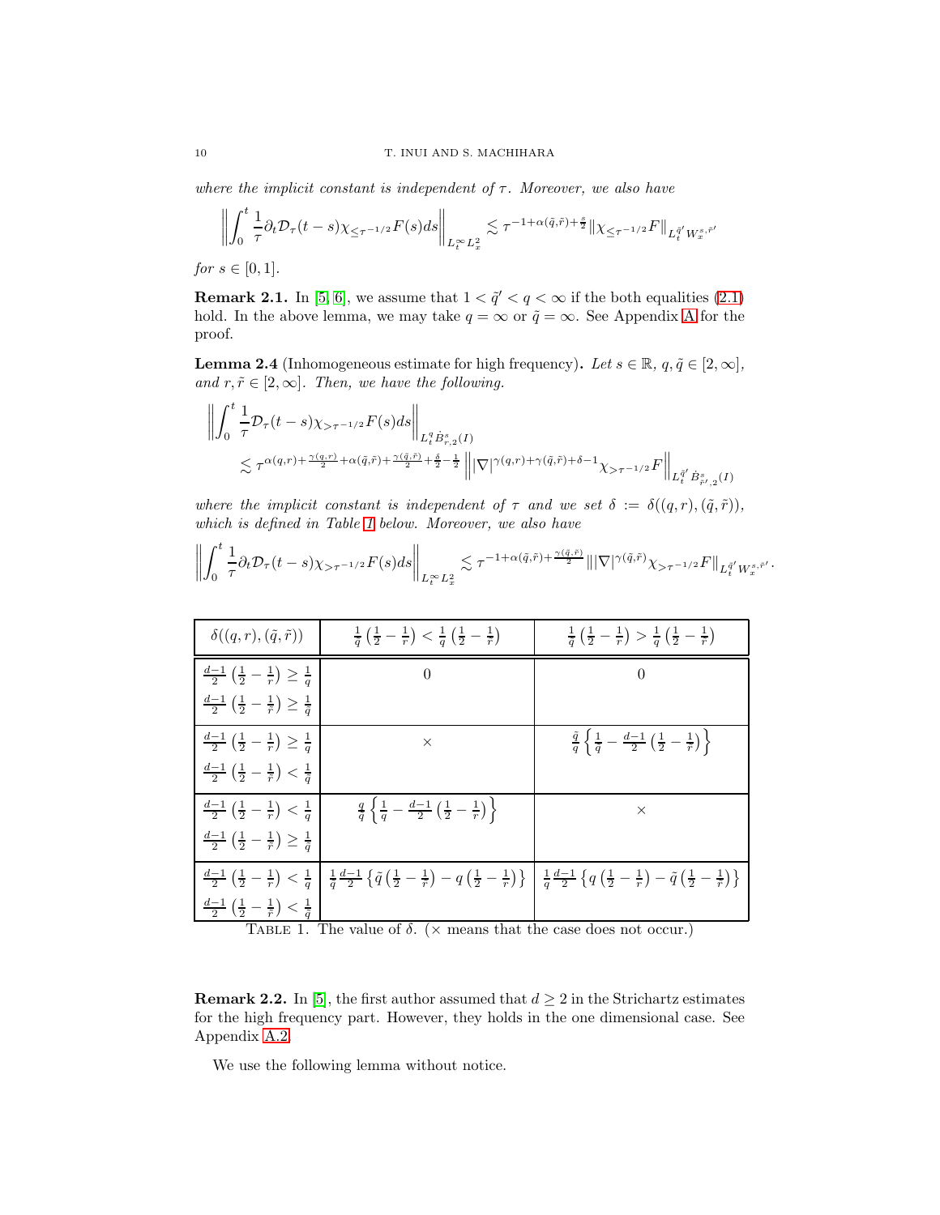*where the implicit constant is independent of $\tau$. Moreover, we also have*

$$\left\| \int_0^t \frac{1}{\tau} \partial_t \mathcal{D}_\tau(t-s) \chi_{\leq \tau^{-1/2}} F(s) ds \right\|_{L_t^\infty L_x^2} \lesssim \tau^{-1+\alpha(\tilde{q},\tilde{r})+\frac{s}{2}} \| \chi_{\leq \tau^{-1/2}} F \|_{L_t^{\tilde{q}'} W_x^{s,\tilde{r}'}}$$

*for $s \in [0,1]$.*

**Remark 2.1.** In [5, 6], we assume that $1 < \tilde{q}' < q < \infty$ if the both equalities (2.1) hold. In the above lemma, we may take $q = \infty$ or $\tilde{q} = \infty$. See Appendix A for the proof.

**Lemma 2.4** (Inhomogeneous estimate for high frequency)**.** *Let $s \in \mathbb{R}$, $q, \tilde{q} \in [2,\infty]$, and $r, \tilde{r} \in [2,\infty]$. Then, we have the following.*

$$\begin{aligned} &\left\| \int_0^t \frac{1}{\tau} \mathcal{D}_\tau(t-s) \chi_{>\tau^{-1/2}} F(s) ds \right\|_{L_t^q \dot{B}_{r,2}^s(I)} \\ &\quad \lesssim \tau^{\alpha(q,r)+\frac{\gamma(q,r)}{2}+\alpha(\tilde{q},\tilde{r})+\frac{\gamma(\tilde{q},\tilde{r})}{2}+\frac{\delta}{2}-\frac{1}{2}} \left\| |\nabla|^{\gamma(q,r)+\gamma(\tilde{q},\tilde{r})+\delta-1} \chi_{>\tau^{-1/2}} F \right\|_{L_t^{\tilde{q}'} \dot{B}_{\tilde{r}',2}^s(I)} \end{aligned}$$

*where the implicit constant is independent of $\tau$ and we set $\delta := \delta((q,r),(\tilde{q},\tilde{r}))$, which is defined in Table 1 below. Moreover, we also have*

$$\left\| \int_0^t \frac{1}{\tau} \partial_t \mathcal{D}_\tau(t-s) \chi_{>\tau^{-1/2}} F(s) ds \right\|_{L_t^\infty L_x^2} \lesssim \tau^{-1+\alpha(\tilde{q},\tilde{r})+\frac{\gamma(\tilde{q},\tilde{r})}{2}} \| |\nabla|^{\gamma(\tilde{q},\tilde{r})} \chi_{>\tau^{-1/2}} F \|_{L_t^{\tilde{q}'} W_x^{s,\tilde{r}'}}.$$

| $\delta((q,r),(\tilde{q},\tilde{r}))$ | $\frac{1}{\tilde{q}}\left(\frac{1}{2}-\frac{1}{r}\right) < \frac{1}{q}\left(\frac{1}{2}-\frac{1}{\tilde{r}}\right)$ | $\frac{1}{\tilde{q}}\left(\frac{1}{2}-\frac{1}{r}\right) > \frac{1}{q}\left(\frac{1}{2}-\frac{1}{\tilde{r}}\right)$ |
|---|---|---|
| $\frac{d-1}{2}\left(\frac{1}{2}-\frac{1}{r}\right) \geq \frac{1}{q}$, $\frac{d-1}{2}\left(\frac{1}{2}-\frac{1}{\tilde{r}}\right) \geq \frac{1}{\tilde{q}}$ | $0$ | $0$ |
| $\frac{d-1}{2}\left(\frac{1}{2}-\frac{1}{r}\right) \geq \frac{1}{q}$, $\frac{d-1}{2}\left(\frac{1}{2}-\frac{1}{\tilde{r}}\right) < \frac{1}{\tilde{q}}$ | $\times$ | $\frac{\tilde{q}}{q}\left\{\frac{1}{\tilde{q}}-\frac{d-1}{2}\left(\frac{1}{2}-\frac{1}{\tilde{r}}\right)\right\}$ |
| $\frac{d-1}{2}\left(\frac{1}{2}-\frac{1}{r}\right) < \frac{1}{q}$, $\frac{d-1}{2}\left(\frac{1}{2}-\frac{1}{\tilde{r}}\right) \geq \frac{1}{\tilde{q}}$ | $\frac{q}{\tilde{q}}\left\{\frac{1}{q}-\frac{d-1}{2}\left(\frac{1}{2}-\frac{1}{r}\right)\right\}$ | $\times$ |
| $\frac{d-1}{2}\left(\frac{1}{2}-\frac{1}{r}\right) < \frac{1}{q}$, $\frac{d-1}{2}\left(\frac{1}{2}-\frac{1}{\tilde{r}}\right) < \frac{1}{\tilde{q}}$ | $\frac{1}{\tilde{q}}\frac{d-1}{2}\left\{\tilde{q}\left(\frac{1}{2}-\frac{1}{\tilde{r}}\right)-q\left(\frac{1}{2}-\frac{1}{r}\right)\right\}$ | $\frac{1}{q}\frac{d-1}{2}\left\{q\left(\frac{1}{2}-\frac{1}{r}\right)-\tilde{q}\left(\frac{1}{2}-\frac{1}{\tilde{r}}\right)\right\}$ |

Table 1. The value of $\delta$. ($\times$ means that the case does not occur.)

**Remark 2.2.** In [5], the first author assumed that $d \geq 2$ in the Strichartz estimates for the high frequency part. However, they holds in the one dimensional case. See Appendix A.2.

We use the following lemma without notice.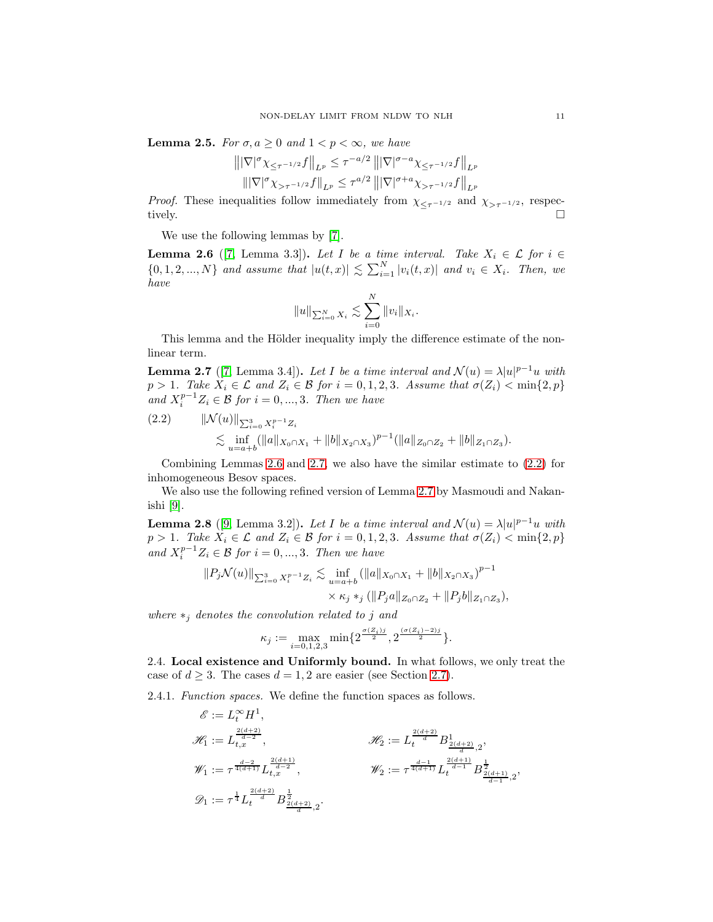**Lemma 2.5.** *For $\sigma, a \geq 0$ and $1 < p < \infty$, we have*

$$\left\| |\nabla|^{\sigma} \chi_{\leq \tau^{-1/2}} f \right\|_{L^p} \leq \tau^{-a/2} \left\| |\nabla|^{\sigma - a} \chi_{\leq \tau^{-1/2}} f \right\|_{L^p}$$

$$\left\| |\nabla|^{\sigma} \chi_{> \tau^{-1/2}} f \right\|_{L^p} \leq \tau^{a/2} \left\| |\nabla|^{\sigma + a} \chi_{> \tau^{-1/2}} f \right\|_{L^p}$$

*Proof.* These inequalities follow immediately from $\chi_{\leq \tau^{-1/2}}$ and $\chi_{> \tau^{-1/2}}$, respectively. □

We use the following lemmas by [7].

**Lemma 2.6** ([7, Lemma 3.3])**.** *Let $I$ be a time interval. Take $X_i \in \mathcal{L}$ for $i \in \{0, 1, 2, ..., N\}$ and assume that $|u(t,x)| \lesssim \sum_{i=1}^{N} |v_i(t,x)|$ and $v_i \in X_i$. Then, we have*

$$\|u\|_{\sum_{i=0}^{N} X_i} \lesssim \sum_{i=0}^{N} \|v_i\|_{X_i}.$$

This lemma and the Hölder inequality imply the difference estimate of the nonlinear term.

**Lemma 2.7** ([7, Lemma 3.4])**.** *Let $I$ be a time interval and $\mathcal{N}(u) = \lambda |u|^{p-1} u$ with $p > 1$. Take $X_i \in \mathcal{L}$ and $Z_i \in \mathcal{B}$ for $i = 0, 1, 2, 3$. Assume that $\sigma(Z_i) < \min\{2, p\}$ and $X_i^{p-1} Z_i \in \mathcal{B}$ for $i = 0, ..., 3$. Then we have*

$$\begin{aligned} (2.2) \qquad & \|\mathcal{N}(u)\|_{\sum_{i=0}^{3} X_i^{p-1} Z_i} \\ & \lesssim \inf_{u = a + b} (\|a\|_{X_0 \cap X_1} + \|b\|_{X_2 \cap X_3})^{p-1} (\|a\|_{Z_0 \cap Z_2} + \|b\|_{Z_1 \cap Z_3}). \end{aligned}$$

Combining Lemmas 2.6 and 2.7, we also have the similar estimate to (2.2) for inhomogeneous Besov spaces.

We also use the following refined version of Lemma 2.7 by Masmoudi and Nakanishi [9].

**Lemma 2.8** ([9, Lemma 3.2])**.** *Let $I$ be a time interval and $\mathcal{N}(u) = \lambda |u|^{p-1} u$ with $p > 1$. Take $X_i \in \mathcal{L}$ and $Z_i \in \mathcal{B}$ for $i = 0, 1, 2, 3$. Assume that $\sigma(Z_i) < \min\{2, p\}$ and $X_i^{p-1} Z_i \in \mathcal{B}$ for $i = 0, ..., 3$. Then we have*

$$\begin{aligned} \|P_j \mathcal{N}(u)\|_{\sum_{i=0}^{3} X_i^{p-1} Z_i} \lesssim & \inf_{u = a + b} (\|a\|_{X_0 \cap X_1} + \|b\|_{X_2 \cap X_3})^{p-1} \\ & \times \kappa_j *_j (\|P_j a\|_{Z_0 \cap Z_2} + \|P_j b\|_{Z_1 \cap Z_3}), \end{aligned}$$

*where $*_j$ denotes the convolution related to $j$ and*

$$\kappa_j := \max_{i=0,1,2,3} \min\{2^{\frac{\sigma(Z_i) j}{2}}, 2^{\frac{(\sigma(Z_i) - 2) j}{2}}\}.$$

### 2.4. Local existence and Uniformly bound.

In what follows, we only treat the case of $d \geq 3$. The cases $d = 1, 2$ are easier (see Section 2.7).

#### 2.4.1. *Function spaces.*

We define the function spaces as follows.

$$\mathscr{E} := L_t^{\infty} H^1,$$

$$\mathscr{H}_1 := L_{t,x}^{\frac{2(d+2)}{d-2}}, \qquad \mathscr{H}_2 := L_t^{\frac{2(d+2)}{d}} B^1_{\frac{2(d+2)}{d}, 2},$$

$$\mathscr{W}_1 := \tau^{\frac{d-2}{4(d+1)}} L_{t,x}^{\frac{2(d+1)}{d-2}}, \qquad \mathscr{W}_2 := \tau^{\frac{d-1}{4(d+1)}} L_t^{\frac{2(d+1)}{d-1}} B^{\frac{1}{2}}_{\frac{2(d+1)}{d-1}, 2},$$

$$\mathscr{D}_1 := \tau^{\frac{1}{4}} L_t^{\frac{2(d+2)}{d}} B^{\frac{1}{2}}_{\frac{2(d+2)}{d}, 2}.$$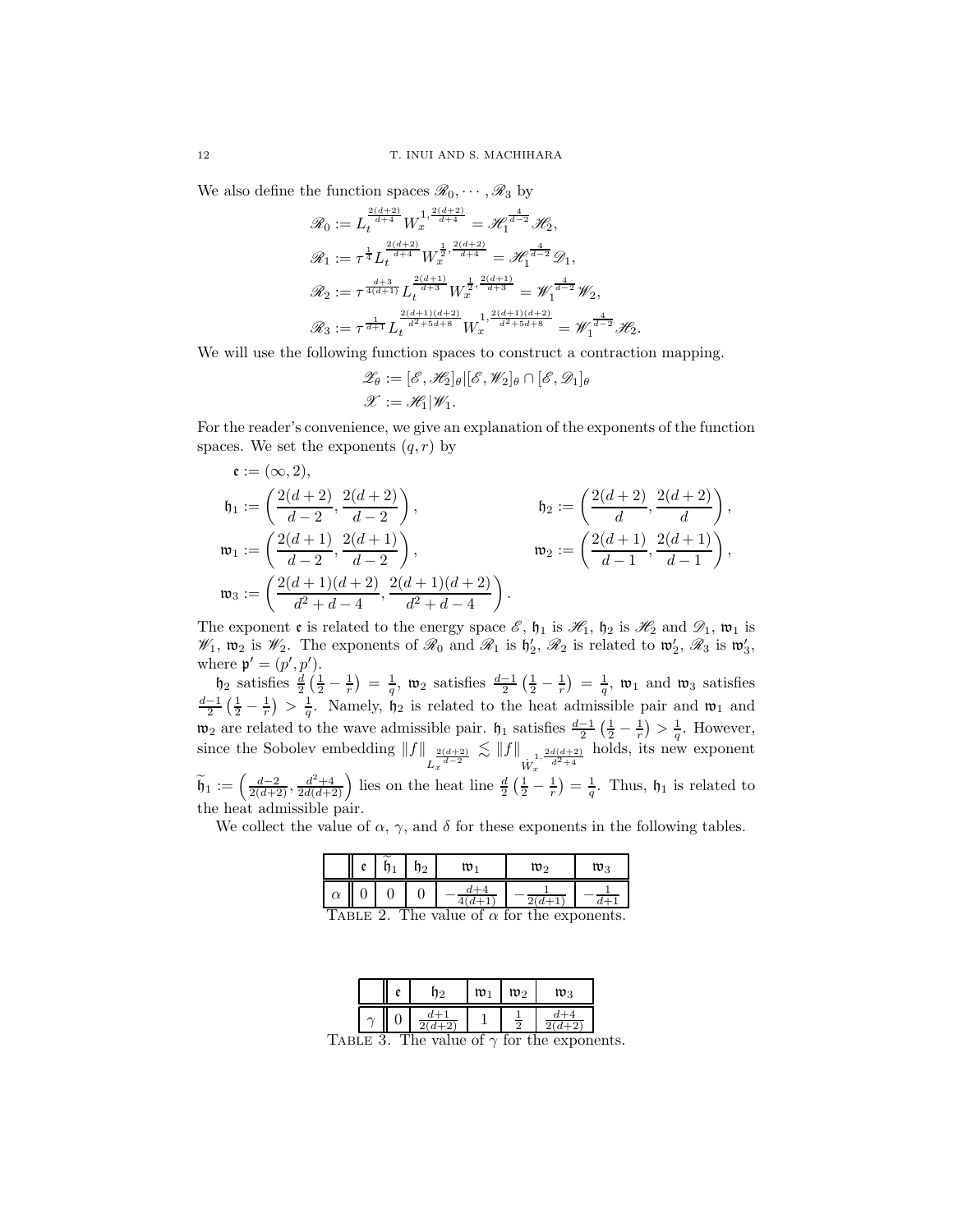We also define the function spaces $\mathscr{R}_0, \cdots, \mathscr{R}_3$ by

$$
\begin{aligned}
\mathscr{R}_0 &:= L_t^{\frac{2(d+2)}{d+4}} W_x^{1,\frac{2(d+2)}{d+4}} = \mathscr{H}_1^{\frac{4}{d-2}} \mathscr{H}_2, \\
\mathscr{R}_1 &:= \tau^{\frac{1}{4}} L_t^{\frac{2(d+2)}{d+4}} W_x^{\frac{1}{2},\frac{2(d+2)}{d+4}} = \mathscr{H}_1^{\frac{4}{d-2}} \mathscr{D}_1, \\
\mathscr{R}_2 &:= \tau^{\frac{d+3}{4(d+1)}} L_t^{\frac{2(d+1)}{d+3}} W_x^{\frac{1}{2},\frac{2(d+1)}{d+3}} = \mathscr{W}_1^{\frac{4}{d-2}} \mathscr{W}_2, \\
\mathscr{R}_3 &:= \tau^{\frac{1}{d+1}} L_t^{\frac{2(d+1)(d+2)}{d^2+5d+8}} W_x^{1,\frac{2(d+1)(d+2)}{d^2+5d+8}} = \mathscr{W}_1^{\frac{4}{d-2}} \mathscr{H}_2.
\end{aligned}
$$

We will use the following function spaces to construct a contraction mapping.

$$
\begin{aligned}
\mathscr{Z}_\theta &:= [\mathscr{E}, \mathscr{H}_2]_\theta | [\mathscr{E}, \mathscr{W}_2]_\theta \cap [\mathscr{E}, \mathscr{D}_1]_\theta \\
\mathscr{X} &:= \mathscr{H}_1 | \mathscr{W}_1.
\end{aligned}
$$

For the reader's convenience, we give an explanation of the exponents of the function spaces. We set the exponents $(q, r)$ by

$$
\begin{aligned}
&\mathfrak{e} := (\infty, 2), \\
&\mathfrak{h}_1 := \left(\frac{2(d+2)}{d-2}, \frac{2(d+2)}{d-2}\right), \qquad \mathfrak{h}_2 := \left(\frac{2(d+2)}{d}, \frac{2(d+2)}{d}\right), \\
&\mathfrak{w}_1 := \left(\frac{2(d+1)}{d-2}, \frac{2(d+1)}{d-2}\right), \qquad \mathfrak{w}_2 := \left(\frac{2(d+1)}{d-1}, \frac{2(d+1)}{d-1}\right), \\
&\mathfrak{w}_3 := \left(\frac{2(d+1)(d+2)}{d^2+d-4}, \frac{2(d+1)(d+2)}{d^2+d-4}\right).
\end{aligned}
$$

The exponent $\mathfrak{e}$ is related to the energy space $\mathscr{E}$, $\mathfrak{h}_1$ is $\mathscr{H}_1$, $\mathfrak{h}_2$ is $\mathscr{H}_2$ and $\mathscr{D}_1$, $\mathfrak{w}_1$ is $\mathscr{W}_1$, $\mathfrak{w}_2$ is $\mathscr{W}_2$. The exponents of $\mathscr{R}_0$ and $\mathscr{R}_1$ is $\mathfrak{h}_2'$, $\mathscr{R}_2$ is related to $\mathfrak{w}_2'$, $\mathscr{R}_3$ is $\mathfrak{w}_3'$, where $\mathfrak{p}' = (p', p')$.

$\mathfrak{h}_2$ satisfies $\frac{d}{2}\left(\frac{1}{2} - \frac{1}{r}\right) = \frac{1}{q}$, $\mathfrak{w}_2$ satisfies $\frac{d-1}{2}\left(\frac{1}{2} - \frac{1}{r}\right) = \frac{1}{q}$, $\mathfrak{w}_1$ and $\mathfrak{w}_3$ satisfies $\frac{d-1}{2}\left(\frac{1}{2} - \frac{1}{r}\right) > \frac{1}{q}$. Namely, $\mathfrak{h}_2$ is related to the heat admissible pair and $\mathfrak{w}_1$ and $\mathfrak{w}_2$ are related to the wave admissible pair. $\mathfrak{h}_1$ satisfies $\frac{d-1}{2}\left(\frac{1}{2} - \frac{1}{r}\right) > \frac{1}{q}$. However, since the Sobolev embedding $\|f\|_{L_x^{\frac{2(d+2)}{d-2}}} \lesssim \|f\|_{\dot{W}_x^{1,\frac{2d(d+2)}{d^2+4}}}$ holds, its new exponent $\widetilde{\mathfrak{h}}_1 := \left(\frac{d-2}{2(d+2)}, \frac{d^2+4}{2d(d+2)}\right)$ lies on the heat line $\frac{d}{2}\left(\frac{1}{2} - \frac{1}{r}\right) = \frac{1}{q}$. Thus, $\mathfrak{h}_1$ is related to the heat admissible pair.

We collect the value of $\alpha$, $\gamma$, and $\delta$ for these exponents in the following tables.

| | $\mathfrak{e}$ | $\widetilde{\mathfrak{h}}_1$ | $\mathfrak{h}_2$ | $\mathfrak{w}_1$ | $\mathfrak{w}_2$ | $\mathfrak{w}_3$ |
|---|---|---|---|---|---|---|
| $\alpha$ | $0$ | $0$ | $0$ | $-\frac{d+4}{4(d+1)}$ | $-\frac{1}{2(d+1)}$ | $-\frac{1}{d+1}$ |

TABLE 2. The value of $\alpha$ for the exponents.

| | $\mathfrak{e}$ | $\mathfrak{h}_2$ | $\mathfrak{w}_1$ | $\mathfrak{w}_2$ | $\mathfrak{w}_3$ |
|---|---|---|---|---|---|
| $\gamma$ | $0$ | $\frac{d+1}{2(d+2)}$ | $1$ | $\frac{1}{2}$ | $\frac{d+4}{2(d+2)}$ |

TABLE 3. The value of $\gamma$ for the exponents.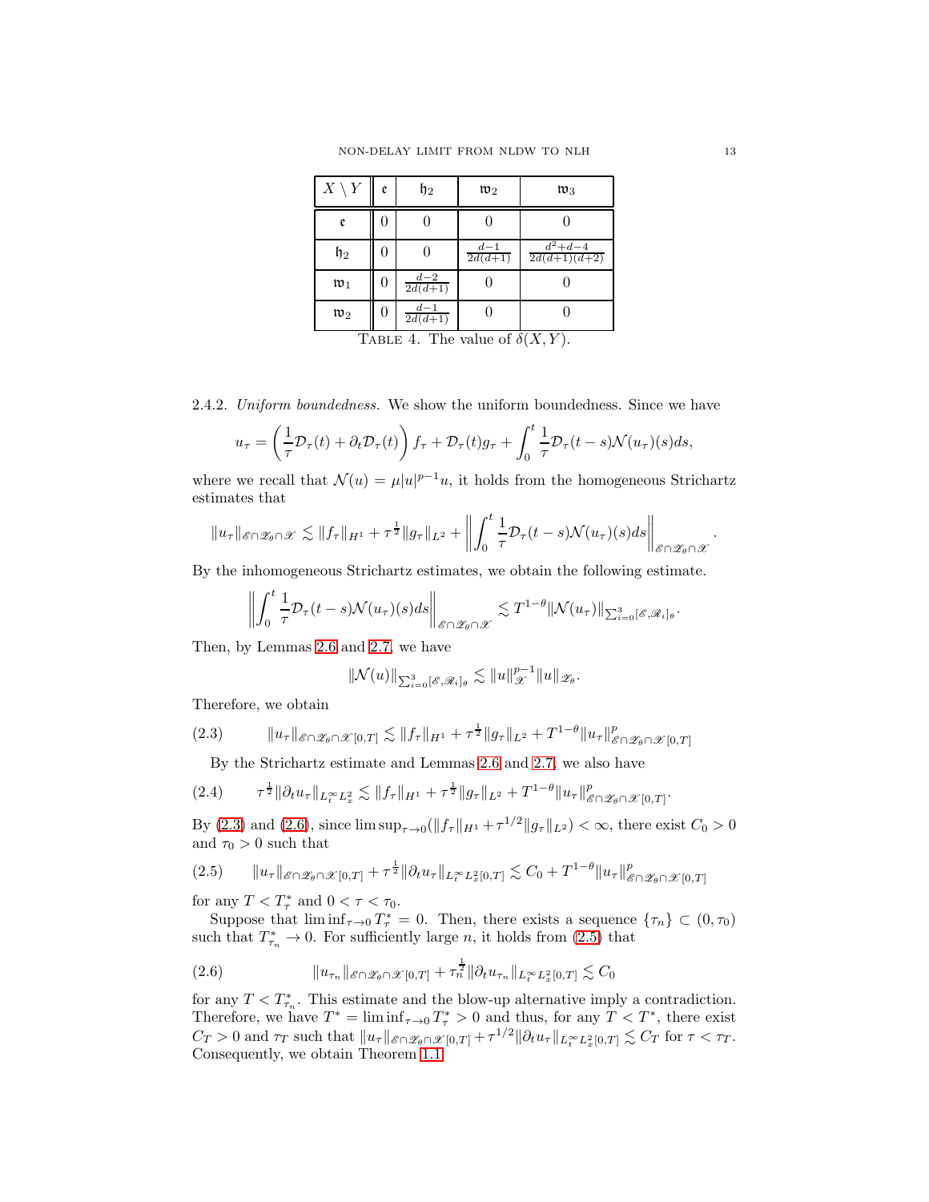| $X \setminus Y$ | $\mathfrak{e}$ | $\mathfrak{h}_2$ | $\mathfrak{w}_2$ | $\mathfrak{w}_3$ |
|---|---|---|---|---|
| $\mathfrak{e}$ | 0 | 0 | 0 | 0 |
| $\mathfrak{h}_2$ | 0 | 0 | $\frac{d-1}{2d(d+1)}$ | $\frac{d^2+d-4}{2d(d+1)(d+2)}$ |
| $\mathfrak{w}_1$ | 0 | $\frac{d-2}{2d(d+1)}$ | 0 | 0 |
| $\mathfrak{w}_2$ | 0 | $\frac{d-1}{2d(d+1)}$ | 0 | 0 |

Table 4. The value of $\delta(X, Y)$.

2.4.2. *Uniform boundedness.* We show the uniform boundedness. Since we have

$$u_\tau = \left(\frac{1}{\tau}\mathcal{D}_\tau(t) + \partial_t \mathcal{D}_\tau(t)\right) f_\tau + \mathcal{D}_\tau(t) g_\tau + \int_0^t \frac{1}{\tau}\mathcal{D}_\tau(t-s)\mathcal{N}(u_\tau)(s)ds,$$

where we recall that $\mathcal{N}(u) = \mu |u|^{p-1}u$, it holds from the homogeneous Strichartz estimates that

$$\|u_\tau\|_{\mathscr{E}\cap\mathscr{Z}_\theta\cap\mathscr{X}} \lesssim \|f_\tau\|_{H^1} + \tau^{\frac{1}{2}}\|g_\tau\|_{L^2} + \left\|\int_0^t \frac{1}{\tau}\mathcal{D}_\tau(t-s)\mathcal{N}(u_\tau)(s)ds\right\|_{\mathscr{E}\cap\mathscr{Z}_\theta\cap\mathscr{X}}.$$

By the inhomogeneous Strichartz estimates, we obtain the following estimate.

$$\left\|\int_0^t \frac{1}{\tau}\mathcal{D}_\tau(t-s)\mathcal{N}(u_\tau)(s)ds\right\|_{\mathscr{E}\cap\mathscr{Z}_\theta\cap\mathscr{X}} \lesssim T^{1-\theta}\|\mathcal{N}(u_\tau)\|_{\sum_{i=0}^3[\mathscr{E},\mathscr{R}_i]_\theta}.$$

Then, by Lemmas 2.6 and 2.7, we have

$$\|\mathcal{N}(u)\|_{\sum_{i=0}^3[\mathscr{E},\mathscr{R}_i]_\theta} \lesssim \|u\|_{\mathscr{X}}^{p-1}\|u\|_{\mathscr{Z}_\theta}.$$

Therefore, we obtain

$$\|u_\tau\|_{\mathscr{E}\cap\mathscr{Z}_\theta\cap\mathscr{X}[0,T]} \lesssim \|f_\tau\|_{H^1} + \tau^{\frac{1}{2}}\|g_\tau\|_{L^2} + T^{1-\theta}\|u_\tau\|_{\mathscr{E}\cap\mathscr{Z}_\theta\cap\mathscr{X}[0,T]}^p \tag{2.3}$$

By the Strichartz estimate and Lemmas 2.6 and 2.7, we also have

$$\tau^{\frac{1}{2}}\|\partial_t u_\tau\|_{L_t^\infty L_x^2} \lesssim \|f_\tau\|_{H^1} + \tau^{\frac{1}{2}}\|g_\tau\|_{L^2} + T^{1-\theta}\|u_\tau\|_{\mathscr{E}\cap\mathscr{Z}_\theta\cap\mathscr{X}[0,T]}^p. \tag{2.4}$$

By (2.3) and (2.6), since $\limsup_{\tau\to 0}(\|f_\tau\|_{H^1} + \tau^{1/2}\|g_\tau\|_{L^2}) < \infty$, there exist $C_0 > 0$ and $\tau_0 > 0$ such that

$$\|u_\tau\|_{\mathscr{E}\cap\mathscr{Z}_\theta\cap\mathscr{X}[0,T]} + \tau^{\frac{1}{2}}\|\partial_t u_\tau\|_{L_t^\infty L_x^2[0,T]} \lesssim C_0 + T^{1-\theta}\|u_\tau\|_{\mathscr{E}\cap\mathscr{Z}_\theta\cap\mathscr{X}[0,T]}^p \tag{2.5}$$

for any $T < T_\tau^*$ and $0 < \tau < \tau_0$.

Suppose that $\liminf_{\tau\to 0} T_\tau^* = 0$. Then, there exists a sequence $\{\tau_n\} \subset (0, \tau_0)$ such that $T_{\tau_n}^* \to 0$. For sufficiently large $n$, it holds from (2.5) that

$$\|u_{\tau_n}\|_{\mathscr{E}\cap\mathscr{Z}_\theta\cap\mathscr{X}[0,T]} + \tau_n^{\frac{1}{2}}\|\partial_t u_{\tau_n}\|_{L_t^\infty L_x^2[0,T]} \lesssim C_0 \tag{2.6}$$

for any $T < T_{\tau_n}^*$. This estimate and the blow-up alternative imply a contradiction. Therefore, we have $T^* = \liminf_{\tau\to 0} T_\tau^* > 0$ and thus, for any $T < T^*$, there exist $C_T > 0$ and $\tau_T$ such that $\|u_\tau\|_{\mathscr{E}\cap\mathscr{Z}_\theta\cap\mathscr{X}[0,T]} + \tau^{1/2}\|\partial_t u_\tau\|_{L_t^\infty L_x^2[0,T]} \lesssim C_T$ for $\tau < \tau_T$. Consequently, we obtain Theorem 1.1.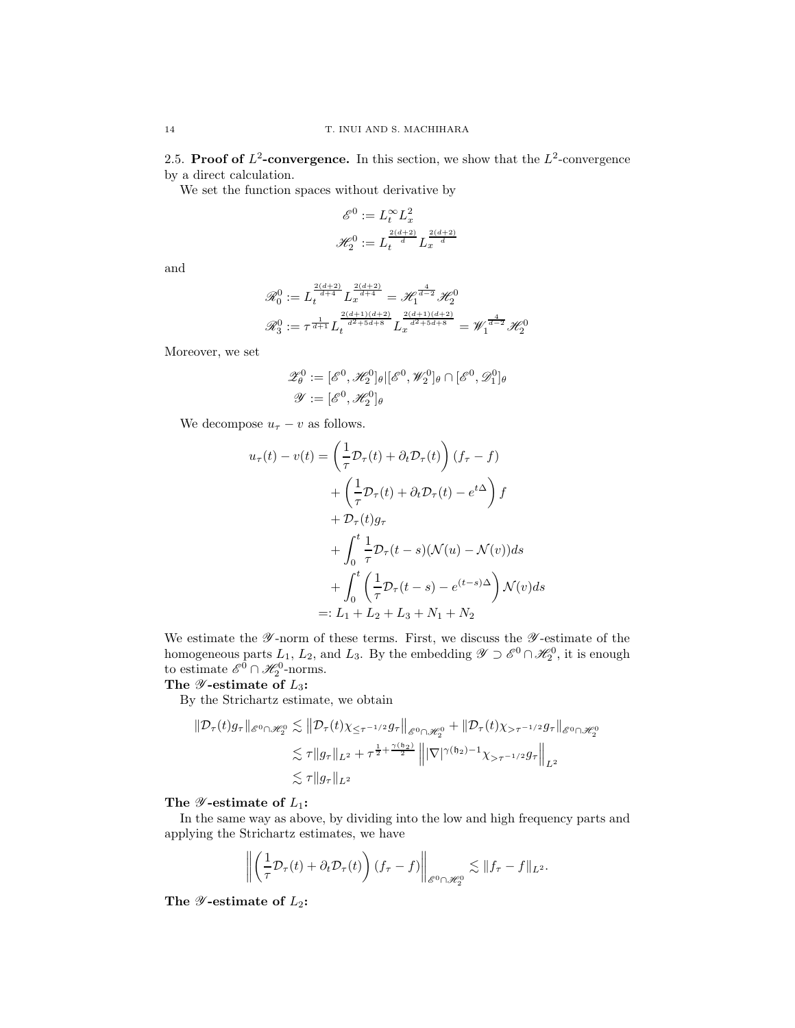### 2.5. **Proof of $L^2$-convergence.**

In this section, we show that the $L^2$-convergence by a direct calculation.

We set the function spaces without derivative by

$$
\mathscr{E}^0 := L_t^\infty L_x^2
$$

$$
\mathscr{H}_2^0 := L_t^{\frac{2(d+2)}{d}} L_x^{\frac{2(d+2)}{d}}
$$

and

$$
\mathscr{R}_0^0 := L_t^{\frac{2(d+2)}{d+4}} L_x^{\frac{2(d+2)}{d+4}} = \mathscr{H}_1^{\frac{4}{d-2}} \mathscr{H}_2^0
$$

$$
\mathscr{R}_3^0 := \tau^{\frac{1}{d+1}} L_t^{\frac{2(d+1)(d+2)}{d^2+5d+8}} L_x^{\frac{2(d+1)(d+2)}{d^2+5d+8}} = \mathscr{W}_1^{\frac{4}{d-2}} \mathscr{H}_2^0
$$

Moreover, we set

$$
\mathscr{Z}_\theta^0 := [\mathscr{E}^0, \mathscr{H}_2^0]_\theta | [\mathscr{E}^0, \mathscr{W}_2^0]_\theta \cap [\mathscr{E}^0, \mathscr{D}_1^0]_\theta
$$

$$
\mathscr{Y} := [\mathscr{E}^0, \mathscr{H}_2^0]_\theta
$$

We decompose $u_\tau - v$ as follows.

$$
\begin{aligned}
u_\tau(t) - v(t) &= \left( \frac{1}{\tau} \mathcal{D}_\tau(t) + \partial_t \mathcal{D}_\tau(t) \right) (f_\tau - f) \\
&\quad + \left( \frac{1}{\tau} \mathcal{D}_\tau(t) + \partial_t \mathcal{D}_\tau(t) - e^{t\Delta} \right) f \\
&\quad + \mathcal{D}_\tau(t) g_\tau \\
&\quad + \int_0^t \frac{1}{\tau} \mathcal{D}_\tau(t-s)(\mathcal{N}(u) - \mathcal{N}(v)) ds \\
&\quad + \int_0^t \left( \frac{1}{\tau} \mathcal{D}_\tau(t-s) - e^{(t-s)\Delta} \right) \mathcal{N}(v) ds \\
&=: L_1 + L_2 + L_3 + N_1 + N_2
\end{aligned}
$$

We estimate the $\mathscr{Y}$-norm of these terms. First, we discuss the $\mathscr{Y}$-estimate of the homogeneous parts $L_1$, $L_2$, and $L_3$. By the embedding $\mathscr{Y} \supset \mathscr{E}^0 \cap \mathscr{H}_2^0$, it is enough to estimate $\mathscr{E}^0 \cap \mathscr{H}_2^0$-norms.

**The $\mathscr{Y}$-estimate of $L_3$:**

By the Strichartz estimate, we obtain

$$
\begin{aligned}
\|\mathcal{D}_\tau(t) g_\tau\|_{\mathscr{E}^0 \cap \mathscr{H}_2^0} &\lesssim \left\| \mathcal{D}_\tau(t) \chi_{\leq \tau^{-1/2}} g_\tau \right\|_{\mathscr{E}^0 \cap \mathscr{H}_2^0} + \|\mathcal{D}_\tau(t) \chi_{>\tau^{-1/2}} g_\tau\|_{\mathscr{E}^0 \cap \mathscr{H}_2^0} \\
&\lesssim \tau \|g_\tau\|_{L^2} + \tau^{\frac{1}{2} + \frac{\gamma(\mathfrak{h}_2)}{2}} \left\| |\nabla|^{\gamma(\mathfrak{h}_2)-1} \chi_{>\tau^{-1/2}} g_\tau \right\|_{L^2} \\
&\lesssim \tau \|g_\tau\|_{L^2}
\end{aligned}
$$

**The $\mathscr{Y}$-estimate of $L_1$:**

In the same way as above, by dividing into the low and high frequency parts and applying the Strichartz estimates, we have

$$
\left\| \left( \frac{1}{\tau} \mathcal{D}_\tau(t) + \partial_t \mathcal{D}_\tau(t) \right) (f_\tau - f) \right\|_{\mathscr{E}^0 \cap \mathscr{H}_2^0} \lesssim \|f_\tau - f\|_{L^2}.
$$

**The $\mathscr{Y}$-estimate of $L_2$:**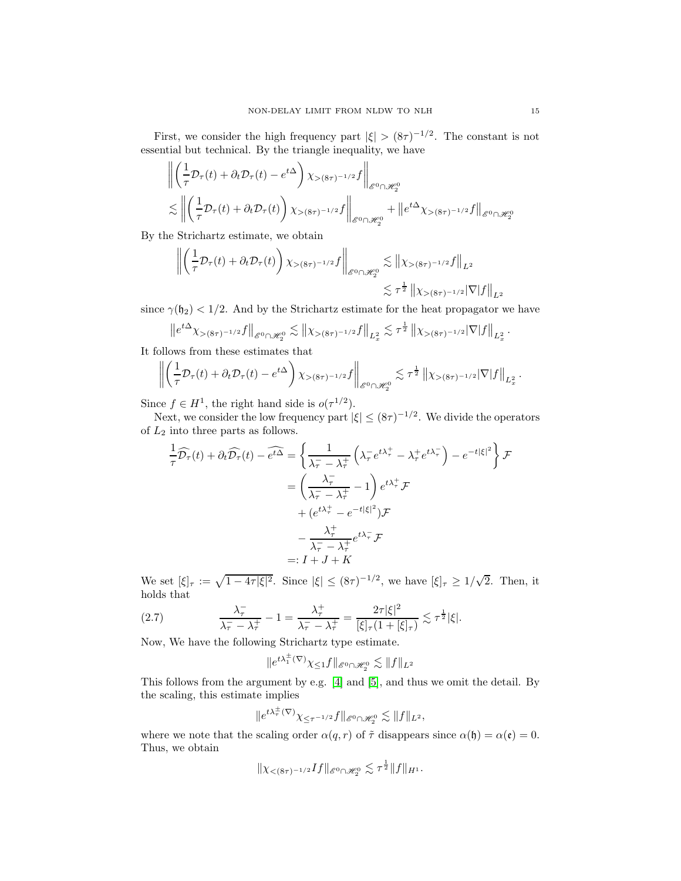First, we consider the high frequency part $|\xi| > (8\tau)^{-1/2}$. The constant is not essential but technical. By the triangle inequality, we have

$$
\begin{aligned}
&\left\| \left( \frac{1}{\tau}\mathcal{D}_\tau(t) + \partial_t \mathcal{D}_\tau(t) - e^{t\Delta} \right) \chi_{>(8\tau)^{-1/2}} f \right\|_{\mathscr{E}^0 \cap \mathscr{H}_2^0} \\
&\lesssim \left\| \left( \frac{1}{\tau}\mathcal{D}_\tau(t) + \partial_t \mathcal{D}_\tau(t) \right) \chi_{>(8\tau)^{-1/2}} f \right\|_{\mathscr{E}^0 \cap \mathscr{H}_2^0} + \left\| e^{t\Delta} \chi_{>(8\tau)^{-1/2}} f \right\|_{\mathscr{E}^0 \cap \mathscr{H}_2^0}
\end{aligned}
$$

By the Strichartz estimate, we obtain

$$
\begin{aligned}
\left\| \left( \frac{1}{\tau}\mathcal{D}_\tau(t) + \partial_t \mathcal{D}_\tau(t) \right) \chi_{>(8\tau)^{-1/2}} f \right\|_{\mathscr{E}^0 \cap \mathscr{H}_2^0} &\lesssim \left\| \chi_{>(8\tau)^{-1/2}} f \right\|_{L^2} \\
&\lesssim \tau^{\frac{1}{2}} \left\| \chi_{>(8\tau)^{-1/2}} |\nabla| f \right\|_{L^2}
\end{aligned}
$$

since $\gamma(\mathfrak{h}_2) < 1/2$. And by the Strichartz estimate for the heat propagator we have

$$
\left\| e^{t\Delta} \chi_{>(8\tau)^{-1/2}} f \right\|_{\mathscr{E}^0 \cap \mathscr{H}_2^0} \lesssim \left\| \chi_{>(8\tau)^{-1/2}} f \right\|_{L_x^2} \lesssim \tau^{\frac{1}{2}} \left\| \chi_{>(8\tau)^{-1/2}} |\nabla| f \right\|_{L_x^2}.
$$

It follows from these estimates that

$$
\left\| \left( \frac{1}{\tau}\mathcal{D}_\tau(t) + \partial_t \mathcal{D}_\tau(t) - e^{t\Delta} \right) \chi_{>(8\tau)^{-1/2}} f \right\|_{\mathscr{E}^0 \cap \mathscr{H}_2^0} \lesssim \tau^{\frac{1}{2}} \left\| \chi_{>(8\tau)^{-1/2}} |\nabla| f \right\|_{L_x^2}.
$$

Since $f \in H^1$, the right hand side is $o(\tau^{1/2})$.

Next, we consider the low frequency part $|\xi| \leq (8\tau)^{-1/2}$. We divide the operators of $L_2$ into three parts as follows.

$$
\begin{aligned}
\frac{1}{\tau}\widehat{\mathcal{D}_\tau}(t) + \partial_t \widehat{\mathcal{D}_\tau}(t) - \widehat{e^{t\Delta}} &= \left\{ \frac{1}{\lambda_\tau^- - \lambda_\tau^+} \left( \lambda_\tau^- e^{t\lambda_\tau^+} - \lambda_\tau^+ e^{t\lambda_\tau^-} \right) - e^{-t|\xi|^2} \right\} \mathcal{F} \\
&= \left( \frac{\lambda_\tau^-}{\lambda_\tau^- - \lambda_\tau^+} - 1 \right) e^{t\lambda_\tau^+} \mathcal{F} \\
&\quad + (e^{t\lambda_\tau^+} - e^{-t|\xi|^2}) \mathcal{F} \\
&\quad - \frac{\lambda_\tau^+}{\lambda_\tau^- - \lambda_\tau^+} e^{t\lambda_\tau^-} \mathcal{F} \\
&=: I + J + K
\end{aligned}
$$

We set $[\xi]_\tau := \sqrt{1 - 4\tau|\xi|^2}$. Since $|\xi| \leq (8\tau)^{-1/2}$, we have $[\xi]_\tau \geq 1/\sqrt{2}$. Then, it holds that

$$
\frac{\lambda_\tau^-}{\lambda_\tau^- - \lambda_\tau^+} - 1 = \frac{\lambda_\tau^+}{\lambda_\tau^- - \lambda_\tau^+} = \frac{2\tau|\xi|^2}{[\xi]_\tau(1 + [\xi]_\tau)} \lesssim \tau^{\frac{1}{2}} |\xi|. \tag{2.7}
$$

Now, We have the following Strichartz type estimate.

$$
\| e^{t\lambda_1^\pm(\nabla)} \chi_{\leq 1} f \|_{\mathscr{E}^0 \cap \mathscr{H}_2^0} \lesssim \| f \|_{L^2}
$$

This follows from the argument by e.g. [4] and [5], and thus we omit the detail. By the scaling, this estimate implies

$$
\| e^{t\lambda_\tau^\pm(\nabla)} \chi_{\leq \tau^{-1/2}} f \|_{\mathscr{E}^0 \cap \mathscr{H}_2^0} \lesssim \| f \|_{L^2},
$$

where we note that the scaling order $\alpha(q, r)$ of $\tilde{\tau}$ disappears since $\alpha(\mathfrak{h}) = \alpha(\mathfrak{e}) = 0$. Thus, we obtain

$$
\| \chi_{<(8\tau)^{-1/2}} I f \|_{\mathscr{E}^0 \cap \mathscr{H}_2^0} \lesssim \tau^{\frac{1}{2}} \| f \|_{H^1}.
$$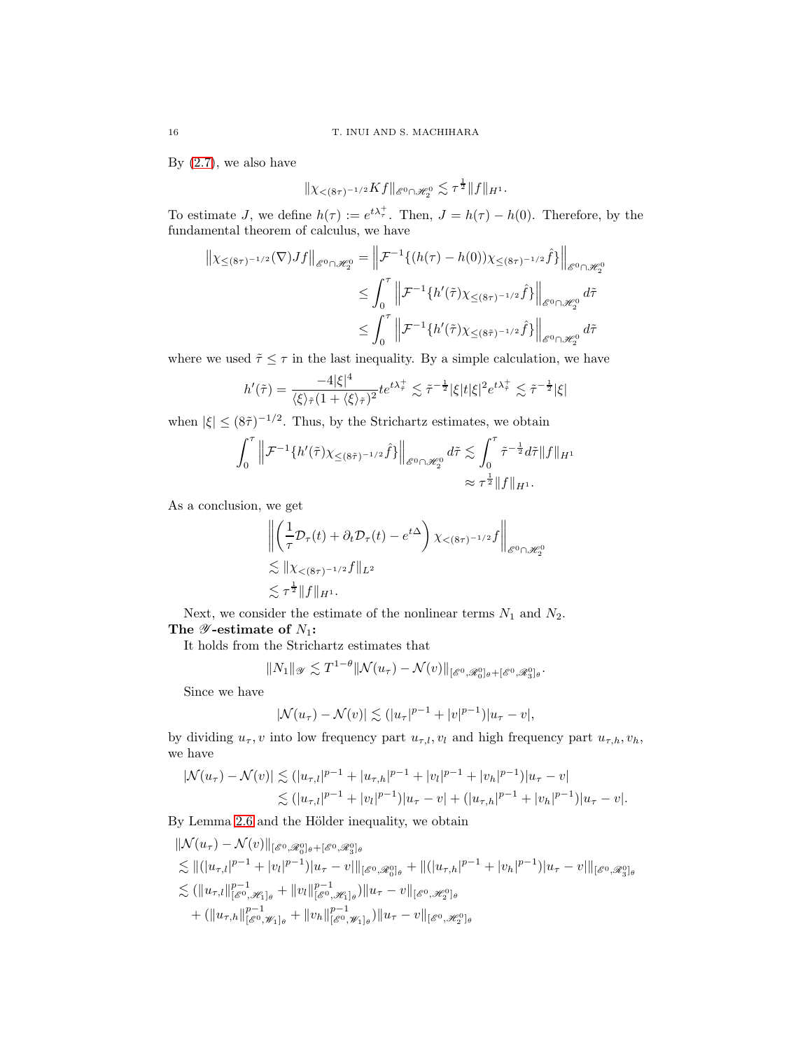By (2.7), we also have

$$\|\chi_{<(8\tau)^{-1/2}} K f\|_{\mathscr{E}^0 \cap \mathscr{H}_2^0} \lesssim \tau^{\frac{1}{2}} \|f\|_{H^1}.$$

To estimate $J$, we define $h(\tau) := e^{t\lambda_\tau^+}$. Then, $J = h(\tau) - h(0)$. Therefore, by the fundamental theorem of calculus, we have

$$\begin{aligned}
\left\|\chi_{\leq (8\tau)^{-1/2}}(\nabla) J f\right\|_{\mathscr{E}^0 \cap \mathscr{H}_2^0} &= \left\| \mathcal{F}^{-1}\{(h(\tau) - h(0))\chi_{\leq (8\tau)^{-1/2}} \hat{f}\}\right\|_{\mathscr{E}^0 \cap \mathscr{H}_2^0} \\
&\leq \int_0^\tau \left\| \mathcal{F}^{-1}\{h'(\tilde{\tau})\chi_{\leq (8\tau)^{-1/2}} \hat{f}\}\right\|_{\mathscr{E}^0 \cap \mathscr{H}_2^0} d\tilde{\tau} \\
&\leq \int_0^\tau \left\| \mathcal{F}^{-1}\{h'(\tilde{\tau})\chi_{\leq (8\tilde{\tau})^{-1/2}} \hat{f}\}\right\|_{\mathscr{E}^0 \cap \mathscr{H}_2^0} d\tilde{\tau}
\end{aligned}$$

where we used $\tilde{\tau} \leq \tau$ in the last inequality. By a simple calculation, we have

$$h'(\tilde{\tau}) = \frac{-4|\xi|^4}{\langle \xi \rangle_{\tilde{\tau}} (1 + \langle \xi \rangle_{\tilde{\tau}})^2} t e^{t\lambda_{\tilde{\tau}}^+} \lesssim \tilde{\tau}^{-\frac{1}{2}} |\xi| t |\xi|^2 e^{t\lambda_{\tilde{\tau}}^+} \lesssim \tilde{\tau}^{-\frac{1}{2}} |\xi|$$

when $|\xi| \leq (8\tilde{\tau})^{-1/2}$. Thus, by the Strichartz estimates, we obtain

$$\begin{aligned}
\int_0^\tau \left\| \mathcal{F}^{-1}\{h'(\tilde{\tau})\chi_{\leq (8\tilde{\tau})^{-1/2}} \hat{f}\}\right\|_{\mathscr{E}^0 \cap \mathscr{H}_2^0} d\tilde{\tau} &\lesssim \int_0^\tau \tilde{\tau}^{-\frac{1}{2}} d\tilde{\tau} \|f\|_{H^1} \\
&\approx \tau^{\frac{1}{2}} \|f\|_{H^1}.
\end{aligned}$$

As a conclusion, we get

$$\begin{aligned}
&\left\| \left( \frac{1}{\tau} \mathcal{D}_\tau(t) + \partial_t \mathcal{D}_\tau(t) - e^{t\Delta} \right) \chi_{<(8\tau)^{-1/2}} f \right\|_{\mathscr{E}^0 \cap \mathscr{H}_2^0} \\
&\lesssim \|\chi_{<(8\tau)^{-1/2}} f\|_{L^2} \\
&\lesssim \tau^{\frac{1}{2}} \|f\|_{H^1}.
\end{aligned}$$

Next, we consider the estimate of the nonlinear terms $N_1$ and $N_2$.

**The $\mathscr{Y}$-estimate of $N_1$:**

It holds from the Strichartz estimates that

$$\|N_1\|_{\mathscr{Y}} \lesssim T^{1-\theta} \|\mathcal{N}(u_\tau) - \mathcal{N}(v)\|_{[\mathscr{E}^0, \mathscr{R}_0^0]_\theta + [\mathscr{E}^0, \mathscr{R}_3^0]_\theta}.$$

Since we have

$$|\mathcal{N}(u_\tau) - \mathcal{N}(v)| \lesssim (|u_\tau|^{p-1} + |v|^{p-1})|u_\tau - v|,$$

by dividing $u_\tau, v$ into low frequency part $u_{\tau,l}, v_l$ and high frequency part $u_{\tau,h}, v_h$, we have

$$\begin{aligned}
|\mathcal{N}(u_\tau) - \mathcal{N}(v)| &\lesssim (|u_{\tau,l}|^{p-1} + |u_{\tau,h}|^{p-1} + |v_l|^{p-1} + |v_h|^{p-1})|u_\tau - v| \\
&\lesssim (|u_{\tau,l}|^{p-1} + |v_l|^{p-1})|u_\tau - v| + (|u_{\tau,h}|^{p-1} + |v_h|^{p-1})|u_\tau - v|.
\end{aligned}$$

By Lemma 2.6 and the Hölder inequality, we obtain

$$\begin{aligned}
&\|\mathcal{N}(u_\tau) - \mathcal{N}(v)\|_{[\mathscr{E}^0, \mathscr{R}_0^0]_\theta + [\mathscr{E}^0, \mathscr{R}_3^0]_\theta} \\
&\lesssim \|(|u_{\tau,l}|^{p-1} + |v_l|^{p-1})|u_\tau - v|\|_{[\mathscr{E}^0, \mathscr{R}_0^0]_\theta} + \|(|u_{\tau,h}|^{p-1} + |v_h|^{p-1})|u_\tau - v|\|_{[\mathscr{E}^0, \mathscr{R}_3^0]_\theta} \\
&\lesssim (\|u_{\tau,l}\|_{[\mathscr{E}^0, \mathscr{H}_1]_\theta}^{p-1} + \|v_l\|_{[\mathscr{E}^0, \mathscr{H}_1]_\theta}^{p-1}) \|u_\tau - v\|_{[\mathscr{E}^0, \mathscr{H}_2^0]_\theta} \\
&\quad + (\|u_{\tau,h}\|_{[\mathscr{E}^0, \mathscr{W}_1]_\theta}^{p-1} + \|v_h\|_{[\mathscr{E}^0, \mathscr{W}_1]_\theta}^{p-1}) \|u_\tau - v\|_{[\mathscr{E}^0, \mathscr{H}_2^0]_\theta}
\end{aligned}$$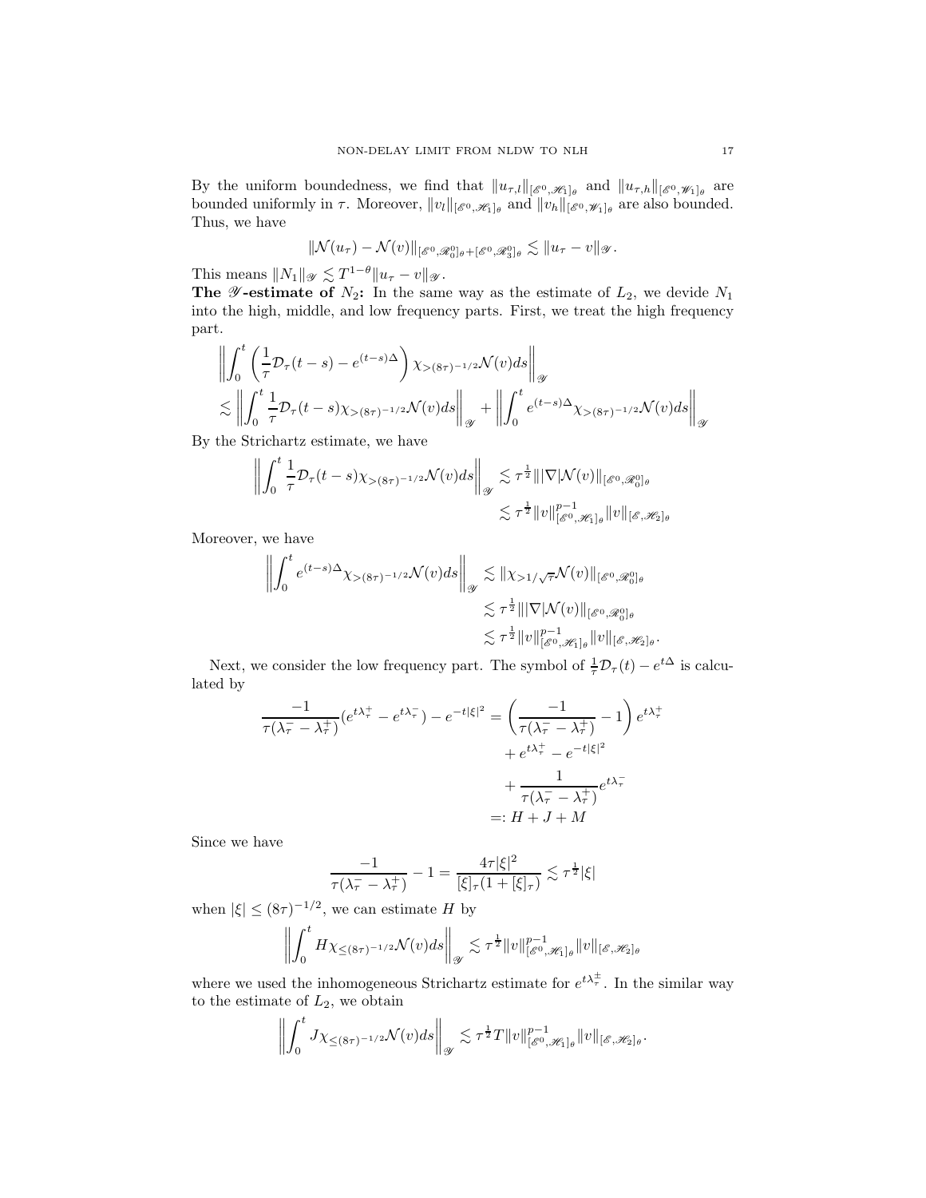By the uniform boundedness, we find that $\|u_{\tau,l}\|_{[\mathscr{E}^0,\mathscr{H}_1]_\theta}$ and $\|u_{\tau,h}\|_{[\mathscr{E}^0,\mathscr{W}_1]_\theta}$ are bounded uniformly in $\tau$. Moreover, $\|v_l\|_{[\mathscr{E}^0,\mathscr{H}_1]_\theta}$ and $\|v_h\|_{[\mathscr{E}^0,\mathscr{W}_1]_\theta}$ are also bounded. Thus, we have

$$\|\mathcal{N}(u_\tau) - \mathcal{N}(v)\|_{[\mathscr{E}^0,\mathscr{R}_0^0]_\theta + [\mathscr{E}^0,\mathscr{R}_3^0]_\theta} \lesssim \|u_\tau - v\|_{\mathscr{Y}}.$$

This means $\|N_1\|_{\mathscr{Y}} \lesssim T^{1-\theta}\|u_\tau - v\|_{\mathscr{Y}}$.

**The $\mathscr{Y}$-estimate of $N_2$:** In the same way as the estimate of $L_2$, we devide $N_1$ into the high, middle, and low frequency parts. First, we treat the high frequency part.

$$\begin{aligned}
&\left\| \int_0^t \left( \frac{1}{\tau}\mathcal{D}_\tau(t-s) - e^{(t-s)\Delta} \right) \chi_{>(8\tau)^{-1/2}} \mathcal{N}(v) ds \right\|_{\mathscr{Y}} \\
&\lesssim \left\| \int_0^t \frac{1}{\tau}\mathcal{D}_\tau(t-s) \chi_{>(8\tau)^{-1/2}} \mathcal{N}(v) ds \right\|_{\mathscr{Y}} + \left\| \int_0^t e^{(t-s)\Delta} \chi_{>(8\tau)^{-1/2}} \mathcal{N}(v) ds \right\|_{\mathscr{Y}}
\end{aligned}$$

By the Strichartz estimate, we have

$$\begin{aligned}
\left\| \int_0^t \frac{1}{\tau}\mathcal{D}_\tau(t-s) \chi_{>(8\tau)^{-1/2}} \mathcal{N}(v) ds \right\|_{\mathscr{Y}} &\lesssim \tau^{\frac{1}{2}} \||\nabla|\mathcal{N}(v)\|_{[\mathscr{E}^0,\mathscr{R}_0^0]_\theta} \\
&\lesssim \tau^{\frac{1}{2}} \|v\|_{[\mathscr{E}^0,\mathscr{H}_1]_\theta}^{p-1} \|v\|_{[\mathscr{E},\mathscr{H}_2]_\theta}
\end{aligned}$$

Moreover, we have

$$\begin{aligned}
\left\| \int_0^t e^{(t-s)\Delta} \chi_{>(8\tau)^{-1/2}} \mathcal{N}(v) ds \right\|_{\mathscr{Y}} &\lesssim \|\chi_{>1/\sqrt{\tau}} \mathcal{N}(v)\|_{[\mathscr{E}^0,\mathscr{R}_0^0]_\theta} \\
&\lesssim \tau^{\frac{1}{2}} \||\nabla|\mathcal{N}(v)\|_{[\mathscr{E}^0,\mathscr{R}_0^0]_\theta} \\
&\lesssim \tau^{\frac{1}{2}} \|v\|_{[\mathscr{E}^0,\mathscr{H}_1]_\theta}^{p-1} \|v\|_{[\mathscr{E},\mathscr{H}_2]_\theta}.
\end{aligned}$$

Next, we consider the low frequency part. The symbol of $\frac{1}{\tau}\mathcal{D}_\tau(t) - e^{t\Delta}$ is calculated by

$$\begin{aligned}
\frac{-1}{\tau(\lambda_\tau^- - \lambda_\tau^+)}(e^{t\lambda_\tau^+} - e^{t\lambda_\tau^-}) - e^{-t|\xi|^2} &= \left( \frac{-1}{\tau(\lambda_\tau^- - \lambda_\tau^+)} - 1 \right) e^{t\lambda_\tau^+} \\
&\quad + e^{t\lambda_\tau^+} - e^{-t|\xi|^2} \\
&\quad + \frac{1}{\tau(\lambda_\tau^- - \lambda_\tau^+)} e^{t\lambda_\tau^-} \\
&=: H + J + M
\end{aligned}$$

Since we have

$$\frac{-1}{\tau(\lambda_\tau^- - \lambda_\tau^+)} - 1 = \frac{4\tau|\xi|^2}{[\xi]_\tau(1 + [\xi]_\tau)} \lesssim \tau^{\frac{1}{2}}|\xi|$$

when $|\xi| \le (8\tau)^{-1/2}$, we can estimate $H$ by

$$\left\| \int_0^t H \chi_{\le(8\tau)^{-1/2}} \mathcal{N}(v) ds \right\|_{\mathscr{Y}} \lesssim \tau^{\frac{1}{2}} \|v\|_{[\mathscr{E}^0,\mathscr{H}_1]_\theta}^{p-1} \|v\|_{[\mathscr{E},\mathscr{H}_2]_\theta}$$

where we used the inhomogeneous Strichartz estimate for $e^{t\lambda_\tau^\pm}$. In the similar way to the estimate of $L_2$, we obtain

$$\left\| \int_0^t J \chi_{\le(8\tau)^{-1/2}} \mathcal{N}(v) ds \right\|_{\mathscr{Y}} \lesssim \tau^{\frac{1}{2}} T \|v\|_{[\mathscr{E}^0,\mathscr{H}_1]_\theta}^{p-1} \|v\|_{[\mathscr{E},\mathscr{H}_2]_\theta}.$$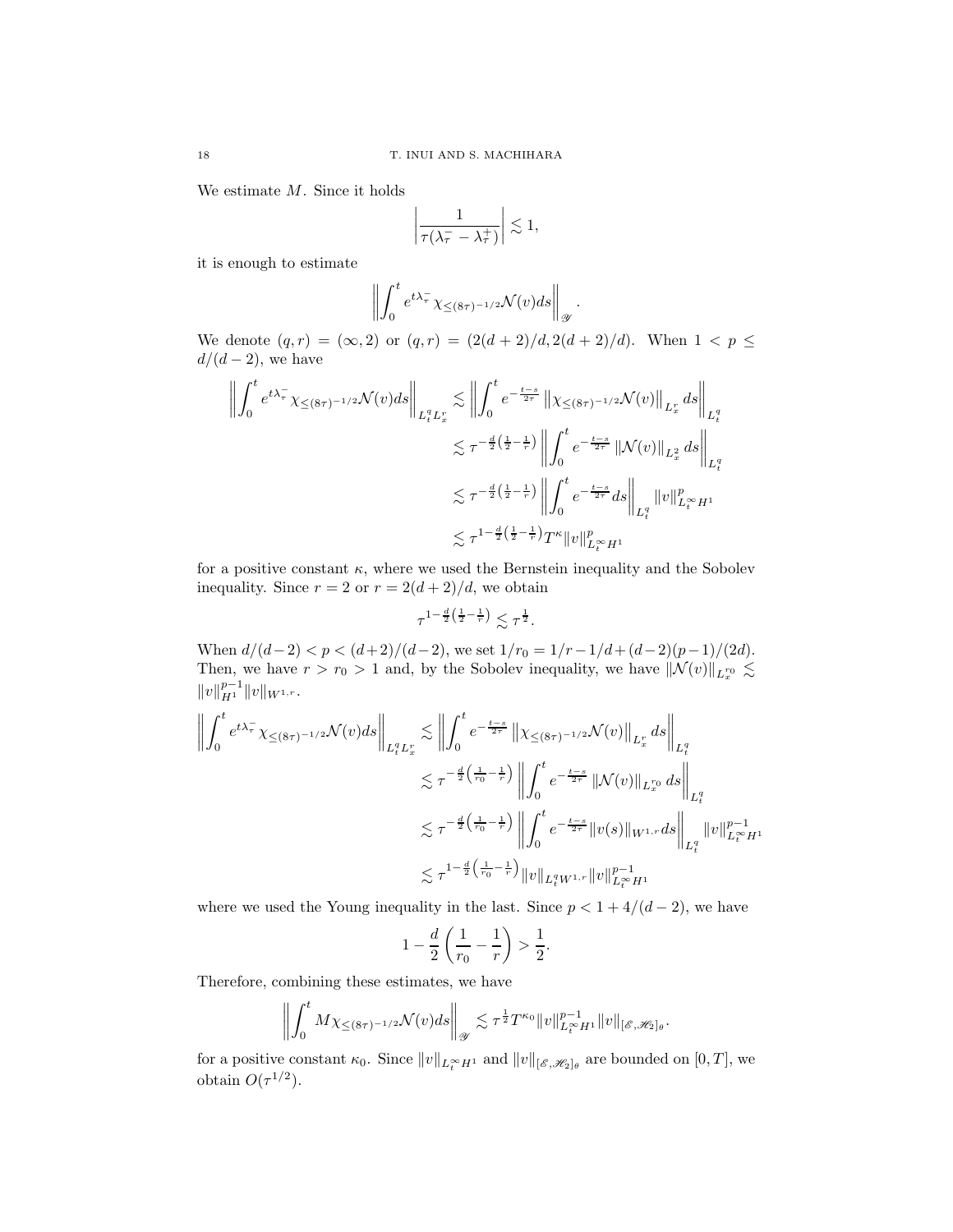We estimate $M$. Since it holds

$$\left|\frac{1}{\tau(\lambda_\tau^- - \lambda_\tau^+)}\right| \lesssim 1,$$

it is enough to estimate

$$\left\|\int_0^t e^{t\lambda_\tau^-}\chi_{\leq (8\tau)^{-1/2}}\mathcal{N}(v)ds\right\|_{\mathscr{Y}}.$$

We denote $(q,r)=(\infty,2)$ or $(q,r)=(2(d+2)/d, 2(d+2)/d)$. When $1<p\leq d/(d-2)$, we have

$$\begin{aligned}
\left\|\int_0^t e^{t\lambda_\tau^-}\chi_{\leq (8\tau)^{-1/2}}\mathcal{N}(v)ds\right\|_{L_t^q L_x^r} &\lesssim \left\|\int_0^t e^{-\frac{t-s}{2\tau}}\left\|\chi_{\leq (8\tau)^{-1/2}}\mathcal{N}(v)\right\|_{L_x^r}ds\right\|_{L_t^q} \\
&\lesssim \tau^{-\frac{d}{2}\left(\frac{1}{2}-\frac{1}{r}\right)}\left\|\int_0^t e^{-\frac{t-s}{2\tau}}\left\|\mathcal{N}(v)\right\|_{L_x^2}ds\right\|_{L_t^q} \\
&\lesssim \tau^{-\frac{d}{2}\left(\frac{1}{2}-\frac{1}{r}\right)}\left\|\int_0^t e^{-\frac{t-s}{2\tau}}ds\right\|_{L_t^q}\|v\|_{L_t^\infty H^1}^p \\
&\lesssim \tau^{1-\frac{d}{2}\left(\frac{1}{2}-\frac{1}{r}\right)}T^\kappa\|v\|_{L_t^\infty H^1}^p
\end{aligned}$$

for a positive constant $\kappa$, where we used the Bernstein inequality and the Sobolev inequality. Since $r=2$ or $r=2(d+2)/d$, we obtain

$$\tau^{1-\frac{d}{2}\left(\frac{1}{2}-\frac{1}{r}\right)} \lesssim \tau^{\frac{1}{2}}.$$

When $d/(d-2)<p<(d+2)/(d-2)$, we set $1/r_0 = 1/r - 1/d + (d-2)(p-1)/(2d)$. Then, we have $r>r_0>1$ and, by the Sobolev inequality, we have $\|\mathcal{N}(v)\|_{L_x^{r_0}} \lesssim \|v\|_{H^1}^{p-1}\|v\|_{W^{1,r}}$.

$$\begin{aligned}
\left\|\int_0^t e^{t\lambda_\tau^-}\chi_{\leq (8\tau)^{-1/2}}\mathcal{N}(v)ds\right\|_{L_t^q L_x^r} &\lesssim \left\|\int_0^t e^{-\frac{t-s}{2\tau}}\left\|\chi_{\leq (8\tau)^{-1/2}}\mathcal{N}(v)\right\|_{L_x^r}ds\right\|_{L_t^q} \\
&\lesssim \tau^{-\frac{d}{2}\left(\frac{1}{r_0}-\frac{1}{r}\right)}\left\|\int_0^t e^{-\frac{t-s}{2\tau}}\left\|\mathcal{N}(v)\right\|_{L_x^{r_0}}ds\right\|_{L_t^q} \\
&\lesssim \tau^{-\frac{d}{2}\left(\frac{1}{r_0}-\frac{1}{r}\right)}\left\|\int_0^t e^{-\frac{t-s}{2\tau}}\|v(s)\|_{W^{1,r}}ds\right\|_{L_t^q}\|v\|_{L_t^\infty H^1}^{p-1} \\
&\lesssim \tau^{1-\frac{d}{2}\left(\frac{1}{r_0}-\frac{1}{r}\right)}\|v\|_{L_t^q W^{1,r}}\|v\|_{L_t^\infty H^1}^{p-1}
\end{aligned}$$

where we used the Young inequality in the last. Since $p<1+4/(d-2)$, we have

$$1-\frac{d}{2}\left(\frac{1}{r_0}-\frac{1}{r}\right) > \frac{1}{2}.$$

Therefore, combining these estimates, we have

$$\left\|\int_0^t M\chi_{\leq (8\tau)^{-1/2}}\mathcal{N}(v)ds\right\|_{\mathscr{Y}} \lesssim \tau^{\frac{1}{2}}T^{\kappa_0}\|v\|_{L_t^\infty H^1}^{p-1}\|v\|_{[\mathscr{E},\mathscr{H}_2]_\theta}.$$

for a positive constant $\kappa_0$. Since $\|v\|_{L_t^\infty H^1}$ and $\|v\|_{[\mathscr{E},\mathscr{H}_2]_\theta}$ are bounded on $[0,T]$, we obtain $O(\tau^{1/2})$.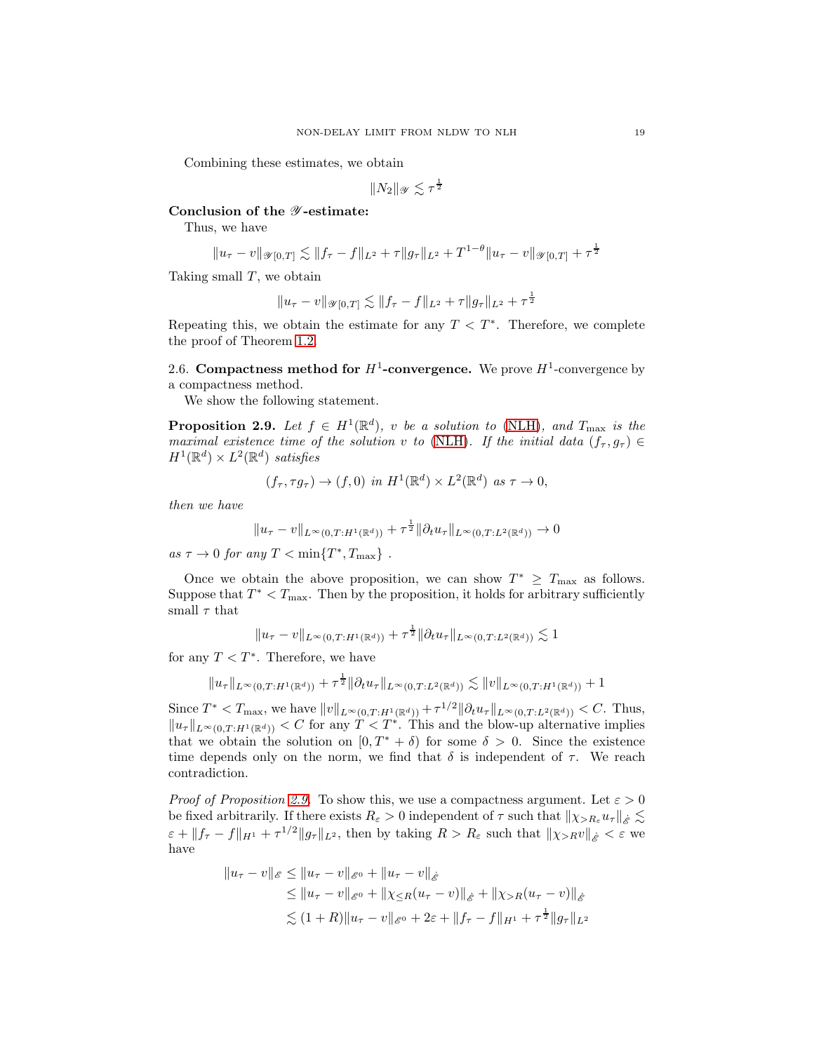Combining these estimates, we obtain

$$\|N_2\|_{\mathscr{Y}} \lesssim \tau^{\frac{1}{2}}$$

**Conclusion of the $\mathscr{Y}$-estimate:**

Thus, we have

$$\|u_\tau - v\|_{\mathscr{Y}[0,T]} \lesssim \|f_\tau - f\|_{L^2} + \tau\|g_\tau\|_{L^2} + T^{1-\theta}\|u_\tau - v\|_{\mathscr{Y}[0,T]} + \tau^{\frac{1}{2}}$$

Taking small $T$, we obtain

$$\|u_\tau - v\|_{\mathscr{Y}[0,T]} \lesssim \|f_\tau - f\|_{L^2} + \tau\|g_\tau\|_{L^2} + \tau^{\frac{1}{2}}$$

Repeating this, we obtain the estimate for any $T < T^*$. Therefore, we complete the proof of Theorem 1.2.

## 2.6. Compactness method for $H^1$-convergence.

We prove $H^1$-convergence by a compactness method.

We show the following statement.

**Proposition 2.9.** *Let $f \in H^1(\mathbb{R}^d)$, $v$ be a solution to (NLH), and $T_{\max}$ is the maximal existence time of the solution $v$ to (NLH). If the initial data $(f_\tau, g_\tau) \in H^1(\mathbb{R}^d) \times L^2(\mathbb{R}^d)$ satisfies*

$$(f_\tau, \tau g_\tau) \to (f, 0) \text{ in } H^1(\mathbb{R}^d) \times L^2(\mathbb{R}^d) \text{ as } \tau \to 0,$$

*then we have*

$$\|u_\tau - v\|_{L^\infty(0,T:H^1(\mathbb{R}^d))} + \tau^{\frac{1}{2}}\|\partial_t u_\tau\|_{L^\infty(0,T:L^2(\mathbb{R}^d))} \to 0$$

*as $\tau \to 0$ for any $T < \min\{T^*, T_{\max}\}$ .*

Once we obtain the above proposition, we can show $T^* \geq T_{\max}$ as follows. Suppose that $T^* < T_{\max}$. Then by the proposition, it holds for arbitrary sufficiently small $\tau$ that

$$\|u_\tau - v\|_{L^\infty(0,T:H^1(\mathbb{R}^d))} + \tau^{\frac{1}{2}}\|\partial_t u_\tau\|_{L^\infty(0,T:L^2(\mathbb{R}^d))} \lesssim 1$$

for any $T < T^*$. Therefore, we have

$$\|u_\tau\|_{L^\infty(0,T:H^1(\mathbb{R}^d))} + \tau^{\frac{1}{2}}\|\partial_t u_\tau\|_{L^\infty(0,T:L^2(\mathbb{R}^d))} \lesssim \|v\|_{L^\infty(0,T:H^1(\mathbb{R}^d))} + 1$$

Since $T^* < T_{\max}$, we have $\|v\|_{L^\infty(0,T:H^1(\mathbb{R}^d))} + \tau^{1/2}\|\partial_t u_\tau\|_{L^\infty(0,T:L^2(\mathbb{R}^d))} < C$. Thus, $\|u_\tau\|_{L^\infty(0,T:H^1(\mathbb{R}^d))} < C$ for any $T < T^*$. This and the blow-up alternative implies that we obtain the solution on $[0, T^* + \delta)$ for some $\delta > 0$. Since the existence time depends only on the norm, we find that $\delta$ is independent of $\tau$. We reach contradiction.

*Proof of Proposition 2.9.* To show this, we use a compactness argument. Let $\varepsilon > 0$ be fixed arbitrarily. If there exists $R_\varepsilon > 0$ independent of $\tau$ such that $\|\chi_{>R_\varepsilon} u_\tau\|_{\dot{\mathscr{E}}} \lesssim \varepsilon + \|f_\tau - f\|_{H^1} + \tau^{1/2}\|g_\tau\|_{L^2}$, then by taking $R > R_\varepsilon$ such that $\|\chi_{>R} v\|_{\dot{\mathscr{E}}} < \varepsilon$ we have

$$\begin{aligned}
\|u_\tau - v\|_{\mathscr{E}} &\leq \|u_\tau - v\|_{\mathscr{E}^0} + \|u_\tau - v\|_{\dot{\mathscr{E}}} \\
&\leq \|u_\tau - v\|_{\mathscr{E}^0} + \|\chi_{\leq R}(u_\tau - v)\|_{\dot{\mathscr{E}}} + \|\chi_{>R}(u_\tau - v)\|_{\dot{\mathscr{E}}} \\
&\lesssim (1 + R)\|u_\tau - v\|_{\mathscr{E}^0} + 2\varepsilon + \|f_\tau - f\|_{H^1} + \tau^{\frac{1}{2}}\|g_\tau\|_{L^2}
\end{aligned}$$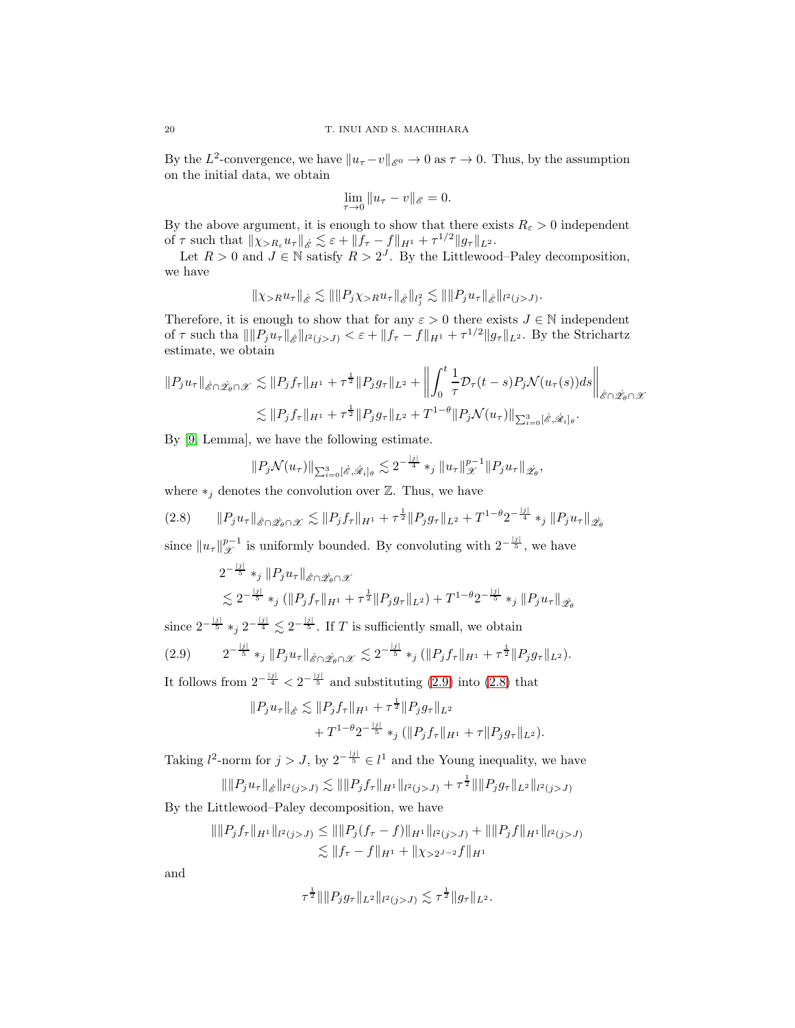By the $L^2$-convergence, we have $\|u_\tau - v\|_{\mathscr{E}^0} \to 0$ as $\tau \to 0$. Thus, by the assumption on the initial data, we obtain

$$\lim_{\tau \to 0} \|u_\tau - v\|_{\mathscr{E}} = 0.$$

By the above argument, it is enough to show that there exists $R_\varepsilon > 0$ independent of $\tau$ such that $\|\chi_{>R_\varepsilon} u_\tau\|_{\dot{\mathscr{E}}} \lesssim \varepsilon + \|f_\tau - f\|_{H^1} + \tau^{1/2}\|g_\tau\|_{L^2}$.

Let $R > 0$ and $J \in \mathbb{N}$ satisfy $R > 2^J$. By the Littlewood–Paley decomposition, we have

$$\|\chi_{>R} u_\tau\|_{\dot{\mathscr{E}}} \lesssim \|\|P_j \chi_{>R} u_\tau\|_{\dot{\mathscr{E}}}\|_{l^2_j} \lesssim \|\|P_j u_\tau\|_{\dot{\mathscr{E}}}\|_{l^2(j>J)}.$$

Therefore, it is enough to show that for any $\varepsilon > 0$ there exists $J \in \mathbb{N}$ independent of $\tau$ such tha $\|\|P_j u_\tau\|_{\dot{\mathscr{E}}}\|_{l^2(j>J)} < \varepsilon + \|f_\tau - f\|_{H^1} + \tau^{1/2}\|g_\tau\|_{L^2}$. By the Strichartz estimate, we obtain

$$\begin{aligned}
\|P_j u_\tau\|_{\dot{\mathscr{E}} \cap \dot{\mathscr{Z}}_\theta \cap \mathscr{X}} &\lesssim \|P_j f_\tau\|_{H^1} + \tau^{\frac{1}{2}}\|P_j g_\tau\|_{L^2} + \left\| \int_0^t \frac{1}{\tau} \mathcal{D}_\tau(t-s) P_j \mathcal{N}(u_\tau(s)) ds \right\|_{\dot{\mathscr{E}} \cap \dot{\mathscr{Z}}_\theta \cap \mathscr{X}} \\
&\lesssim \|P_j f_\tau\|_{H^1} + \tau^{\frac{1}{2}}\|P_j g_\tau\|_{L^2} + T^{1-\theta}\|P_j \mathcal{N}(u_\tau)\|_{\sum_{i=0}^3 [\dot{\mathscr{E}}, \dot{\mathscr{R}}_i]_\theta}.
\end{aligned}$$

By [9, Lemma], we have the following estimate.

$$\|P_j \mathcal{N}(u_\tau)\|_{\sum_{i=0}^3 [\dot{\mathscr{E}}, \dot{\mathscr{R}}_i]_\theta} \lesssim 2^{-\frac{|j|}{4}} *_j \|u_\tau\|_{\mathscr{X}}^{p-1} \|P_j u_\tau\|_{\dot{\mathscr{Z}}_\theta},$$

where $*_j$ denotes the convolution over $\mathbb{Z}$. Thus, we have

$$\|P_j u_\tau\|_{\dot{\mathscr{E}} \cap \dot{\mathscr{Z}}_\theta \cap \mathscr{X}} \lesssim \|P_j f_\tau\|_{H^1} + \tau^{\frac{1}{2}}\|P_j g_\tau\|_{L^2} + T^{1-\theta} 2^{-\frac{|j|}{4}} *_j \|P_j u_\tau\|_{\dot{\mathscr{Z}}_\theta} \tag{2.8}$$

since $\|u_\tau\|_{\mathscr{X}}^{p-1}$ is uniformly bounded. By convoluting with $2^{-\frac{|j|}{5}}$, we have

$$\begin{aligned}
&2^{-\frac{|j|}{5}} *_j \|P_j u_\tau\|_{\dot{\mathscr{E}} \cap \dot{\mathscr{Z}}_\theta \cap \mathscr{X}} \\
&\lesssim 2^{-\frac{|j|}{5}} *_j (\|P_j f_\tau\|_{H^1} + \tau^{\frac{1}{2}}\|P_j g_\tau\|_{L^2}) + T^{1-\theta} 2^{-\frac{|j|}{5}} *_j \|P_j u_\tau\|_{\dot{\mathscr{Z}}_\theta}
\end{aligned}$$

since $2^{-\frac{|j|}{5}} *_j 2^{-\frac{|j|}{4}} \lesssim 2^{-\frac{|j|}{5}}$. If $T$ is sufficiently small, we obtain

$$2^{-\frac{|j|}{5}} *_j \|P_j u_\tau\|_{\dot{\mathscr{E}} \cap \dot{\mathscr{Z}}_\theta \cap \mathscr{X}} \lesssim 2^{-\frac{|j|}{5}} *_j (\|P_j f_\tau\|_{H^1} + \tau^{\frac{1}{2}}\|P_j g_\tau\|_{L^2}). \tag{2.9}$$

It follows from $2^{-\frac{|j|}{4}} < 2^{-\frac{|j|}{5}}$ and substituting (2.9) into (2.8) that

$$\begin{aligned}
\|P_j u_\tau\|_{\dot{\mathscr{E}}} &\lesssim \|P_j f_\tau\|_{H^1} + \tau^{\frac{1}{2}}\|P_j g_\tau\|_{L^2} \\
&\quad + T^{1-\theta} 2^{-\frac{|j|}{5}} *_j (\|P_j f_\tau\|_{H^1} + \tau\|P_j g_\tau\|_{L^2}).
\end{aligned}$$

Taking $l^2$-norm for $j > J$, by $2^{-\frac{|j|}{5}} \in l^1$ and the Young inequality, we have

$$\|\|P_j u_\tau\|_{\dot{\mathscr{E}}}\|_{l^2(j>J)} \lesssim \|\|P_j f_\tau\|_{H^1}\|_{l^2(j>J)} + \tau^{\frac{1}{2}}\|\|P_j g_\tau\|_{L^2}\|_{l^2(j>J)}$$

By the Littlewood–Paley decomposition, we have

$$\begin{aligned}
\|\|P_j f_\tau\|_{H^1}\|_{l^2(j>J)} &\le \|\|P_j (f_\tau - f)\|_{H^1}\|_{l^2(j>J)} + \|\|P_j f\|_{H^1}\|_{l^2(j>J)} \\
&\lesssim \|f_\tau - f\|_{H^1} + \|\chi_{>2^{J-2}} f\|_{H^1}
\end{aligned}$$

and

$$\tau^{\frac{1}{2}}\|\|P_j g_\tau\|_{L^2}\|_{l^2(j>J)} \lesssim \tau^{\frac{1}{2}}\|g_\tau\|_{L^2}.$$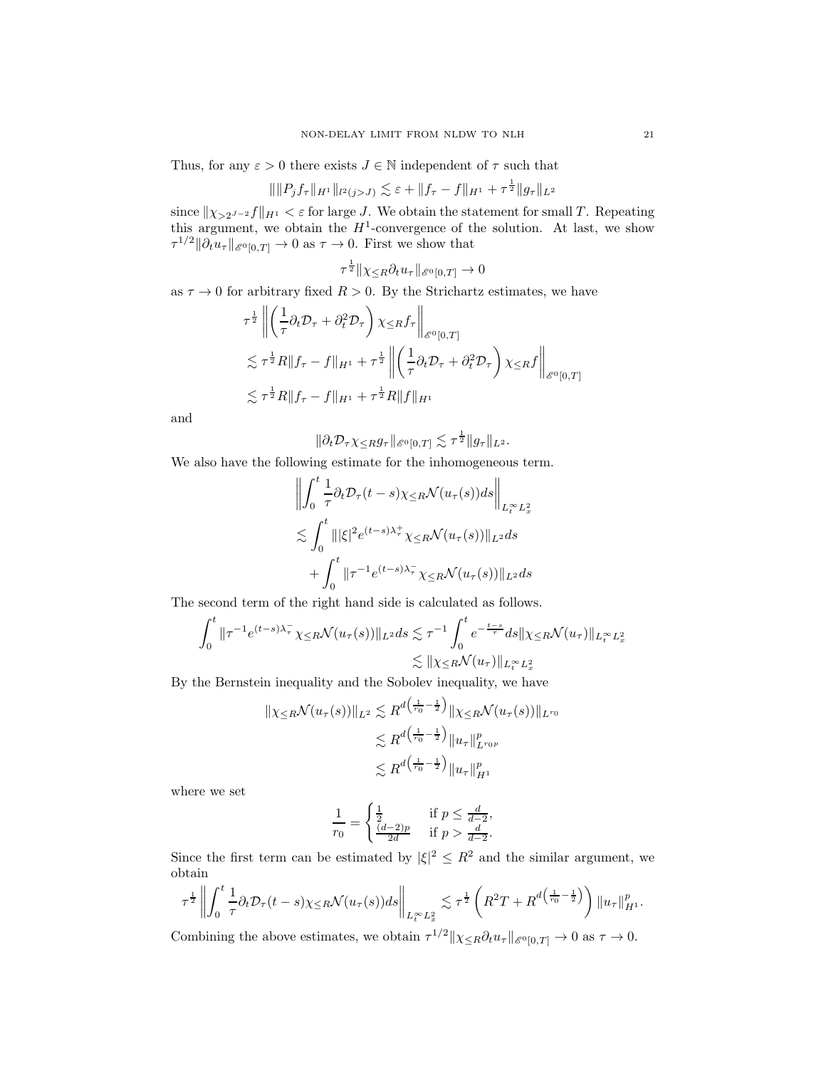Thus, for any $\varepsilon > 0$ there exists $J \in \mathbb{N}$ independent of $\tau$ such that

$$\| \|P_j f_\tau\|_{H^1} \|_{l^2(j>J)} \lesssim \varepsilon + \|f_\tau - f\|_{H^1} + \tau^{\frac{1}{2}} \|g_\tau\|_{L^2}$$

since $\|\chi_{>2^{J-2}} f\|_{H^1} < \varepsilon$ for large $J$. We obtain the statement for small $T$. Repeating this argument, we obtain the $H^1$-convergence of the solution. At last, we show $\tau^{1/2} \|\partial_t u_\tau\|_{\mathscr{E}^0[0,T]} \to 0$ as $\tau \to 0$. First we show that

$$\tau^{\frac{1}{2}} \|\chi_{\leq R} \partial_t u_\tau\|_{\mathscr{E}^0[0,T]} \to 0$$

as $\tau \to 0$ for arbitrary fixed $R > 0$. By the Strichartz estimates, we have

$$\begin{aligned}
&\tau^{\frac{1}{2}} \left\| \left( \frac{1}{\tau} \partial_t \mathcal{D}_\tau + \partial_t^2 \mathcal{D}_\tau \right) \chi_{\leq R} f_\tau \right\|_{\mathscr{E}^0[0,T]} \\
&\lesssim \tau^{\frac{1}{2}} R \|f_\tau - f\|_{H^1} + \tau^{\frac{1}{2}} \left\| \left( \frac{1}{\tau} \partial_t \mathcal{D}_\tau + \partial_t^2 \mathcal{D}_\tau \right) \chi_{\leq R} f \right\|_{\mathscr{E}^0[0,T]} \\
&\lesssim \tau^{\frac{1}{2}} R \|f_\tau - f\|_{H^1} + \tau^{\frac{1}{2}} R \|f\|_{H^1}
\end{aligned}$$

and

$$\|\partial_t \mathcal{D}_\tau \chi_{\leq R} g_\tau\|_{\mathscr{E}^0[0,T]} \lesssim \tau^{\frac{1}{2}} \|g_\tau\|_{L^2}.$$

We also have the following estimate for the inhomogeneous term.

$$\begin{aligned}
&\left\| \int_0^t \frac{1}{\tau} \partial_t \mathcal{D}_\tau (t-s) \chi_{\leq R} \mathcal{N}(u_\tau(s)) ds \right\|_{L_t^\infty L_x^2} \\
&\lesssim \int_0^t \| |\xi|^2 e^{(t-s)\lambda_\tau^+} \chi_{\leq R} \mathcal{N}(u_\tau(s)) \|_{L^2} ds \\
&\quad + \int_0^t \| \tau^{-1} e^{(t-s)\lambda_\tau^-} \chi_{\leq R} \mathcal{N}(u_\tau(s)) \|_{L^2} ds
\end{aligned}$$

The second term of the right hand side is calculated as follows.

$$\begin{aligned}
\int_0^t \| \tau^{-1} e^{(t-s)\lambda_\tau^-} \chi_{\leq R} \mathcal{N}(u_\tau(s)) \|_{L^2} ds &\lesssim \tau^{-1} \int_0^t e^{-\frac{t-s}{\tau}} ds \|\chi_{\leq R} \mathcal{N}(u_\tau)\|_{L_t^\infty L_x^2} \\
&\lesssim \|\chi_{\leq R} \mathcal{N}(u_\tau)\|_{L_t^\infty L_x^2}
\end{aligned}$$

By the Bernstein inequality and the Sobolev inequality, we have

$$\begin{aligned}
\|\chi_{\leq R} \mathcal{N}(u_\tau(s))\|_{L^2} &\lesssim R^{d\left(\frac{1}{r_0} - \frac{1}{2}\right)} \|\chi_{\leq R} \mathcal{N}(u_\tau(s))\|_{L^{r_0}} \\
&\lesssim R^{d\left(\frac{1}{r_0} - \frac{1}{2}\right)} \|u_\tau\|_{L^{r_0 p}}^p \\
&\lesssim R^{d\left(\frac{1}{r_0} - \frac{1}{2}\right)} \|u_\tau\|_{H^1}^p
\end{aligned}$$

where we set

$$\frac{1}{r_0} = \begin{cases} \frac{1}{2} & \text{if } p \leq \frac{d}{d-2}, \\ \frac{(d-2)p}{2d} & \text{if } p > \frac{d}{d-2}. \end{cases}$$

Since the first term can be estimated by $|\xi|^2 \leq R^2$ and the similar argument, we obtain

$$\tau^{\frac{1}{2}} \left\| \int_0^t \frac{1}{\tau} \partial_t \mathcal{D}_\tau (t-s) \chi_{\leq R} \mathcal{N}(u_\tau(s)) ds \right\|_{L_t^\infty L_x^2} \lesssim \tau^{\frac{1}{2}} \left( R^2 T + R^{d\left(\frac{1}{r_0} - \frac{1}{2}\right)} \right) \|u_\tau\|_{H^1}^p.$$

Combining the above estimates, we obtain $\tau^{1/2} \|\chi_{\leq R} \partial_t u_\tau\|_{\mathscr{E}^0[0,T]} \to 0$ as $\tau \to 0$.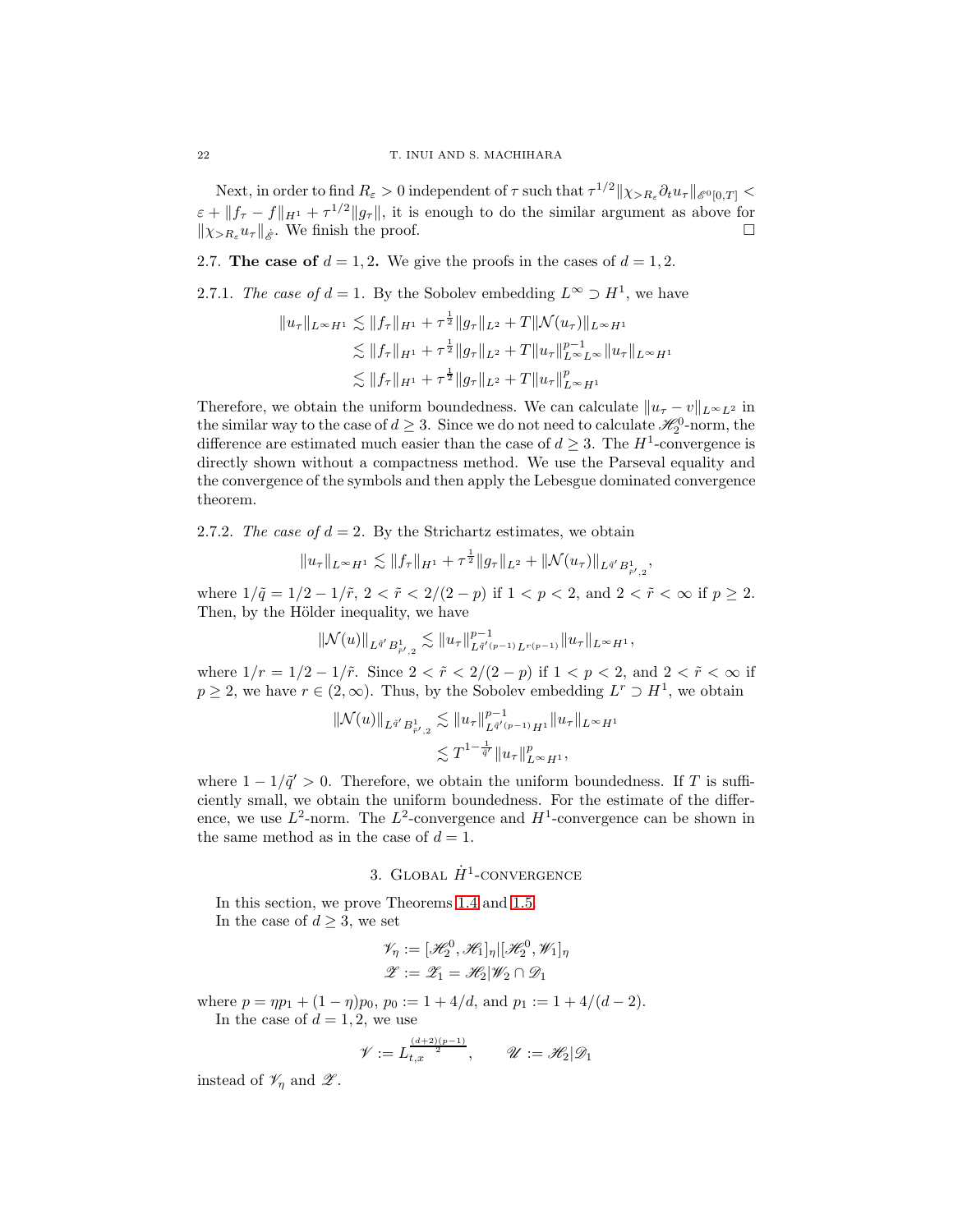Next, in order to find $R_\varepsilon > 0$ independent of $\tau$ such that $\tau^{1/2}\|\chi_{>R_\varepsilon}\partial_t u_\tau\|_{\mathscr{E}^0[0,T]} < \varepsilon + \|f_\tau - f\|_{H^1} + \tau^{1/2}\|g_\tau\|$, it is enough to do the similar argument as above for $\|\chi_{>R_\varepsilon} u_\tau\|_{\dot{\mathscr{E}}}$. We finish the proof. $\square$

## 2.7. **The case of** $d = 1, 2$.

We give the proofs in the cases of $d = 1, 2$.

### 2.7.1. *The case of* $d = 1$.

By the Sobolev embedding $L^\infty \supset H^1$, we have

$$
\begin{aligned}
\|u_\tau\|_{L^\infty H^1} &\lesssim \|f_\tau\|_{H^1} + \tau^{\frac{1}{2}}\|g_\tau\|_{L^2} + T\|\mathcal{N}(u_\tau)\|_{L^\infty H^1} \\
&\lesssim \|f_\tau\|_{H^1} + \tau^{\frac{1}{2}}\|g_\tau\|_{L^2} + T\|u_\tau\|_{L^\infty L^\infty}^{p-1}\|u_\tau\|_{L^\infty H^1} \\
&\lesssim \|f_\tau\|_{H^1} + \tau^{\frac{1}{2}}\|g_\tau\|_{L^2} + T\|u_\tau\|_{L^\infty H^1}^{p}
\end{aligned}
$$

Therefore, we obtain the uniform boundedness. We can calculate $\|u_\tau - v\|_{L^\infty L^2}$ in the similar way to the case of $d \geq 3$. Since we do not need to calculate $\mathscr{H}_2^0$-norm, the difference are estimated much easier than the case of $d \geq 3$. The $H^1$-convergence is directly shown without a compactness method. We use the Parseval equality and the convergence of the symbols and then apply the Lebesgue dominated convergence theorem.

### 2.7.2. *The case of* $d = 2$.

By the Strichartz estimates, we obtain

$$
\|u_\tau\|_{L^\infty H^1} \lesssim \|f_\tau\|_{H^1} + \tau^{\frac{1}{2}}\|g_\tau\|_{L^2} + \|\mathcal{N}(u_\tau)\|_{L^{\tilde{q}'}B^1_{\tilde{r}',2}},
$$

where $1/\tilde{q} = 1/2 - 1/\tilde{r}$, $2 < \tilde{r} < 2/(2-p)$ if $1 < p < 2$, and $2 < \tilde{r} < \infty$ if $p \geq 2$. Then, by the Hölder inequality, we have

$$
\|\mathcal{N}(u)\|_{L^{\tilde{q}'}B^1_{\tilde{r}',2}} \lesssim \|u_\tau\|_{L^{\tilde{q}'(p-1)}L^{r(p-1)}}^{p-1}\|u_\tau\|_{L^\infty H^1},
$$

where $1/r = 1/2 - 1/\tilde{r}$. Since $2 < \tilde{r} < 2/(2-p)$ if $1 < p < 2$, and $2 < \tilde{r} < \infty$ if $p \geq 2$, we have $r \in (2, \infty)$. Thus, by the Sobolev embedding $L^r \supset H^1$, we obtain

$$
\begin{aligned}
\|\mathcal{N}(u)\|_{L^{\tilde{q}'}B^1_{\tilde{r}',2}} &\lesssim \|u_\tau\|_{L^{\tilde{q}'(p-1)}H^1}^{p-1}\|u_\tau\|_{L^\infty H^1} \\
&\lesssim T^{1-\frac{1}{\tilde{q}'}}\|u_\tau\|_{L^\infty H^1}^{p},
\end{aligned}
$$

where $1 - 1/\tilde{q}' > 0$. Therefore, we obtain the uniform boundedness. If $T$ is sufficiently small, we obtain the uniform boundedness. For the estimate of the difference, we use $L^2$-norm. The $L^2$-convergence and $H^1$-convergence can be shown in the same method as in the case of $d = 1$.

# 3. Global $\dot{H}^1$-convergence

In this section, we prove Theorems 1.4 and 1.5.

In the case of $d \geq 3$, we set

$$
\begin{aligned}
\mathscr{V}_\eta &:= [\mathscr{H}_2^0, \mathscr{H}_1]_\eta | [\mathscr{H}_2^0, \mathscr{W}_1]_\eta \\
\mathscr{Z} &:= \mathscr{Z}_1 = \mathscr{H}_2 | \mathscr{W}_2 \cap \mathscr{D}_1
\end{aligned}
$$

where $p = \eta p_1 + (1-\eta)p_0$, $p_0 := 1 + 4/d$, and $p_1 := 1 + 4/(d-2)$.

In the case of $d = 1, 2$, we use

$$
\mathscr{V} := L_{t,x}^{\frac{(d+2)(p-1)}{2}}, \qquad \mathscr{U} := \mathscr{H}_2 | \mathscr{D}_1
$$

instead of $\mathscr{V}_\eta$ and $\mathscr{Z}$.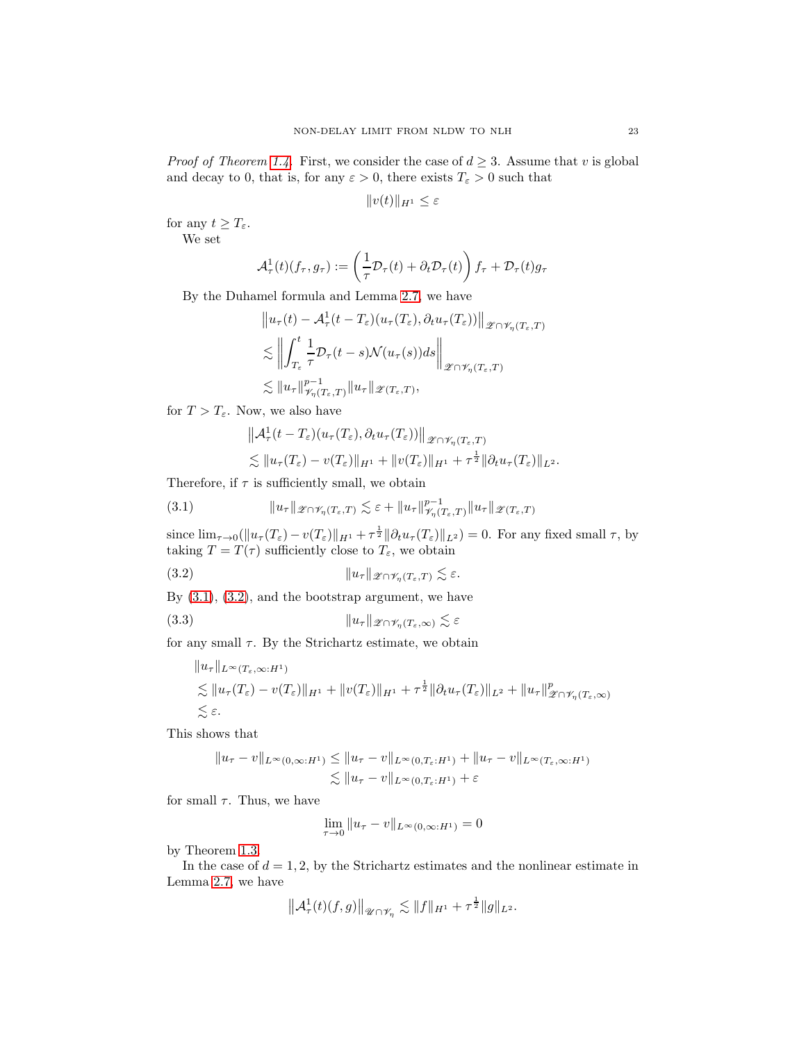*Proof of Theorem 1.4.* First, we consider the case of $d \geq 3$. Assume that $v$ is global and decay to 0, that is, for any $\varepsilon > 0$, there exists $T_\varepsilon > 0$ such that

$$\|v(t)\|_{H^1} \leq \varepsilon$$

for any $t \geq T_\varepsilon$.

We set

$$\mathcal{A}_\tau^1(t)(f_\tau, g_\tau) := \left(\frac{1}{\tau}\mathcal{D}_\tau(t) + \partial_t \mathcal{D}_\tau(t)\right) f_\tau + \mathcal{D}_\tau(t) g_\tau$$

By the Duhamel formula and Lemma 2.7, we have

$$\begin{aligned}
&\left\|u_\tau(t) - \mathcal{A}_\tau^1(t - T_\varepsilon)(u_\tau(T_\varepsilon), \partial_t u_\tau(T_\varepsilon))\right\|_{\mathscr{Z} \cap \mathscr{V}_\eta(T_\varepsilon, T)} \\
&\lesssim \left\| \int_{T_\varepsilon}^t \frac{1}{\tau} \mathcal{D}_\tau(t-s) \mathcal{N}(u_\tau(s)) ds \right\|_{\mathscr{Z} \cap \mathscr{V}_\eta(T_\varepsilon, T)} \\
&\lesssim \|u_\tau\|_{\mathscr{V}_\eta(T_\varepsilon, T)}^{p-1} \|u_\tau\|_{\mathscr{Z}(T_\varepsilon, T)},
\end{aligned}$$

for $T > T_\varepsilon$. Now, we also have

$$\begin{aligned}
&\left\|\mathcal{A}_\tau^1(t - T_\varepsilon)(u_\tau(T_\varepsilon), \partial_t u_\tau(T_\varepsilon))\right\|_{\mathscr{Z} \cap \mathscr{V}_\eta(T_\varepsilon, T)} \\
&\lesssim \|u_\tau(T_\varepsilon) - v(T_\varepsilon)\|_{H^1} + \|v(T_\varepsilon)\|_{H^1} + \tau^{\frac{1}{2}} \|\partial_t u_\tau(T_\varepsilon)\|_{L^2}.
\end{aligned}$$

Therefore, if $\tau$ is sufficiently small, we obtain

$$\|u_\tau\|_{\mathscr{Z} \cap \mathscr{V}_\eta(T_\varepsilon, T)} \lesssim \varepsilon + \|u_\tau\|_{\mathscr{V}_\eta(T_\varepsilon, T)}^{p-1} \|u_\tau\|_{\mathscr{Z}(T_\varepsilon, T)} \tag{3.1}$$

since $\lim_{\tau \to 0}(\|u_\tau(T_\varepsilon) - v(T_\varepsilon)\|_{H^1} + \tau^{\frac{1}{2}} \|\partial_t u_\tau(T_\varepsilon)\|_{L^2}) = 0$. For any fixed small $\tau$, by taking $T = T(\tau)$ sufficiently close to $T_\varepsilon$, we obtain

$$\|u_\tau\|_{\mathscr{Z} \cap \mathscr{V}_\eta(T_\varepsilon, T)} \lesssim \varepsilon. \tag{3.2}$$

By (3.1), (3.2), and the bootstrap argument, we have

$$\|u_\tau\|_{\mathscr{Z} \cap \mathscr{V}_\eta(T_\varepsilon, \infty)} \lesssim \varepsilon \tag{3.3}$$

for any small $\tau$. By the Strichartz estimate, we obtain

$$\begin{aligned}
&\|u_\tau\|_{L^\infty(T_\varepsilon, \infty : H^1)} \\
&\lesssim \|u_\tau(T_\varepsilon) - v(T_\varepsilon)\|_{H^1} + \|v(T_\varepsilon)\|_{H^1} + \tau^{\frac{1}{2}} \|\partial_t u_\tau(T_\varepsilon)\|_{L^2} + \|u_\tau\|_{\mathscr{Z} \cap \mathscr{V}_\eta(T_\varepsilon, \infty)}^p \\
&\lesssim \varepsilon.
\end{aligned}$$

This shows that

$$\begin{aligned}
\|u_\tau - v\|_{L^\infty(0, \infty : H^1)} &\leq \|u_\tau - v\|_{L^\infty(0, T_\varepsilon : H^1)} + \|u_\tau - v\|_{L^\infty(T_\varepsilon, \infty : H^1)} \\
&\lesssim \|u_\tau - v\|_{L^\infty(0, T_\varepsilon : H^1)} + \varepsilon
\end{aligned}$$

for small $\tau$. Thus, we have

$$\lim_{\tau \to 0} \|u_\tau - v\|_{L^\infty(0, \infty : H^1)} = 0$$

by Theorem 1.3.

In the case of $d = 1, 2$, by the Strichartz estimates and the nonlinear estimate in Lemma 2.7, we have

$$\left\|\mathcal{A}_\tau^1(t)(f, g)\right\|_{\mathscr{U} \cap \mathscr{V}_\eta} \lesssim \|f\|_{H^1} + \tau^{\frac{1}{2}} \|g\|_{L^2}.$$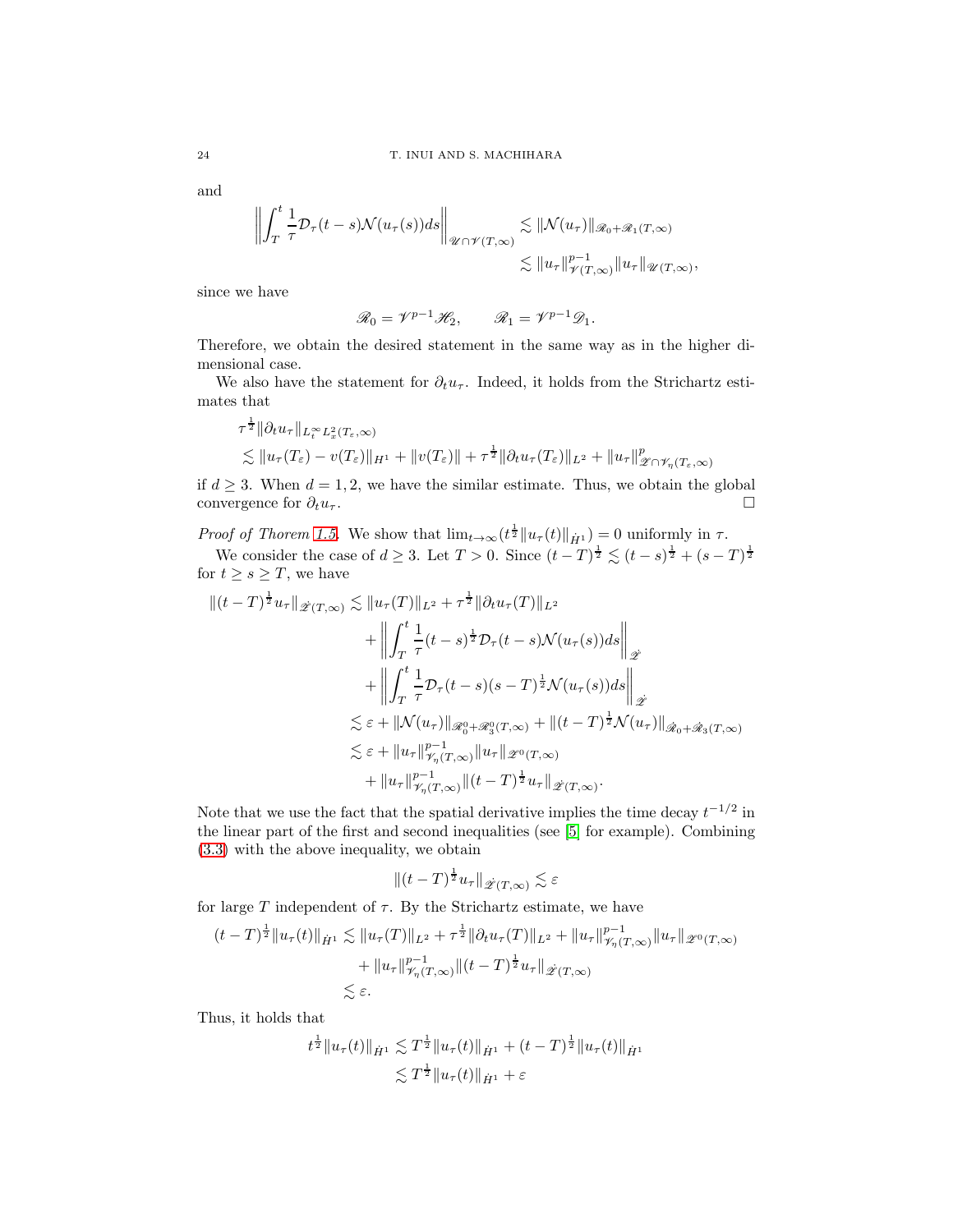and

$$\left\| \int_T^t \frac{1}{\tau} \mathcal{D}_\tau(t-s) \mathcal{N}(u_\tau(s)) ds \right\|_{\mathscr{U} \cap \mathscr{V}(T,\infty)} \lesssim \|\mathcal{N}(u_\tau)\|_{\mathscr{R}_0 + \mathscr{R}_1(T,\infty)}$$
$$\lesssim \|u_\tau\|_{\mathscr{V}(T,\infty)}^{p-1} \|u_\tau\|_{\mathscr{U}(T,\infty)},$$

since we have

$$\mathscr{R}_0 = \mathscr{V}^{p-1}\mathscr{H}_2, \qquad \mathscr{R}_1 = \mathscr{V}^{p-1}\mathscr{D}_1.$$

Therefore, we obtain the desired statement in the same way as in the higher dimensional case.

We also have the statement for $\partial_t u_\tau$. Indeed, it holds from the Strichartz estimates that

$$\tau^{\frac{1}{2}} \|\partial_t u_\tau\|_{L_t^\infty L_x^2(T_\varepsilon,\infty)}$$
$$\lesssim \|u_\tau(T_\varepsilon) - v(T_\varepsilon)\|_{H^1} + \|v(T_\varepsilon)\| + \tau^{\frac{1}{2}} \|\partial_t u_\tau(T_\varepsilon)\|_{L^2} + \|u_\tau\|_{\mathscr{Z} \cap \mathscr{V}_\eta(T_\varepsilon,\infty)}^p$$

if $d \geq 3$. When $d = 1, 2$, we have the similar estimate. Thus, we obtain the global convergence for $\partial_t u_\tau$. □

*Proof of Thorem 1.5.* We show that $\lim_{t\to\infty}(t^{\frac{1}{2}}\|u_\tau(t)\|_{\dot{H}^1}) = 0$ uniformly in $\tau$.

We consider the case of $d \geq 3$. Let $T > 0$. Since $(t-T)^{\frac{1}{2}} \lesssim (t-s)^{\frac{1}{2}} + (s-T)^{\frac{1}{2}}$ for $t \geq s \geq T$, we have

$$\begin{aligned}
\|(t-T)^{\frac{1}{2}} u_\tau\|_{\dot{\mathscr{Z}}(T,\infty)} &\lesssim \|u_\tau(T)\|_{L^2} + \tau^{\frac{1}{2}} \|\partial_t u_\tau(T)\|_{L^2} \\
&\quad + \left\| \int_T^t \frac{1}{\tau} (t-s)^{\frac{1}{2}} \mathcal{D}_\tau(t-s) \mathcal{N}(u_\tau(s)) ds \right\|_{\dot{\mathscr{Z}}} \\
&\quad + \left\| \int_T^t \frac{1}{\tau} \mathcal{D}_\tau(t-s) (s-T)^{\frac{1}{2}} \mathcal{N}(u_\tau(s)) ds \right\|_{\dot{\mathscr{Z}}} \\
&\lesssim \varepsilon + \|\mathcal{N}(u_\tau)\|_{\mathscr{R}_0^0 + \mathscr{R}_3^0(T,\infty)} + \|(t-T)^{\frac{1}{2}} \mathcal{N}(u_\tau)\|_{\dot{\mathscr{R}}_0 + \dot{\mathscr{R}}_3(T,\infty)} \\
&\lesssim \varepsilon + \|u_\tau\|_{\mathscr{V}_\eta(T,\infty)}^{p-1} \|u_\tau\|_{\mathscr{Z}^0(T,\infty)} \\
&\quad + \|u_\tau\|_{\mathscr{V}_\eta(T,\infty)}^{p-1} \|(t-T)^{\frac{1}{2}} u_\tau\|_{\dot{\mathscr{Z}}(T,\infty)}.
\end{aligned}$$

Note that we use the fact that the spatial derivative implies the time decay $t^{-1/2}$ in the linear part of the first and second inequalities (see [5] for example). Combining (3.3) with the above inequality, we obtain

$$\|(t-T)^{\frac{1}{2}} u_\tau\|_{\dot{\mathscr{Z}}(T,\infty)} \lesssim \varepsilon$$

for large $T$ independent of $\tau$. By the Strichartz estimate, we have

$$\begin{aligned}
(t-T)^{\frac{1}{2}} \|u_\tau(t)\|_{\dot{H}^1} &\lesssim \|u_\tau(T)\|_{L^2} + \tau^{\frac{1}{2}} \|\partial_t u_\tau(T)\|_{L^2} + \|u_\tau\|_{\mathscr{V}_\eta(T,\infty)}^{p-1} \|u_\tau\|_{\mathscr{Z}^0(T,\infty)} \\
&\quad + \|u_\tau\|_{\mathscr{V}_\eta(T,\infty)}^{p-1} \|(t-T)^{\frac{1}{2}} u_\tau\|_{\dot{\mathscr{Z}}(T,\infty)} \\
&\lesssim \varepsilon.
\end{aligned}$$

Thus, it holds that

$$\begin{aligned}
t^{\frac{1}{2}} \|u_\tau(t)\|_{\dot{H}^1} &\lesssim T^{\frac{1}{2}} \|u_\tau(t)\|_{\dot{H}^1} + (t-T)^{\frac{1}{2}} \|u_\tau(t)\|_{\dot{H}^1} \\
&\lesssim T^{\frac{1}{2}} \|u_\tau(t)\|_{\dot{H}^1} + \varepsilon
\end{aligned}$$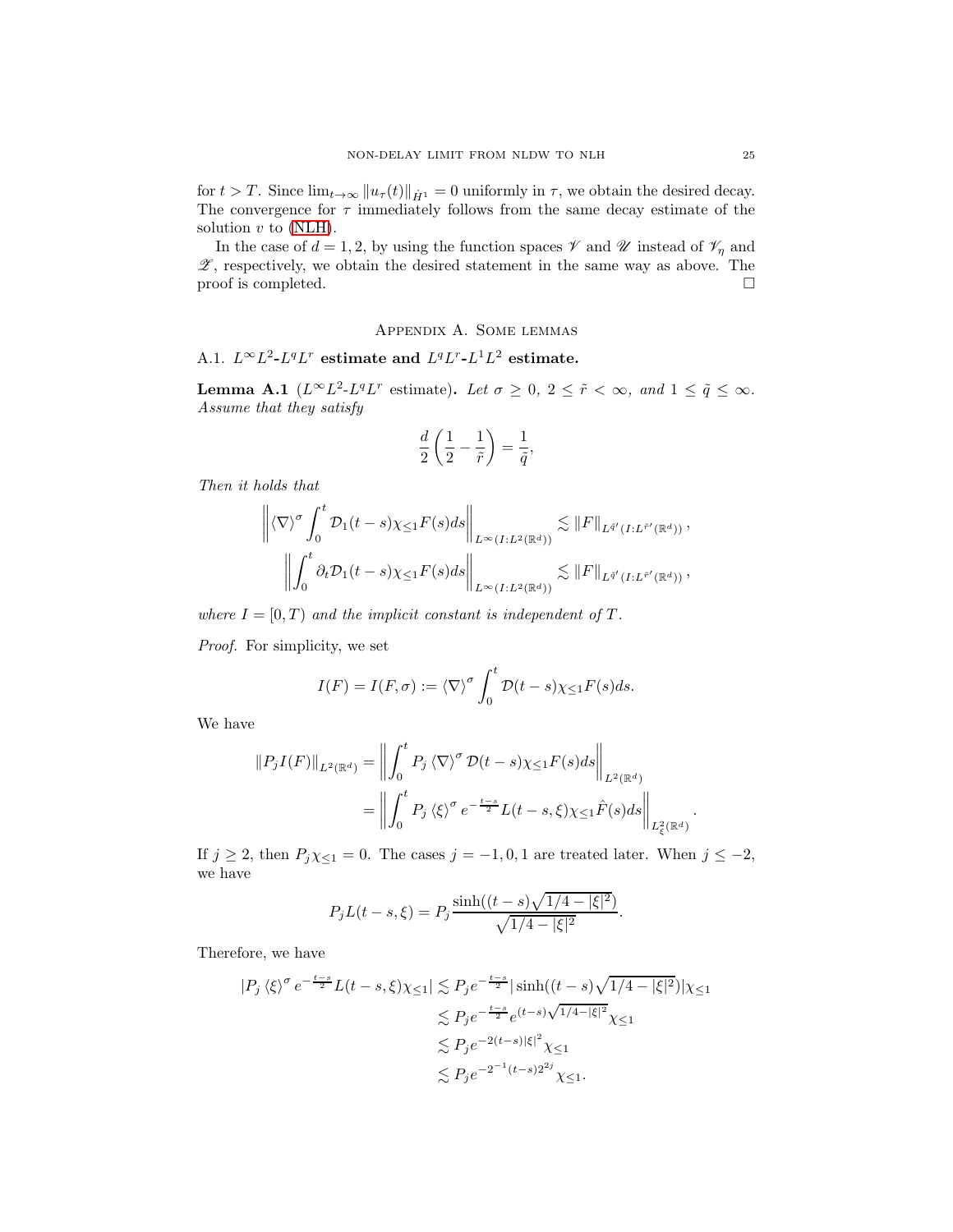for $t > T$. Since $\lim_{t\to\infty} \|u_\tau(t)\|_{\dot{H}^1} = 0$ uniformly in $\tau$, we obtain the desired decay. The convergence for $\tau$ immediately follows from the same decay estimate of the solution $v$ to (NLH).

In the case of $d = 1, 2$, by using the function spaces $\mathscr{V}$ and $\mathscr{U}$ instead of $\mathscr{V}_\eta$ and $\mathscr{Z}$, respectively, we obtain the desired statement in the same way as above. The proof is completed. □

## Appendix A. Some lemmas

### A.1. $L^\infty L^2$-$L^q L^r$ estimate and $L^q L^r$-$L^1 L^2$ estimate.

**Lemma A.1** ($L^\infty L^2$-$L^q L^r$ estimate). *Let $\sigma \geq 0$, $2 \leq \tilde{r} < \infty$, and $1 \leq \tilde{q} \leq \infty$. Assume that they satisfy*

$$\frac{d}{2}\left(\frac{1}{2} - \frac{1}{\tilde{r}}\right) = \frac{1}{\tilde{q}},$$

*Then it holds that*

$$\left\| \langle \nabla \rangle^\sigma \int_0^t \mathcal{D}_1(t-s)\chi_{\leq 1} F(s) ds \right\|_{L^\infty(I:L^2(\mathbb{R}^d))} \lesssim \|F\|_{L^{\tilde{q}'}(I:L^{\tilde{r}'}(\mathbb{R}^d))},$$

$$\left\| \int_0^t \partial_t \mathcal{D}_1(t-s)\chi_{\leq 1} F(s) ds \right\|_{L^\infty(I:L^2(\mathbb{R}^d))} \lesssim \|F\|_{L^{\tilde{q}'}(I:L^{\tilde{r}'}(\mathbb{R}^d))},$$

*where $I = [0, T)$ and the implicit constant is independent of $T$.*

*Proof.* For simplicity, we set

$$I(F) = I(F, \sigma) := \langle \nabla \rangle^\sigma \int_0^t \mathcal{D}(t-s)\chi_{\leq 1} F(s) ds.$$

We have

$$\begin{aligned}
\|P_j I(F)\|_{L^2(\mathbb{R}^d)} &= \left\| \int_0^t P_j \langle \nabla \rangle^\sigma \mathcal{D}(t-s)\chi_{\leq 1} F(s) ds \right\|_{L^2(\mathbb{R}^d)} \\
&= \left\| \int_0^t P_j \langle \xi \rangle^\sigma e^{-\frac{t-s}{2}} L(t-s,\xi)\chi_{\leq 1} \hat{F}(s) ds \right\|_{L^2_\xi(\mathbb{R}^d)}.
\end{aligned}$$

If $j \geq 2$, then $P_j \chi_{\leq 1} = 0$. The cases $j = -1, 0, 1$ are treated later. When $j \leq -2$, we have

$$P_j L(t-s,\xi) = P_j \frac{\sinh((t-s)\sqrt{1/4 - |\xi|^2})}{\sqrt{1/4 - |\xi|^2}}.$$

Therefore, we have

$$\begin{aligned}
|P_j \langle \xi \rangle^\sigma e^{-\frac{t-s}{2}} L(t-s,\xi)\chi_{\leq 1}| &\lesssim P_j e^{-\frac{t-s}{2}} |\sinh((t-s)\sqrt{1/4 - |\xi|^2})|\chi_{\leq 1} \\
&\lesssim P_j e^{-\frac{t-s}{2}} e^{(t-s)\sqrt{1/4 - |\xi|^2}} \chi_{\leq 1} \\
&\lesssim P_j e^{-2(t-s)|\xi|^2} \chi_{\leq 1} \\
&\lesssim P_j e^{-2^{-1}(t-s)2^{2j}} \chi_{\leq 1}.
\end{aligned}$$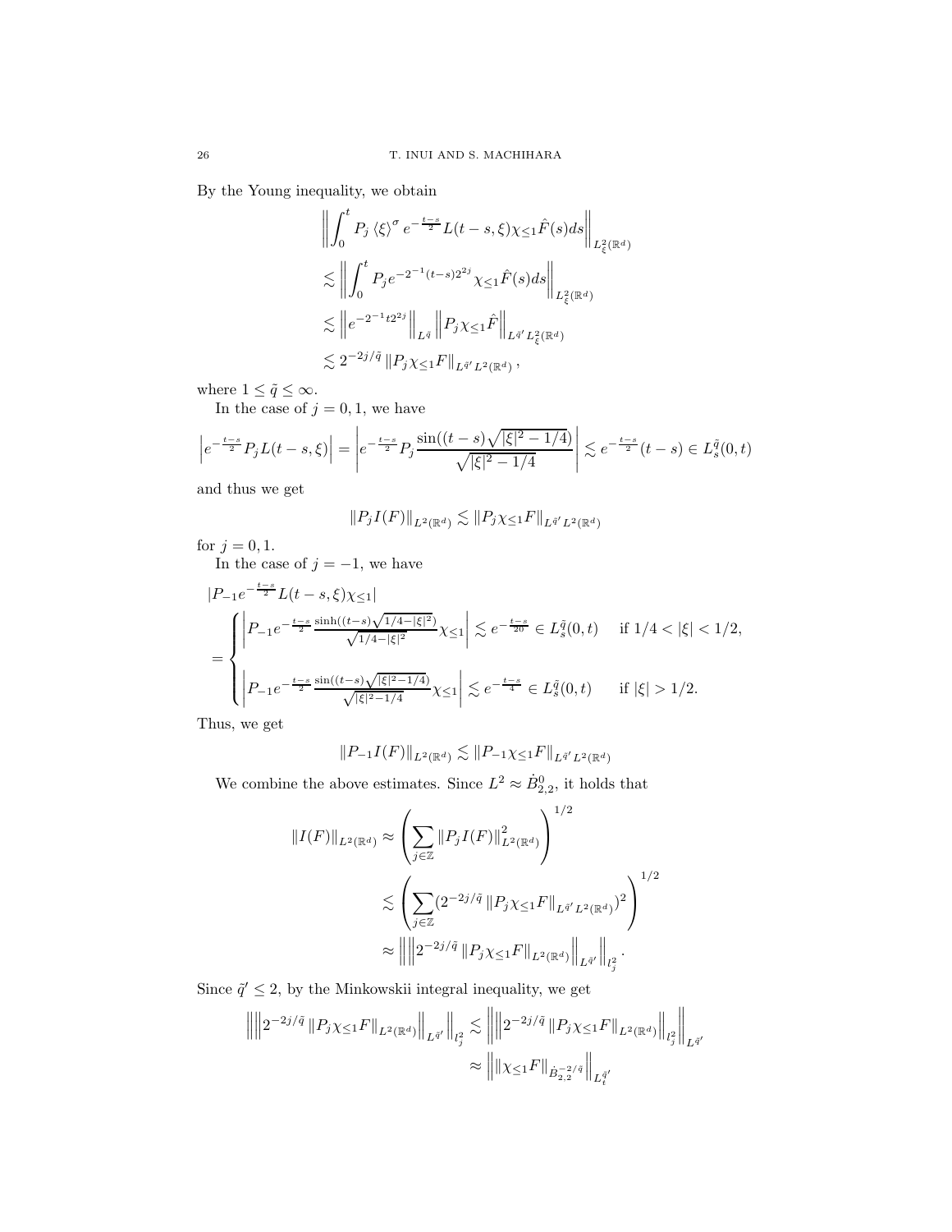By the Young inequality, we obtain

$$
\begin{aligned}
&\left\| \int_0^t P_j \langle \xi \rangle^\sigma e^{-\frac{t-s}{2}} L(t-s,\xi) \chi_{\le 1} \hat{F}(s) ds \right\|_{L^2_\xi(\mathbb{R}^d)} \\
&\lesssim \left\| \int_0^t P_j e^{-2^{-1}(t-s)2^{2j}} \chi_{\le 1} \hat{F}(s) ds \right\|_{L^2_\xi(\mathbb{R}^d)} \\
&\lesssim \left\| e^{-2^{-1}t2^{2j}} \right\|_{L^{\tilde{q}}} \left\| P_j \chi_{\le 1} \hat{F} \right\|_{L^{\tilde{q}'} L^2_\xi(\mathbb{R}^d)} \\
&\lesssim 2^{-2j/\tilde{q}} \left\| P_j \chi_{\le 1} F \right\|_{L^{\tilde{q}'} L^2(\mathbb{R}^d)},
\end{aligned}
$$

where $1 \le \tilde{q} \le \infty$.

In the case of $j = 0, 1$, we have

$$
\left| e^{-\frac{t-s}{2}} P_j L(t-s,\xi) \right| = \left| e^{-\frac{t-s}{2}} P_j \frac{\sin((t-s)\sqrt{|\xi|^2 - 1/4})}{\sqrt{|\xi|^2 - 1/4}} \right| \lesssim e^{-\frac{t-s}{2}}(t-s) \in L^{\tilde{q}}_s(0,t)
$$

and thus we get

$$
\| P_j I(F) \|_{L^2(\mathbb{R}^d)} \lesssim \| P_j \chi_{\le 1} F \|_{L^{\tilde{q}'} L^2(\mathbb{R}^d)}
$$

for $j = 0, 1$.

In the case of $j = -1$, we have

$$
\begin{aligned}
&|P_{-1} e^{-\frac{t-s}{2}} L(t-s,\xi) \chi_{\le 1}| \\
&= \begin{cases}
\left| P_{-1} e^{-\frac{t-s}{2}} \frac{\sinh((t-s)\sqrt{1/4 - |\xi|^2})}{\sqrt{1/4 - |\xi|^2}} \chi_{\le 1} \right| \lesssim e^{-\frac{t-s}{20}} \in L^{\tilde{q}}_s(0,t) & \text{if } 1/4 < |\xi| < 1/2, \\
\left| P_{-1} e^{-\frac{t-s}{2}} \frac{\sin((t-s)\sqrt{|\xi|^2 - 1/4})}{\sqrt{|\xi|^2 - 1/4}} \chi_{\le 1} \right| \lesssim e^{-\frac{t-s}{4}} \in L^{\tilde{q}}_s(0,t) & \text{if } |\xi| > 1/2.
\end{cases}
\end{aligned}
$$

Thus, we get

$$
\| P_{-1} I(F) \|_{L^2(\mathbb{R}^d)} \lesssim \| P_{-1} \chi_{\le 1} F \|_{L^{\tilde{q}'} L^2(\mathbb{R}^d)}
$$

We combine the above estimates. Since $L^2 \approx \dot{B}^0_{2,2}$, it holds that

$$
\begin{aligned}
\| I(F) \|_{L^2(\mathbb{R}^d)} &\approx \left( \sum_{j \in \mathbb{Z}} \| P_j I(F) \|^2_{L^2(\mathbb{R}^d)} \right)^{1/2} \\
&\lesssim \left( \sum_{j \in \mathbb{Z}} (2^{-2j/\tilde{q}} \| P_j \chi_{\le 1} F \|_{L^{\tilde{q}'} L^2(\mathbb{R}^d)})^2 \right)^{1/2} \\
&\approx \left\| \left\| 2^{-2j/\tilde{q}} \| P_j \chi_{\le 1} F \|_{L^2(\mathbb{R}^d)} \right\|_{L^{\tilde{q}'}} \right\|_{l^2_j}.
\end{aligned}
$$

Since $\tilde{q}' \le 2$, by the Minkowskii integral inequality, we get

$$
\begin{aligned}
\left\| \left\| 2^{-2j/\tilde{q}} \| P_j \chi_{\le 1} F \|_{L^2(\mathbb{R}^d)} \right\|_{L^{\tilde{q}'}} \right\|_{l^2_j} &\lesssim \left\| \left\| 2^{-2j/\tilde{q}} \| P_j \chi_{\le 1} F \|_{L^2(\mathbb{R}^d)} \right\|_{l^2_j} \right\|_{L^{\tilde{q}'}} \\
&\approx \left\| \| \chi_{\le 1} F \|_{\dot{B}^{-2/\tilde{q}}_{2,2}} \right\|_{L^{\tilde{q}'}_t}
\end{aligned}
$$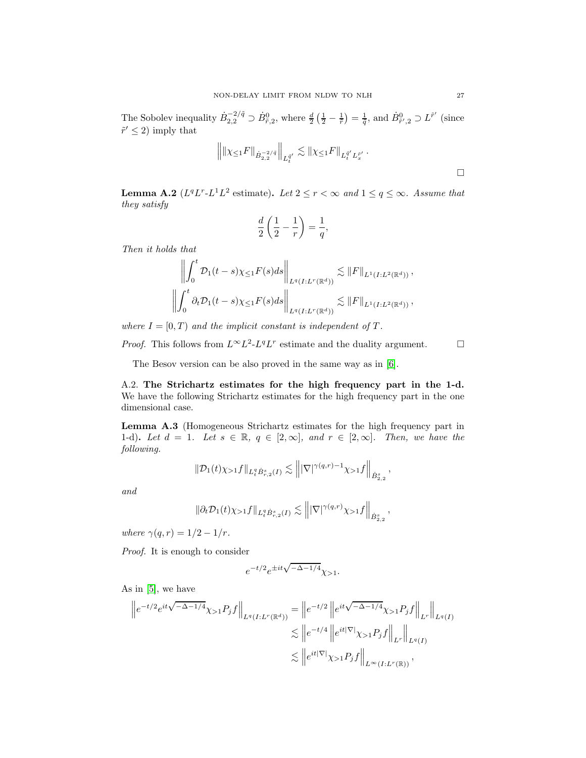The Sobolev inequality $\dot{B}^{-2/\tilde{q}}_{2,2} \supset \dot{B}^0_{\tilde{r},2}$, where $\frac{d}{2}\left(\frac{1}{2}-\frac{1}{r}\right)=\frac{1}{q}$, and $\dot{B}^0_{\tilde{r}',2} \supset L^{\tilde{r}'}$ (since $\tilde{r}' \le 2$) imply that

$$\left\| \|\chi_{\le 1} F\|_{\dot{B}^{-2/\tilde{q}}_{2,2}} \right\|_{L^{\tilde{q}'}_t} \lesssim \|\chi_{\le 1} F\|_{L^{\tilde{q}'}_t L^{\tilde{r}'}_x}.$$

□

**Lemma A.2** ($L^qL^r$-$L^1L^2$ estimate). *Let $2 \le r < \infty$ and $1 \le q \le \infty$. Assume that they satisfy*

$$\frac{d}{2}\left(\frac{1}{2}-\frac{1}{r}\right)=\frac{1}{q},$$

*Then it holds that*

$$\left\| \int_0^t \mathcal{D}_1(t-s)\chi_{\le 1}F(s)ds \right\|_{L^q(I:L^r(\mathbb{R}^d))} \lesssim \|F\|_{L^1(I:L^2(\mathbb{R}^d))},$$

$$\left\| \int_0^t \partial_t\mathcal{D}_1(t-s)\chi_{\le 1}F(s)ds \right\|_{L^q(I:L^r(\mathbb{R}^d))} \lesssim \|F\|_{L^1(I:L^2(\mathbb{R}^d))},$$

*where $I=[0,T)$ and the implicit constant is independent of $T$.*

*Proof.* This follows from $L^\infty L^2$-$L^qL^r$ estimate and the duality argument. □

The Besov version can be also proved in the same way as in [6].

A.2. **The Strichartz estimates for the high frequency part in the 1-d.** We have the following Strichartz estimates for the high frequency part in the one dimensional case.

**Lemma A.3** (Homogeneous Strichartz estimates for the high frequency part in 1-d)**.** *Let $d=1$. Let $s \in \mathbb{R}$, $q \in [2,\infty]$, and $r \in [2,\infty]$. Then, we have the following.*

$$\|\mathcal{D}_1(t)\chi_{>1}f\|_{L^q_t\dot{B}^s_{r,2}(I)} \lesssim \left\| |\nabla|^{\gamma(q,r)-1}\chi_{>1}f \right\|_{\dot{B}^s_{2,2}},$$

*and*

$$\|\partial_t\mathcal{D}_1(t)\chi_{>1}f\|_{L^q_t\dot{B}^s_{r,2}(I)} \lesssim \left\| |\nabla|^{\gamma(q,r)}\chi_{>1}f \right\|_{\dot{B}^s_{2,2}},$$

*where $\gamma(q,r)=1/2-1/r$.*

*Proof.* It is enough to consider

$$e^{-t/2}e^{\pm it\sqrt{-\Delta-1/4}}\chi_{>1}.$$

As in [5], we have

$$\begin{aligned}
\left\| e^{-t/2}e^{it\sqrt{-\Delta-1/4}}\chi_{>1}P_jf \right\|_{L^q(I:L^r(\mathbb{R}^d))} &= \left\| e^{-t/2}\left\| e^{it\sqrt{-\Delta-1/4}}\chi_{>1}P_jf \right\|_{L^r} \right\|_{L^q(I)} \\
&\lesssim \left\| e^{-t/4}\left\| e^{it|\nabla|}\chi_{>1}P_jf \right\|_{L^r} \right\|_{L^q(I)} \\
&\lesssim \left\| e^{it|\nabla|}\chi_{>1}P_jf \right\|_{L^\infty(I:L^r(\mathbb{R}))},
\end{aligned}$$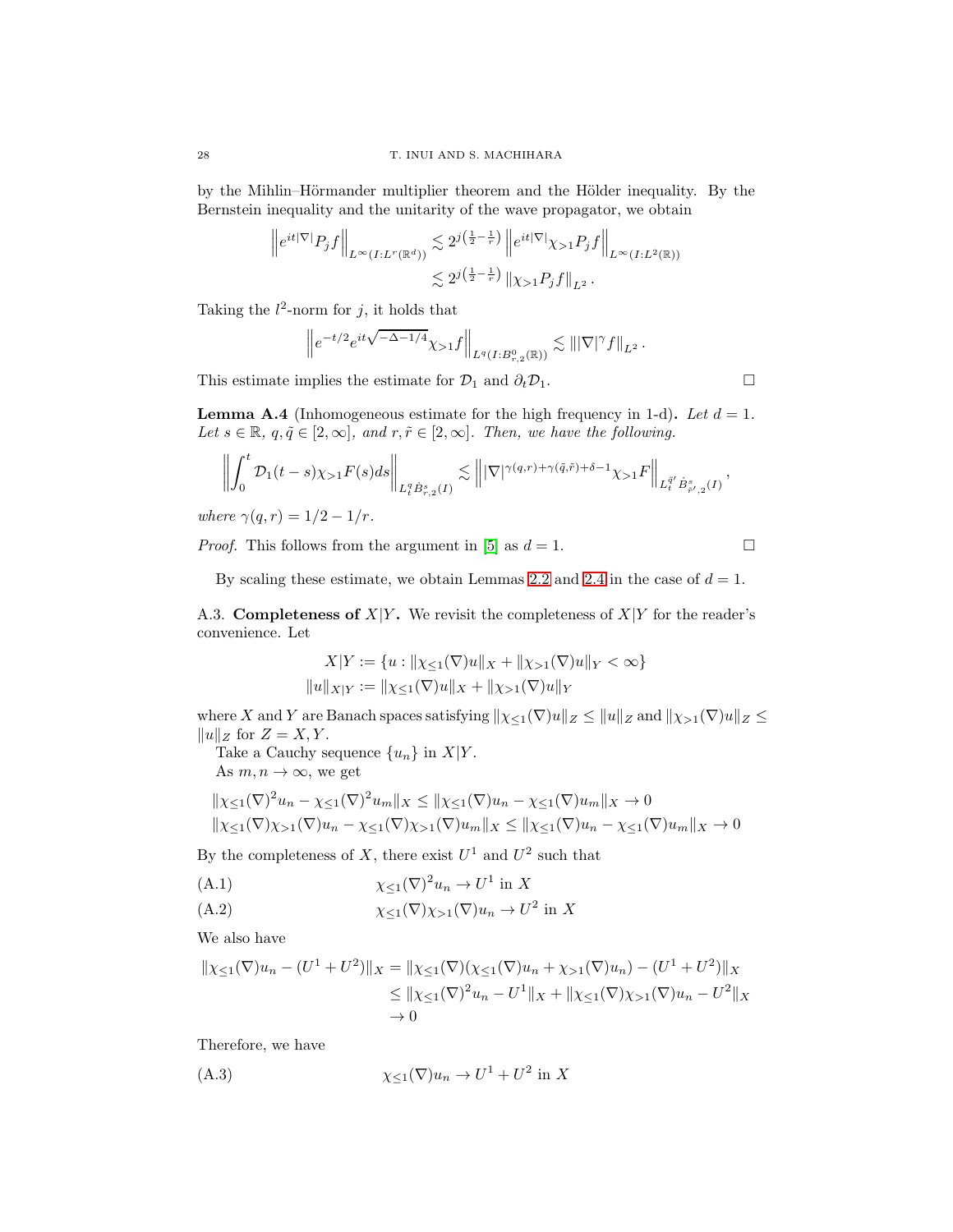by the Mihlin–Hörmander multiplier theorem and the Hölder inequality. By the Bernstein inequality and the unitarity of the wave propagator, we obtain

$$
\begin{aligned}
\left\| e^{it|\nabla|} P_j f \right\|_{L^\infty(I:L^r(\mathbb{R}^d))} &\lesssim 2^{j\left(\frac{1}{2}-\frac{1}{r}\right)} \left\| e^{it|\nabla|} \chi_{>1} P_j f \right\|_{L^\infty(I:L^2(\mathbb{R}))} \\
&\lesssim 2^{j\left(\frac{1}{2}-\frac{1}{r}\right)} \left\| \chi_{>1} P_j f \right\|_{L^2}.
\end{aligned}
$$

Taking the $l^2$-norm for $j$, it holds that

$$
\left\| e^{-t/2} e^{it\sqrt{-\Delta - 1/4}} \chi_{>1} f \right\|_{L^q(I:B^0_{r,2}(\mathbb{R}))} \lesssim \left\| |\nabla|^\gamma f \right\|_{L^2}.
$$

This estimate implies the estimate for $\mathcal{D}_1$ and $\partial_t \mathcal{D}_1$. □

**Lemma A.4** (Inhomogeneous estimate for the high frequency in 1-d)**.** *Let $d=1$. Let $s \in \mathbb{R}$, $q, \tilde{q} \in [2,\infty]$, and $r, \tilde{r} \in [2,\infty]$. Then, we have the following.*

$$
\left\| \int_0^t \mathcal{D}_1(t-s) \chi_{>1} F(s) ds \right\|_{L^q_t \dot{B}^s_{r,2}(I)} \lesssim \left\| |\nabla|^{\gamma(q,r)+\gamma(\tilde{q},\tilde{r})+\delta-1} \chi_{>1} F \right\|_{L^{\tilde{q}'}_t \dot{B}^s_{\tilde{r}',2}(I)},
$$

*where $\gamma(q,r) = 1/2 - 1/r$.*

*Proof.* This follows from the argument in [5] as $d=1$. □

By scaling these estimate, we obtain Lemmas 2.2 and 2.4 in the case of $d=1$.

A.3. **Completeness of $X|Y$.** We revisit the completeness of $X|Y$ for the reader's convenience. Let

$$
\begin{aligned}
X|Y &:= \{ u : \|\chi_{\le 1}(\nabla) u\|_X + \|\chi_{>1}(\nabla) u\|_Y < \infty \} \\
\|u\|_{X|Y} &:= \|\chi_{\le 1}(\nabla) u\|_X + \|\chi_{>1}(\nabla) u\|_Y
\end{aligned}
$$

where $X$ and $Y$ are Banach spaces satisfying $\|\chi_{\le 1}(\nabla) u\|_Z \le \|u\|_Z$ and $\|\chi_{>1}(\nabla) u\|_Z \le \|u\|_Z$ for $Z = X, Y$.

Take a Cauchy sequence $\{u_n\}$ in $X|Y$.

As $m, n \to \infty$, we get

$$
\begin{aligned}
&\|\chi_{\le 1}(\nabla)^2 u_n - \chi_{\le 1}(\nabla)^2 u_m\|_X \le \|\chi_{\le 1}(\nabla) u_n - \chi_{\le 1}(\nabla) u_m\|_X \to 0 \\
&\|\chi_{\le 1}(\nabla)\chi_{>1}(\nabla) u_n - \chi_{\le 1}(\nabla)\chi_{>1}(\nabla) u_m\|_X \le \|\chi_{\le 1}(\nabla) u_n - \chi_{\le 1}(\nabla) u_m\|_X \to 0
\end{aligned}
$$

By the completeness of $X$, there exist $U^1$ and $U^2$ such that

$$
\chi_{\le 1}(\nabla)^2 u_n \to U^1 \text{ in } X \tag{A.1}
$$

$$
\chi_{\le 1}(\nabla)\chi_{>1}(\nabla) u_n \to U^2 \text{ in } X \tag{A.2}
$$

We also have

$$
\begin{aligned}
\|\chi_{\le 1}(\nabla) u_n - (U^1 + U^2)\|_X &= \|\chi_{\le 1}(\nabla)(\chi_{\le 1}(\nabla) u_n + \chi_{>1}(\nabla) u_n) - (U^1 + U^2)\|_X \\
&\le \|\chi_{\le 1}(\nabla)^2 u_n - U^1\|_X + \|\chi_{\le 1}(\nabla)\chi_{>1}(\nabla) u_n - U^2\|_X \\
&\to 0
\end{aligned}
$$

Therefore, we have

$$
\chi_{\le 1}(\nabla) u_n \to U^1 + U^2 \text{ in } X \tag{A.3}
$$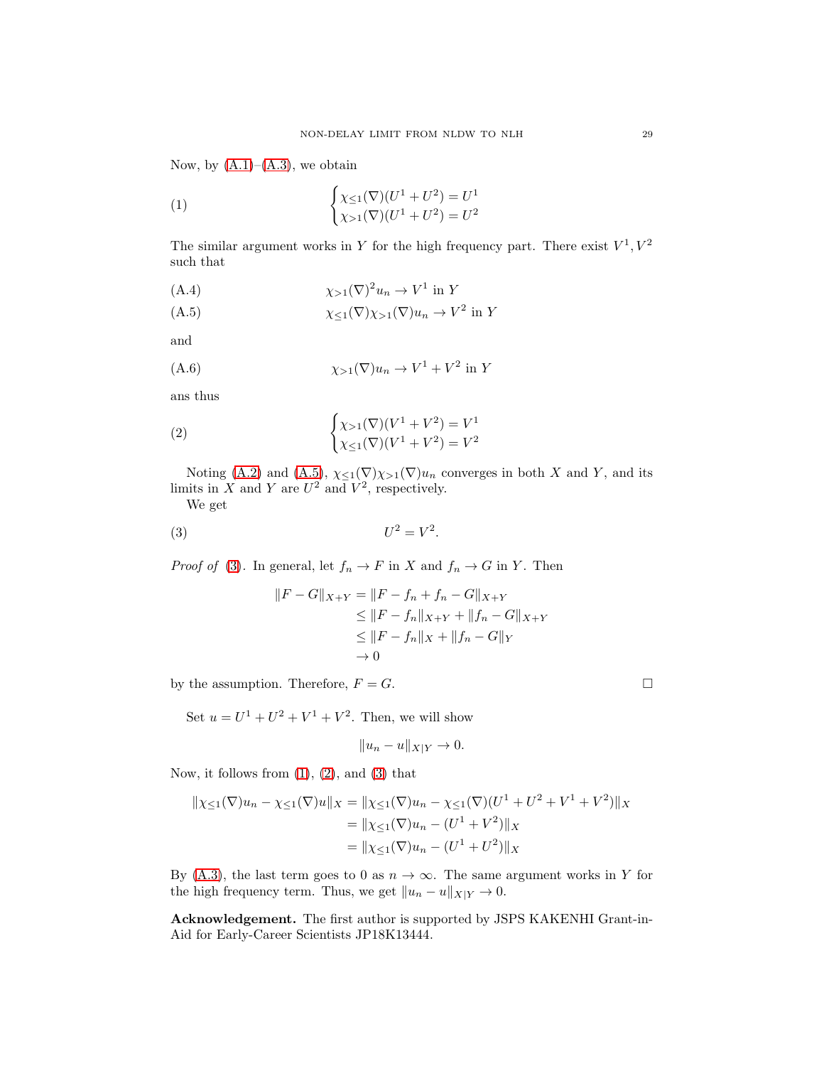Now, by (A.1)–(A.3), we obtain

$$
\begin{cases} \chi_{\le 1}(\nabla)(U^1+U^2) = U^1 \\ \chi_{>1}(\nabla)(U^1+U^2) = U^2 \end{cases} \tag{1}
$$

The similar argument works in $Y$ for the high frequency part. There exist $V^1, V^2$ such that

$$
\chi_{>1}(\nabla)^2 u_n \to V^1 \text{ in } Y \tag{A.4}
$$

$$
\chi_{\le 1}(\nabla)\chi_{>1}(\nabla) u_n \to V^2 \text{ in } Y \tag{A.5}
$$

and

$$
\chi_{>1}(\nabla) u_n \to V^1 + V^2 \text{ in } Y \tag{A.6}
$$

ans thus

$$
\begin{cases} \chi_{>1}(\nabla)(V^1+V^2) = V^1 \\ \chi_{\le 1}(\nabla)(V^1+V^2) = V^2 \end{cases} \tag{2}
$$

Noting (A.2) and (A.5), $\chi_{\le 1}(\nabla)\chi_{>1}(\nabla)u_n$ converges in both $X$ and $Y$, and its limits in $X$ and $Y$ are $U^2$ and $V^2$, respectively.

We get

$$
U^2 = V^2. \tag{3}
$$

*Proof of* (3). In general, let $f_n \to F$ in $X$ and $f_n \to G$ in $Y$. Then

$$
\begin{aligned}
\|F - G\|_{X+Y} &= \|F - f_n + f_n - G\|_{X+Y} \\
&\le \|F - f_n\|_{X+Y} + \|f_n - G\|_{X+Y} \\
&\le \|F - f_n\|_X + \|f_n - G\|_Y \\
&\to 0
\end{aligned}
$$

by the assumption. Therefore, $F = G$. □

Set $u = U^1 + U^2 + V^1 + V^2$. Then, we will show

$$
\|u_n - u\|_{X|Y} \to 0.
$$

Now, it follows from (1), (2), and (3) that

$$
\begin{aligned}
\|\chi_{\le 1}(\nabla)u_n - \chi_{\le 1}(\nabla)u\|_X &= \|\chi_{\le 1}(\nabla)u_n - \chi_{\le 1}(\nabla)(U^1+U^2+V^1+V^2)\|_X \\
&= \|\chi_{\le 1}(\nabla)u_n - (U^1 + V^2)\|_X \\
&= \|\chi_{\le 1}(\nabla)u_n - (U^1 + U^2)\|_X
\end{aligned}
$$

By (A.3), the last term goes to 0 as $n \to \infty$. The same argument works in $Y$ for the high frequency term. Thus, we get $\|u_n - u\|_{X|Y} \to 0$.

**Acknowledgement.** The first author is supported by JSPS KAKENHI Grant-in-Aid for Early-Career Scientists JP18K13444.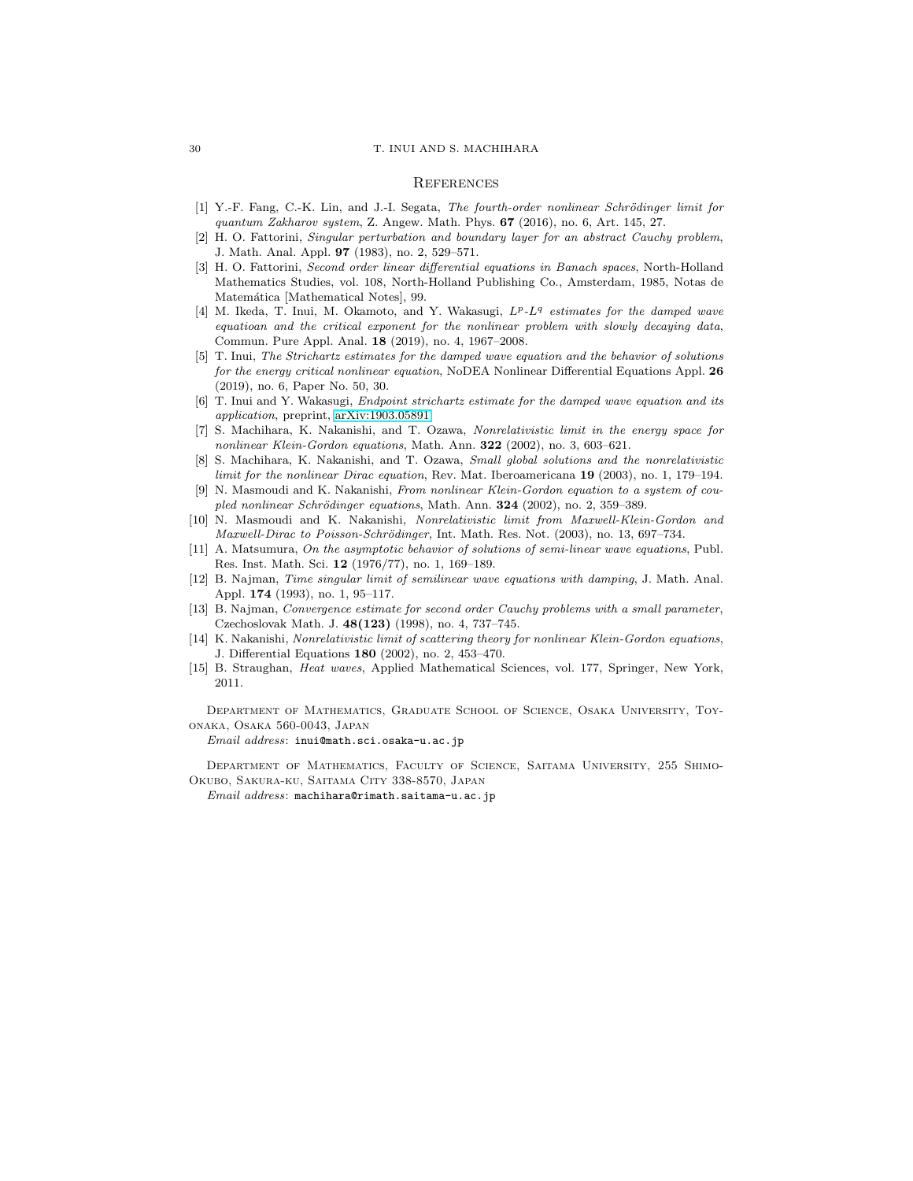## References

[1] Y.-F. Fang, C.-K. Lin, and J.-I. Segata, *The fourth-order nonlinear Schrödinger limit for quantum Zakharov system*, Z. Angew. Math. Phys. **67** (2016), no. 6, Art. 145, 27.

[2] H. O. Fattorini, *Singular perturbation and boundary layer for an abstract Cauchy problem*, J. Math. Anal. Appl. **97** (1983), no. 2, 529–571.

[3] H. O. Fattorini, *Second order linear differential equations in Banach spaces*, North-Holland Mathematics Studies, vol. 108, North-Holland Publishing Co., Amsterdam, 1985, Notas de Matemática [Mathematical Notes], 99.

[4] M. Ikeda, T. Inui, M. Okamoto, and Y. Wakasugi, *$L^p$-$L^q$ estimates for the damped wave equatioan and the critical exponent for the nonlinear problem with slowly decaying data*, Commun. Pure Appl. Anal. **18** (2019), no. 4, 1967–2008.

[5] T. Inui, *The Strichartz estimates for the damped wave equation and the behavior of solutions for the energy critical nonlinear equation*, NoDEA Nonlinear Differential Equations Appl. **26** (2019), no. 6, Paper No. 50, 30.

[6] T. Inui and Y. Wakasugi, *Endpoint strichartz estimate for the damped wave equation and its application*, preprint, arXiv:1903.05891.

[7] S. Machihara, K. Nakanishi, and T. Ozawa, *Nonrelativistic limit in the energy space for nonlinear Klein-Gordon equations*, Math. Ann. **322** (2002), no. 3, 603–621.

[8] S. Machihara, K. Nakanishi, and T. Ozawa, *Small global solutions and the nonrelativistic limit for the nonlinear Dirac equation*, Rev. Mat. Iberoamericana **19** (2003), no. 1, 179–194.

[9] N. Masmoudi and K. Nakanishi, *From nonlinear Klein-Gordon equation to a system of coupled nonlinear Schrödinger equations*, Math. Ann. **324** (2002), no. 2, 359–389.

[10] N. Masmoudi and K. Nakanishi, *Nonrelativistic limit from Maxwell-Klein-Gordon and Maxwell-Dirac to Poisson-Schrödinger*, Int. Math. Res. Not. (2003), no. 13, 697–734.

[11] A. Matsumura, *On the asymptotic behavior of solutions of semi-linear wave equations*, Publ. Res. Inst. Math. Sci. **12** (1976/77), no. 1, 169–189.

[12] B. Najman, *Time singular limit of semilinear wave equations with damping*, J. Math. Anal. Appl. **174** (1993), no. 1, 95–117.

[13] B. Najman, *Convergence estimate for second order Cauchy problems with a small parameter*, Czechoslovak Math. J. **48(123)** (1998), no. 4, 737–745.

[14] K. Nakanishi, *Nonrelativistic limit of scattering theory for nonlinear Klein-Gordon equations*, J. Differential Equations **180** (2002), no. 2, 453–470.

[15] B. Straughan, *Heat waves*, Applied Mathematical Sciences, vol. 177, Springer, New York, 2011.

Department of Mathematics, Graduate School of Science, Osaka University, Toyonaka, Osaka 560-0043, Japan

*Email address*: inui@math.sci.osaka-u.ac.jp

Department of Mathematics, Faculty of Science, Saitama University, 255 Shimo-Okubo, Sakura-ku, Saitama City 338-8570, Japan

*Email address*: machihara@rimath.saitama-u.ac.jp